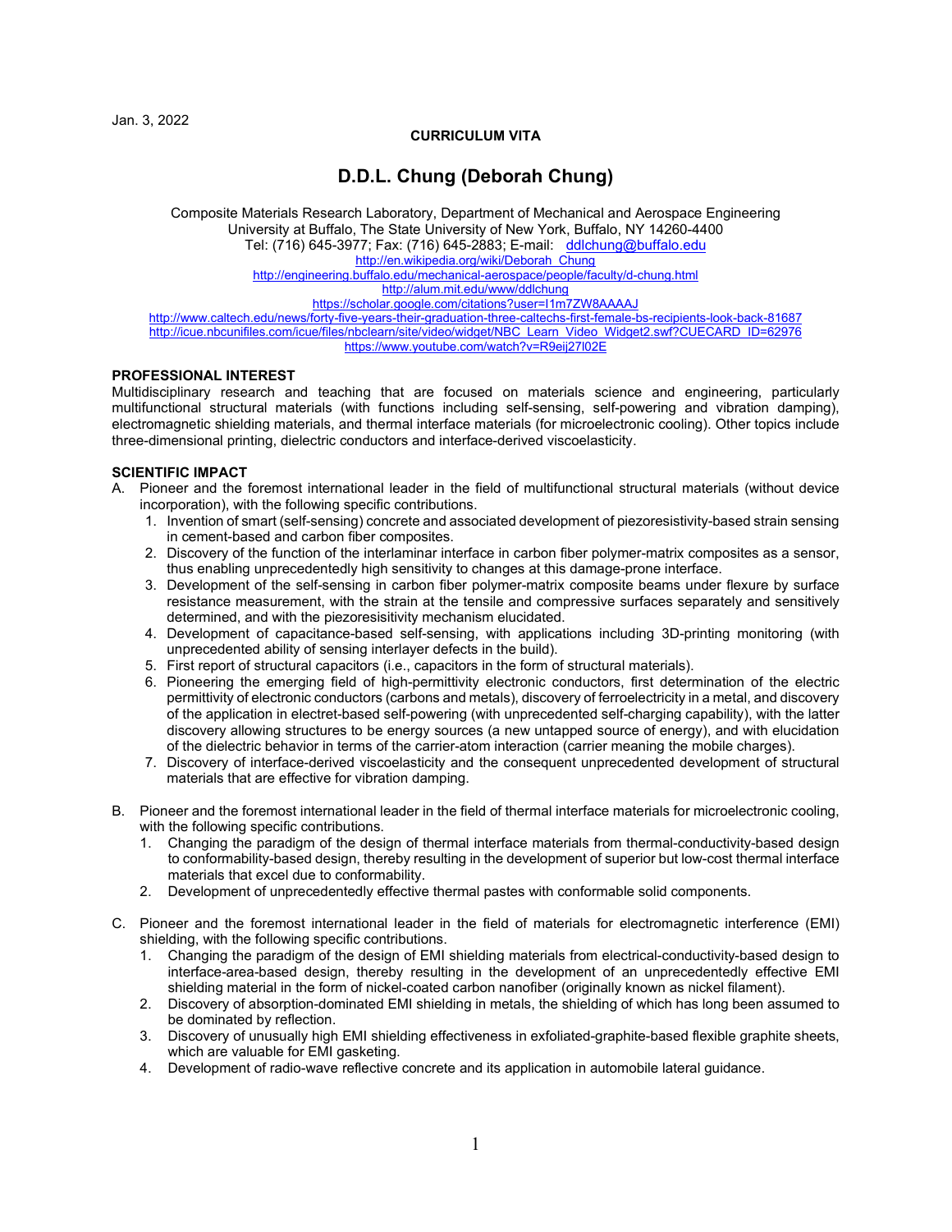Jan. 3, 2022

**CURRICULUM VITA**

# D.D.L. Chung (Deborah Chung)

Composite Materials Research Laboratory, Department of Mechanical and Aerospace Engineering
University at Buffalo, The State University of New York, Buffalo, NY 14260-4400
Tel: (716) 645-3977; Fax: (716) 645-2883; E-mail: ddlchung@buffalo.edu
http://en.wikipedia.org/wiki/Deborah_Chung
http://engineering.buffalo.edu/mechanical-aerospace/people/faculty/d-chung.html
http://alum.mit.edu/www/ddlchung
https://scholar.google.com/citations?user=I1m7ZW8AAAAJ
http://www.caltech.edu/news/forty-five-years-their-graduation-three-caltechs-first-female-bs-recipients-look-back-81687
http://icue.nbcunifiles.com/icue/files/nbclearn/site/video/widget/NBC_Learn_Video_Widget2.swf?CUECARD_ID=62976
https://www.youtube.com/watch?v=R9eij27I02E

## PROFESSIONAL INTEREST

Multidisciplinary research and teaching that are focused on materials science and engineering, particularly multifunctional structural materials (with functions including self-sensing, self-powering and vibration damping), electromagnetic shielding materials, and thermal interface materials (for microelectronic cooling). Other topics include three-dimensional printing, dielectric conductors and interface-derived viscoelasticity.

## SCIENTIFIC IMPACT

A. Pioneer and the foremost international leader in the field of multifunctional structural materials (without device incorporation), with the following specific contributions.
   1. Invention of smart (self-sensing) concrete and associated development of piezoresistivity-based strain sensing in cement-based and carbon fiber composites.
   2. Discovery of the function of the interlaminar interface in carbon fiber polymer-matrix composites as a sensor, thus enabling unprecedentedly high sensitivity to changes at this damage-prone interface.
   3. Development of the self-sensing in carbon fiber polymer-matrix composite beams under flexure by surface resistance measurement, with the strain at the tensile and compressive surfaces separately and sensitively determined, and with the piezoresisitivity mechanism elucidated.
   4. Development of capacitance-based self-sensing, with applications including 3D-printing monitoring (with unprecedented ability of sensing interlayer defects in the build).
   5. First report of structural capacitors (i.e., capacitors in the form of structural materials).
   6. Pioneering the emerging field of high-permittivity electronic conductors, first determination of the electric permittivity of electronic conductors (carbons and metals), discovery of ferroelectricity in a metal, and discovery of the application in electret-based self-powering (with unprecedented self-charging capability), with the latter discovery allowing structures to be energy sources (a new untapped source of energy), and with elucidation of the dielectric behavior in terms of the carrier-atom interaction (carrier meaning the mobile charges).
   7. Discovery of interface-derived viscoelasticity and the consequent unprecedented development of structural materials that are effective for vibration damping.

B. Pioneer and the foremost international leader in the field of thermal interface materials for microelectronic cooling, with the following specific contributions.
   1. Changing the paradigm of the design of thermal interface materials from thermal-conductivity-based design to conformability-based design, thereby resulting in the development of superior but low-cost thermal interface materials that excel due to conformability.
   2. Development of unprecedentedly effective thermal pastes with conformable solid components.

C. Pioneer and the foremost international leader in the field of materials for electromagnetic interference (EMI) shielding, with the following specific contributions.
   1. Changing the paradigm of the design of EMI shielding materials from electrical-conductivity-based design to interface-area-based design, thereby resulting in the development of an unprecedentedly effective EMI shielding material in the form of nickel-coated carbon nanofiber (originally known as nickel filament).
   2. Discovery of absorption-dominated EMI shielding in metals, the shielding of which has long been assumed to be dominated by reflection.
   3. Discovery of unusually high EMI shielding effectiveness in exfoliated-graphite-based flexible graphite sheets, which are valuable for EMI gasketing.
   4. Development of radio-wave reflective concrete and its application in automobile lateral guidance.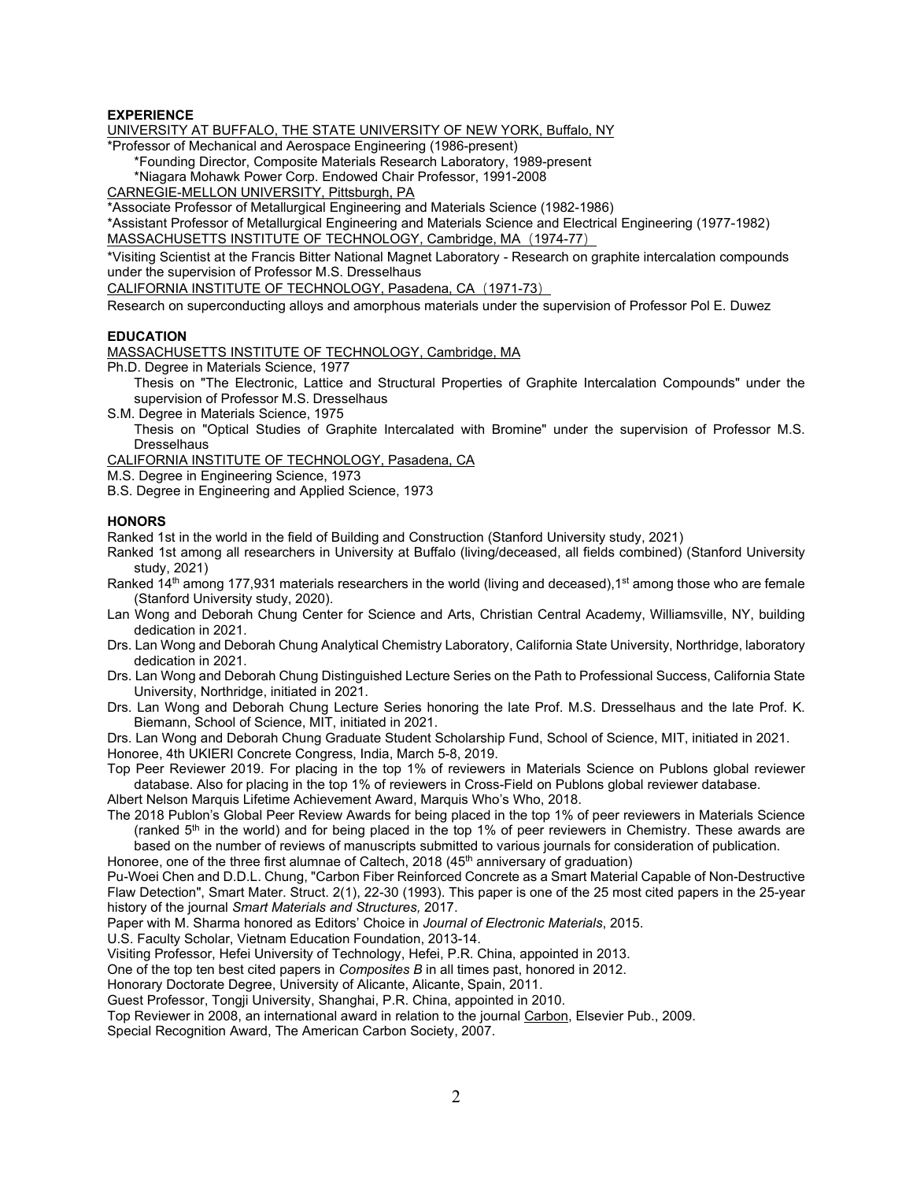**EXPERIENCE**

UNIVERSITY AT BUFFALO, THE STATE UNIVERSITY OF NEW YORK, Buffalo, NY

*Professor of Mechanical and Aerospace Engineering (1986-present)

*Founding Director, Composite Materials Research Laboratory, 1989-present

*Niagara Mohawk Power Corp. Endowed Chair Professor, 1991-2008

CARNEGIE-MELLON UNIVERSITY, Pittsburgh, PA

*Associate Professor of Metallurgical Engineering and Materials Science (1982-1986)

*Assistant Professor of Metallurgical Engineering and Materials Science and Electrical Engineering (1977-1982)

MASSACHUSETTS INSTITUTE OF TECHNOLOGY, Cambridge, MA（1974-77）

*Visiting Scientist at the Francis Bitter National Magnet Laboratory - Research on graphite intercalation compounds under the supervision of Professor M.S. Dresselhaus

CALIFORNIA INSTITUTE OF TECHNOLOGY, Pasadena, CA（1971-73）

Research on superconducting alloys and amorphous materials under the supervision of Professor Pol E. Duwez

**EDUCATION**

MASSACHUSETTS INSTITUTE OF TECHNOLOGY, Cambridge, MA

Ph.D. Degree in Materials Science, 1977

Thesis on "The Electronic, Lattice and Structural Properties of Graphite Intercalation Compounds" under the supervision of Professor M.S. Dresselhaus

S.M. Degree in Materials Science, 1975

Thesis on "Optical Studies of Graphite Intercalated with Bromine" under the supervision of Professor M.S. Dresselhaus

CALIFORNIA INSTITUTE OF TECHNOLOGY, Pasadena, CA

M.S. Degree in Engineering Science, 1973

B.S. Degree in Engineering and Applied Science, 1973

**HONORS**

Ranked 1st in the world in the field of Building and Construction (Stanford University study, 2021)

Ranked 1st among all researchers in University at Buffalo (living/deceased, all fields combined) (Stanford University study, 2021)

Ranked 14th among 177,931 materials researchers in the world (living and deceased), 1st among those who are female (Stanford University study, 2020).

Lan Wong and Deborah Chung Center for Science and Arts, Christian Central Academy, Williamsville, NY, building dedication in 2021.

Drs. Lan Wong and Deborah Chung Analytical Chemistry Laboratory, California State University, Northridge, laboratory dedication in 2021.

Drs. Lan Wong and Deborah Chung Distinguished Lecture Series on the Path to Professional Success, California State University, Northridge, initiated in 2021.

Drs. Lan Wong and Deborah Chung Lecture Series honoring the late Prof. M.S. Dresselhaus and the late Prof. K. Biemann, School of Science, MIT, initiated in 2021.

Drs. Lan Wong and Deborah Chung Graduate Student Scholarship Fund, School of Science, MIT, initiated in 2021.

Honoree, 4th UKIERI Concrete Congress, India, March 5-8, 2019.

Top Peer Reviewer 2019. For placing in the top 1% of reviewers in Materials Science on Publons global reviewer database. Also for placing in the top 1% of reviewers in Cross-Field on Publons global reviewer database.

Albert Nelson Marquis Lifetime Achievement Award, Marquis Who's Who, 2018.

The 2018 Publon's Global Peer Review Awards for being placed in the top 1% of peer reviewers in Materials Science (ranked 5th in the world) and for being placed in the top 1% of peer reviewers in Chemistry. These awards are based on the number of reviews of manuscripts submitted to various journals for consideration of publication.

Honoree, one of the three first alumnae of Caltech, 2018 (45th anniversary of graduation)

Pu-Woei Chen and D.D.L. Chung, "Carbon Fiber Reinforced Concrete as a Smart Material Capable of Non-Destructive Flaw Detection", Smart Mater. Struct. 2(1), 22-30 (1993). This paper is one of the 25 most cited papers in the 25-year history of the journal *Smart Materials and Structures,* 2017.

Paper with M. Sharma honored as Editors' Choice in *Journal of Electronic Materials*, 2015.

U.S. Faculty Scholar, Vietnam Education Foundation, 2013-14.

Visiting Professor, Hefei University of Technology, Hefei, P.R. China, appointed in 2013.

One of the top ten best cited papers in *Composites B* in all times past, honored in 2012.

Honorary Doctorate Degree, University of Alicante, Alicante, Spain, 2011.

Guest Professor, Tongji University, Shanghai, P.R. China, appointed in 2010.

Top Reviewer in 2008, an international award in relation to the journal Carbon, Elsevier Pub., 2009.

Special Recognition Award, The American Carbon Society, 2007.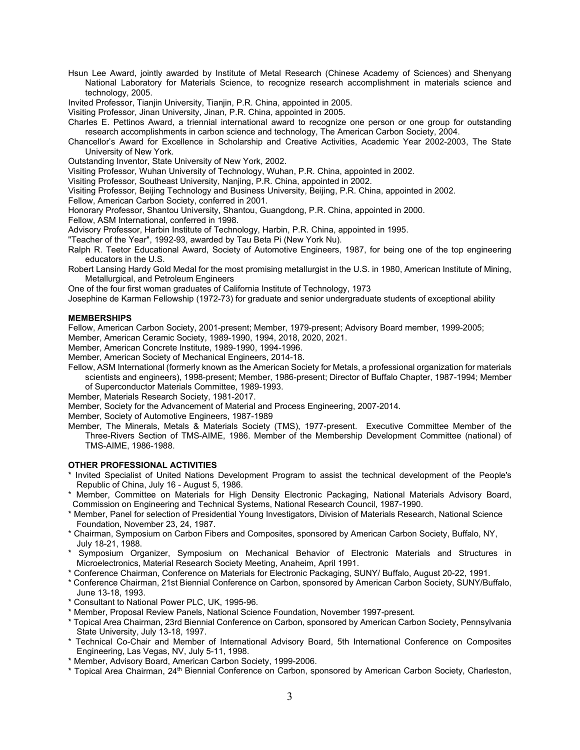Hsun Lee Award, jointly awarded by Institute of Metal Research (Chinese Academy of Sciences) and Shenyang National Laboratory for Materials Science, to recognize research accomplishment in materials science and technology, 2005.

Invited Professor, Tianjin University, Tianjin, P.R. China, appointed in 2005.

Visiting Professor, Jinan University, Jinan, P.R. China, appointed in 2005.

Charles E. Pettinos Award, a triennial international award to recognize one person or one group for outstanding research accomplishments in carbon science and technology, The American Carbon Society, 2004.

Chancellor's Award for Excellence in Scholarship and Creative Activities, Academic Year 2002-2003, The State University of New York.

Outstanding Inventor, State University of New York, 2002.

Visiting Professor, Wuhan University of Technology, Wuhan, P.R. China, appointed in 2002.

Visiting Professor, Southeast University, Nanjing, P.R. China, appointed in 2002.

Visiting Professor, Beijing Technology and Business University, Beijing, P.R. China, appointed in 2002.

Fellow, American Carbon Society, conferred in 2001.

Honorary Professor, Shantou University, Shantou, Guangdong, P.R. China, appointed in 2000.

Fellow, ASM International, conferred in 1998.

Advisory Professor, Harbin Institute of Technology, Harbin, P.R. China, appointed in 1995.

"Teacher of the Year", 1992-93, awarded by Tau Beta Pi (New York Nu).

Ralph R. Teetor Educational Award, Society of Automotive Engineers, 1987, for being one of the top engineering educators in the U.S.

Robert Lansing Hardy Gold Medal for the most promising metallurgist in the U.S. in 1980, American Institute of Mining, Metallurgical, and Petroleum Engineers

One of the four first woman graduates of California Institute of Technology, 1973

Josephine de Karman Fellowship (1972-73) for graduate and senior undergraduate students of exceptional ability

## MEMBERSHIPS

Fellow, American Carbon Society, 2001-present; Member, 1979-present; Advisory Board member, 1999-2005;

Member, American Ceramic Society, 1989-1990, 1994, 2018, 2020, 2021.

Member, American Concrete Institute, 1989-1990, 1994-1996.

Member, American Society of Mechanical Engineers, 2014-18.

Fellow, ASM International (formerly known as the American Society for Metals, a professional organization for materials scientists and engineers), 1998-present; Member, 1986-present; Director of Buffalo Chapter, 1987-1994; Member of Superconductor Materials Committee, 1989-1993.

Member, Materials Research Society, 1981-2017.

Member, Society for the Advancement of Material and Process Engineering, 2007-2014.

Member, Society of Automotive Engineers, 1987-1989

Member, The Minerals, Metals & Materials Society (TMS), 1977-present. Executive Committee Member of the Three-Rivers Section of TMS-AIME, 1986. Member of the Membership Development Committee (national) of TMS-AIME, 1986-1988.

## OTHER PROFESSIONAL ACTIVITIES

* Invited Specialist of United Nations Development Program to assist the technical development of the People's Republic of China, July 16 - August 5, 1986.
* Member, Committee on Materials for High Density Electronic Packaging, National Materials Advisory Board, Commission on Engineering and Technical Systems, National Research Council, 1987-1990.
* Member, Panel for selection of Presidential Young Investigators, Division of Materials Research, National Science Foundation, November 23, 24, 1987.
* Chairman, Symposium on Carbon Fibers and Composites, sponsored by American Carbon Society, Buffalo, NY, July 18-21, 1988.
* Symposium Organizer, Symposium on Mechanical Behavior of Electronic Materials and Structures in Microelectronics, Material Research Society Meeting, Anaheim, April 1991.
* Conference Chairman, Conference on Materials for Electronic Packaging, SUNY/ Buffalo, August 20-22, 1991.
* Conference Chairman, 21st Biennial Conference on Carbon, sponsored by American Carbon Society, SUNY/Buffalo, June 13-18, 1993.
* Consultant to National Power PLC, UK, 1995-96.
* Member, Proposal Review Panels, National Science Foundation, November 1997-present.
* Topical Area Chairman, 23rd Biennial Conference on Carbon, sponsored by American Carbon Society, Pennsylvania State University, July 13-18, 1997.
* Technical Co-Chair and Member of International Advisory Board, 5th International Conference on Composites Engineering, Las Vegas, NV, July 5-11, 1998.
* Member, Advisory Board, American Carbon Society, 1999-2006.
* Topical Area Chairman, 24th Biennial Conference on Carbon, sponsored by American Carbon Society, Charleston,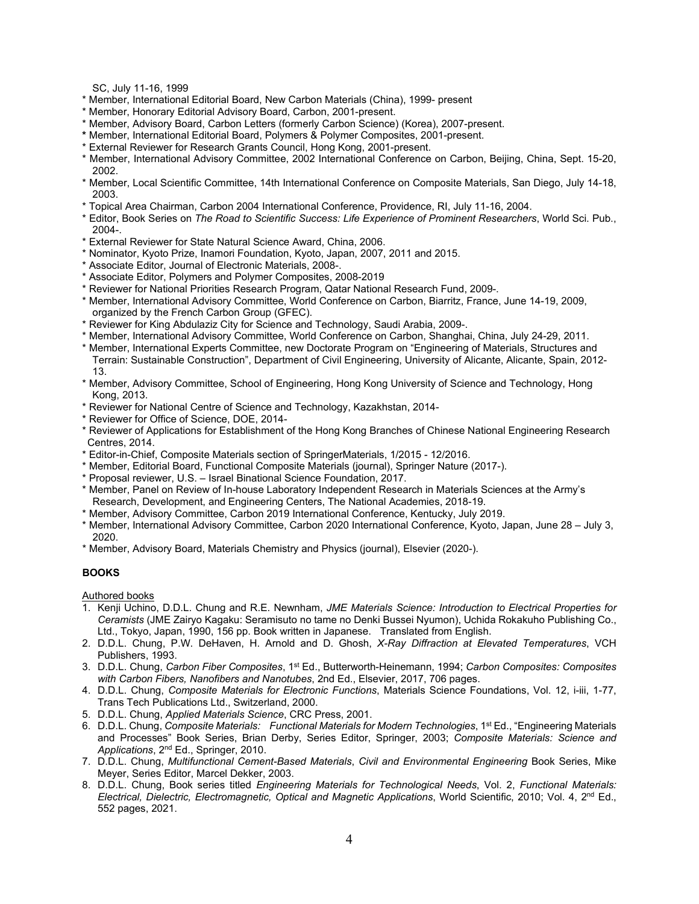SC, July 11-16, 1999

* Member, International Editorial Board, New Carbon Materials (China), 1999- present
* Member, Honorary Editorial Advisory Board, Carbon, 2001-present.
* Member, Advisory Board, Carbon Letters (formerly Carbon Science) (Korea), 2007-present.
* Member, International Editorial Board, Polymers & Polymer Composites, 2001-present.
* External Reviewer for Research Grants Council, Hong Kong, 2001-present.
* Member, International Advisory Committee, 2002 International Conference on Carbon, Beijing, China, Sept. 15-20, 2002.
* Member, Local Scientific Committee, 14th International Conference on Composite Materials, San Diego, July 14-18, 2003.
* Topical Area Chairman, Carbon 2004 International Conference, Providence, RI, July 11-16, 2004.
* Editor, Book Series on *The Road to Scientific Success: Life Experience of Prominent Researchers*, World Sci. Pub., 2004-.
* External Reviewer for State Natural Science Award, China, 2006.
* Nominator, Kyoto Prize, Inamori Foundation, Kyoto, Japan, 2007, 2011 and 2015.
* Associate Editor, Journal of Electronic Materials, 2008-.
* Associate Editor, Polymers and Polymer Composites, 2008-2019
* Reviewer for National Priorities Research Program, Qatar National Research Fund, 2009-.
* Member, International Advisory Committee, World Conference on Carbon, Biarritz, France, June 14-19, 2009, organized by the French Carbon Group (GFEC).
* Reviewer for King Abdulaziz City for Science and Technology, Saudi Arabia, 2009-.
* Member, International Advisory Committee, World Conference on Carbon, Shanghai, China, July 24-29, 2011.
* Member, International Experts Committee, new Doctorate Program on "Engineering of Materials, Structures and Terrain: Sustainable Construction", Department of Civil Engineering, University of Alicante, Alicante, Spain, 2012-13.
* Member, Advisory Committee, School of Engineering, Hong Kong University of Science and Technology, Hong Kong, 2013.
* Reviewer for National Centre of Science and Technology, Kazakhstan, 2014-
* Reviewer for Office of Science, DOE, 2014-
* Reviewer of Applications for Establishment of the Hong Kong Branches of Chinese National Engineering Research Centres, 2014.
* Editor-in-Chief, Composite Materials section of SpringerMaterials, 1/2015 - 12/2016.
* Member, Editorial Board, Functional Composite Materials (journal), Springer Nature (2017-).
* Proposal reviewer, U.S. – Israel Binational Science Foundation, 2017.
* Member, Panel on Review of In-house Laboratory Independent Research in Materials Sciences at the Army's Research, Development, and Engineering Centers, The National Academies, 2018-19.
* Member, Advisory Committee, Carbon 2019 International Conference, Kentucky, July 2019.
* Member, International Advisory Committee, Carbon 2020 International Conference, Kyoto, Japan, June 28 – July 3, 2020.
* Member, Advisory Board, Materials Chemistry and Physics (journal), Elsevier (2020-).

## BOOKS

Authored books

1. Kenji Uchino, D.D.L. Chung and R.E. Newnham, *JME Materials Science: Introduction to Electrical Properties for Ceramists* (JME Zairyo Kagaku: Seramisuto no tame no Denki Bussei Nyumon), Uchida Rokakuho Publishing Co., Ltd., Tokyo, Japan, 1990, 156 pp. Book written in Japanese. Translated from English.
2. D.D.L. Chung, P.W. DeHaven, H. Arnold and D. Ghosh, *X-Ray Diffraction at Elevated Temperatures*, VCH Publishers, 1993.
3. D.D.L. Chung, *Carbon Fiber Composites*, 1st Ed., Butterworth-Heinemann, 1994; *Carbon Composites: Composites with Carbon Fibers, Nanofibers and Nanotubes*, 2nd Ed., Elsevier, 2017, 706 pages.
4. D.D.L. Chung, *Composite Materials for Electronic Functions*, Materials Science Foundations, Vol. 12, i-iii, 1-77, Trans Tech Publications Ltd., Switzerland, 2000.
5. D.D.L. Chung, *Applied Materials Science*, CRC Press, 2001.
6. D.D.L. Chung, *Composite Materials: Functional Materials for Modern Technologies*, 1st Ed., "Engineering Materials and Processes" Book Series, Brian Derby, Series Editor, Springer, 2003; *Composite Materials: Science and Applications*, 2nd Ed., Springer, 2010.
7. D.D.L. Chung, *Multifunctional Cement-Based Materials*, *Civil and Environmental Engineering* Book Series, Mike Meyer, Series Editor, Marcel Dekker, 2003.
8. D.D.L. Chung, Book series titled *Engineering Materials for Technological Needs*, Vol. 2, *Functional Materials: Electrical, Dielectric, Electromagnetic, Optical and Magnetic Applications*, World Scientific, 2010; Vol. 4, 2nd Ed., 552 pages, 2021.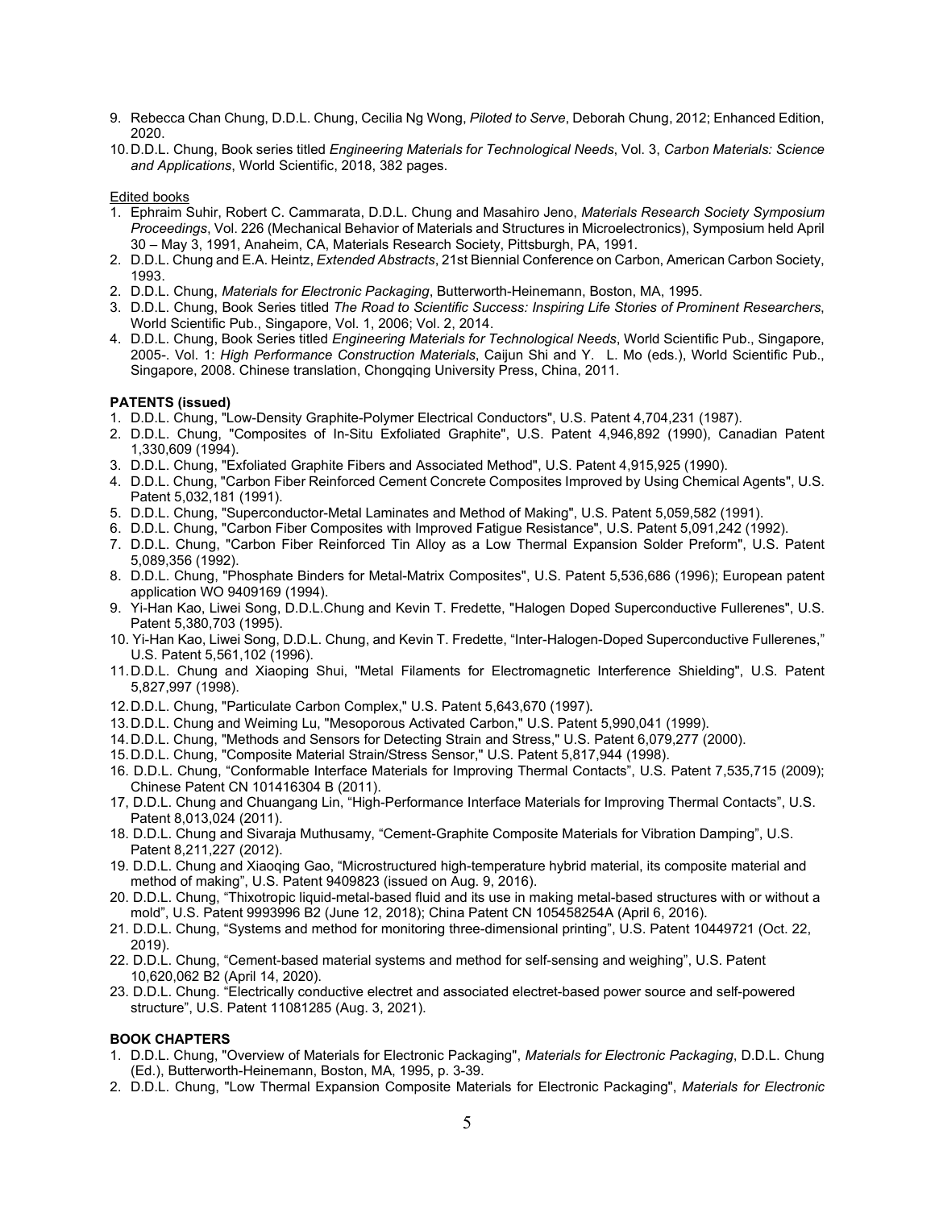9. Rebecca Chan Chung, D.D.L. Chung, Cecilia Ng Wong, *Piloted to Serve*, Deborah Chung, 2012; Enhanced Edition, 2020.
10. D.D.L. Chung, Book series titled *Engineering Materials for Technological Needs*, Vol. 3, *Carbon Materials: Science and Applications*, World Scientific, 2018, 382 pages.

Edited books

1. Ephraim Suhir, Robert C. Cammarata, D.D.L. Chung and Masahiro Jeno, *Materials Research Society Symposium Proceedings*, Vol. 226 (Mechanical Behavior of Materials and Structures in Microelectronics), Symposium held April 30 – May 3, 1991, Anaheim, CA, Materials Research Society, Pittsburgh, PA, 1991.
2. D.D.L. Chung and E.A. Heintz, *Extended Abstracts*, 21st Biennial Conference on Carbon, American Carbon Society, 1993.
2. D.D.L. Chung, *Materials for Electronic Packaging*, Butterworth-Heinemann, Boston, MA, 1995.
3. D.D.L. Chung, Book Series titled *The Road to Scientific Success: Inspiring Life Stories of Prominent Researchers*, World Scientific Pub., Singapore, Vol. 1, 2006; Vol. 2, 2014.
4. D.D.L. Chung, Book Series titled *Engineering Materials for Technological Needs*, World Scientific Pub., Singapore, 2005-. Vol. 1: *High Performance Construction Materials*, Caijun Shi and Y. L. Mo (eds.), World Scientific Pub., Singapore, 2008. Chinese translation, Chongqing University Press, China, 2011.

**PATENTS (issued)**

1. D.D.L. Chung, "Low-Density Graphite-Polymer Electrical Conductors", U.S. Patent 4,704,231 (1987).
2. D.D.L. Chung, "Composites of In-Situ Exfoliated Graphite", U.S. Patent 4,946,892 (1990), Canadian Patent 1,330,609 (1994).
3. D.D.L. Chung, "Exfoliated Graphite Fibers and Associated Method", U.S. Patent 4,915,925 (1990).
4. D.D.L. Chung, "Carbon Fiber Reinforced Cement Concrete Composites Improved by Using Chemical Agents", U.S. Patent 5,032,181 (1991).
5. D.D.L. Chung, "Superconductor-Metal Laminates and Method of Making", U.S. Patent 5,059,582 (1991).
6. D.D.L. Chung, "Carbon Fiber Composites with Improved Fatigue Resistance", U.S. Patent 5,091,242 (1992).
7. D.D.L. Chung, "Carbon Fiber Reinforced Tin Alloy as a Low Thermal Expansion Solder Preform", U.S. Patent 5,089,356 (1992).
8. D.D.L. Chung, "Phosphate Binders for Metal-Matrix Composites", U.S. Patent 5,536,686 (1996); European patent application WO 9409169 (1994).
9. Yi-Han Kao, Liwei Song, D.D.L.Chung and Kevin T. Fredette, "Halogen Doped Superconductive Fullerenes", U.S. Patent 5,380,703 (1995).
10. Yi-Han Kao, Liwei Song, D.D.L. Chung, and Kevin T. Fredette, "Inter-Halogen-Doped Superconductive Fullerenes," U.S. Patent 5,561,102 (1996).
11. D.D.L. Chung and Xiaoping Shui, "Metal Filaments for Electromagnetic Interference Shielding", U.S. Patent 5,827,997 (1998).
12. D.D.L. Chung, "Particulate Carbon Complex," U.S. Patent 5,643,670 (1997).
13. D.D.L. Chung and Weiming Lu, "Mesoporous Activated Carbon," U.S. Patent 5,990,041 (1999).
14. D.D.L. Chung, "Methods and Sensors for Detecting Strain and Stress," U.S. Patent 6,079,277 (2000).
15. D.D.L. Chung, "Composite Material Strain/Stress Sensor," U.S. Patent 5,817,944 (1998).
16. D.D.L. Chung, "Conformable Interface Materials for Improving Thermal Contacts", U.S. Patent 7,535,715 (2009); Chinese Patent CN 101416304 B (2011).
17, D.D.L. Chung and Chuangang Lin, "High-Performance Interface Materials for Improving Thermal Contacts", U.S. Patent 8,013,024 (2011).
18. D.D.L. Chung and Sivaraja Muthusamy, "Cement-Graphite Composite Materials for Vibration Damping", U.S. Patent 8,211,227 (2012).
19. D.D.L. Chung and Xiaoqing Gao, "Microstructured high-temperature hybrid material, its composite material and method of making", U.S. Patent 9409823 (issued on Aug. 9, 2016).
20. D.D.L. Chung, "Thixotropic liquid-metal-based fluid and its use in making metal-based structures with or without a mold", U.S. Patent 9993996 B2 (June 12, 2018); China Patent CN 105458254A (April 6, 2016).
21. D.D.L. Chung, "Systems and method for monitoring three-dimensional printing", U.S. Patent 10449721 (Oct. 22, 2019).
22. D.D.L. Chung, "Cement-based material systems and method for self-sensing and weighing", U.S. Patent 10,620,062 B2 (April 14, 2020).
23. D.D.L. Chung. "Electrically conductive electret and associated electret-based power source and self-powered structure", U.S. Patent 11081285 (Aug. 3, 2021).

**BOOK CHAPTERS**

1. D.D.L. Chung, "Overview of Materials for Electronic Packaging", *Materials for Electronic Packaging*, D.D.L. Chung (Ed.), Butterworth-Heinemann, Boston, MA, 1995, p. 3-39.
2. D.D.L. Chung, "Low Thermal Expansion Composite Materials for Electronic Packaging", *Materials for Electronic*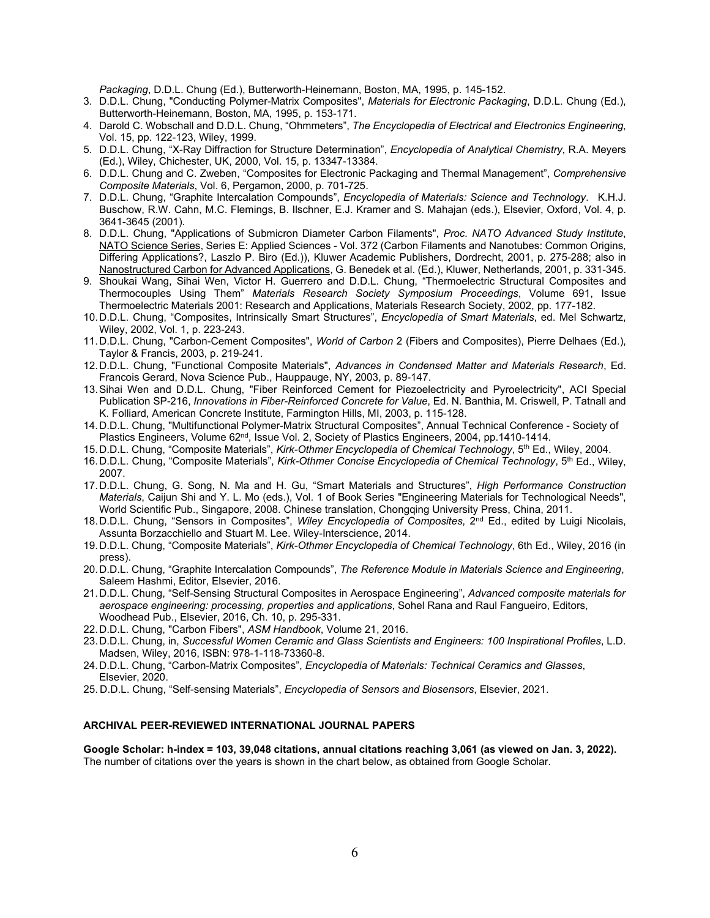*Packaging*, D.D.L. Chung (Ed.), Butterworth-Heinemann, Boston, MA, 1995, p. 145-152.

3. D.D.L. Chung, "Conducting Polymer-Matrix Composites", *Materials for Electronic Packaging*, D.D.L. Chung (Ed.), Butterworth-Heinemann, Boston, MA, 1995, p. 153-171.
4. Darold C. Wobschall and D.D.L. Chung, "Ohmmeters", *The Encyclopedia of Electrical and Electronics Engineering*, Vol. 15, pp. 122-123, Wiley, 1999.
5. D.D.L. Chung, "X-Ray Diffraction for Structure Determination", *Encyclopedia of Analytical Chemistry*, R.A. Meyers (Ed.), Wiley, Chichester, UK, 2000, Vol. 15, p. 13347-13384.
6. D.D.L. Chung and C. Zweben, "Composites for Electronic Packaging and Thermal Management", *Comprehensive Composite Materials*, Vol. 6, Pergamon, 2000, p. 701-725.
7. D.D.L. Chung, "Graphite Intercalation Compounds", *Encyclopedia of Materials: Science and Technology*. K.H.J. Buschow, R.W. Cahn, M.C. Flemings, B. Ilschner, E.J. Kramer and S. Mahajan (eds.), Elsevier, Oxford, Vol. 4, p. 3641-3645 (2001).
8. D.D.L. Chung, "Applications of Submicron Diameter Carbon Filaments", *Proc. NATO Advanced Study Institute*, NATO Science Series, Series E: Applied Sciences - Vol. 372 (Carbon Filaments and Nanotubes: Common Origins, Differing Applications?, Laszlo P. Biro (Ed.)), Kluwer Academic Publishers, Dordrecht, 2001, p. 275-288; also in Nanostructured Carbon for Advanced Applications, G. Benedek et al. (Ed.), Kluwer, Netherlands, 2001, p. 331-345.
9. Shoukai Wang, Sihai Wen, Victor H. Guerrero and D.D.L. Chung, "Thermoelectric Structural Composites and Thermocouples Using Them" *Materials Research Society Symposium Proceedings*, Volume 691, Issue Thermoelectric Materials 2001: Research and Applications, Materials Research Society, 2002, pp. 177-182.
10. D.D.L. Chung, "Composites, Intrinsically Smart Structures", *Encyclopedia of Smart Materials*, ed. Mel Schwartz, Wiley, 2002, Vol. 1, p. 223-243.
11. D.D.L. Chung, "Carbon-Cement Composites", *World of Carbon* 2 (Fibers and Composites), Pierre Delhaes (Ed.), Taylor & Francis, 2003, p. 219-241.
12. D.D.L. Chung, "Functional Composite Materials", *Advances in Condensed Matter and Materials Research*, Ed. Francois Gerard, Nova Science Pub., Hauppauge, NY, 2003, p. 89-147.
13. Sihai Wen and D.D.L. Chung, "Fiber Reinforced Cement for Piezoelectricity and Pyroelectricity", ACI Special Publication SP-216, *Innovations in Fiber-Reinforced Concrete for Value*, Ed. N. Banthia, M. Criswell, P. Tatnall and K. Folliard, American Concrete Institute, Farmington Hills, MI, 2003, p. 115-128.
14. D.D.L. Chung, "Multifunctional Polymer-Matrix Structural Composites", Annual Technical Conference - Society of Plastics Engineers, Volume 62nd, Issue Vol. 2, Society of Plastics Engineers, 2004, pp.1410-1414.
15. D.D.L. Chung, "Composite Materials", *Kirk-Othmer Encyclopedia of Chemical Technology*, 5th Ed., Wiley, 2004.
16. D.D.L. Chung, "Composite Materials", *Kirk-Othmer Concise Encyclopedia of Chemical Technology*, 5th Ed., Wiley, 2007.
17. D.D.L. Chung, G. Song, N. Ma and H. Gu, "Smart Materials and Structures", *High Performance Construction Materials*, Caijun Shi and Y. L. Mo (eds.), Vol. 1 of Book Series "Engineering Materials for Technological Needs", World Scientific Pub., Singapore, 2008. Chinese translation, Chongqing University Press, China, 2011.
18. D.D.L. Chung, "Sensors in Composites", *Wiley Encyclopedia of Composites*, 2nd Ed., edited by Luigi Nicolais, Assunta Borzacchiello and Stuart M. Lee. Wiley-Interscience, 2014.
19. D.D.L. Chung, "Composite Materials", *Kirk-Othmer Encyclopedia of Chemical Technology*, 6th Ed., Wiley, 2016 (in press).
20. D.D.L. Chung, "Graphite Intercalation Compounds", *The Reference Module in Materials Science and Engineering*, Saleem Hashmi, Editor, Elsevier, 2016.
21. D.D.L. Chung, "Self-Sensing Structural Composites in Aerospace Engineering", *Advanced composite materials for aerospace engineering: processing, properties and applications*, Sohel Rana and Raul Fangueiro, Editors, Woodhead Pub., Elsevier, 2016, Ch. 10, p. 295-331.
22. D.D.L. Chung, "Carbon Fibers", *ASM Handbook*, Volume 21, 2016.
23. D.D.L. Chung, in, *Successful Women Ceramic and Glass Scientists and Engineers: 100 Inspirational Profiles*, L.D. Madsen, Wiley, 2016, ISBN: 978-1-118-73360-8.
24. D.D.L. Chung, "Carbon-Matrix Composites", *Encyclopedia of Materials: Technical Ceramics and Glasses*, Elsevier, 2020.
25. D.D.L. Chung, "Self-sensing Materials", *Encyclopedia of Sensors and Biosensors*, Elsevier, 2021.

**ARCHIVAL PEER-REVIEWED INTERNATIONAL JOURNAL PAPERS**

**Google Scholar: h-index = 103, 39,048 citations, annual citations reaching 3,061 (as viewed on Jan. 3, 2022).**
The number of citations over the years is shown in the chart below, as obtained from Google Scholar.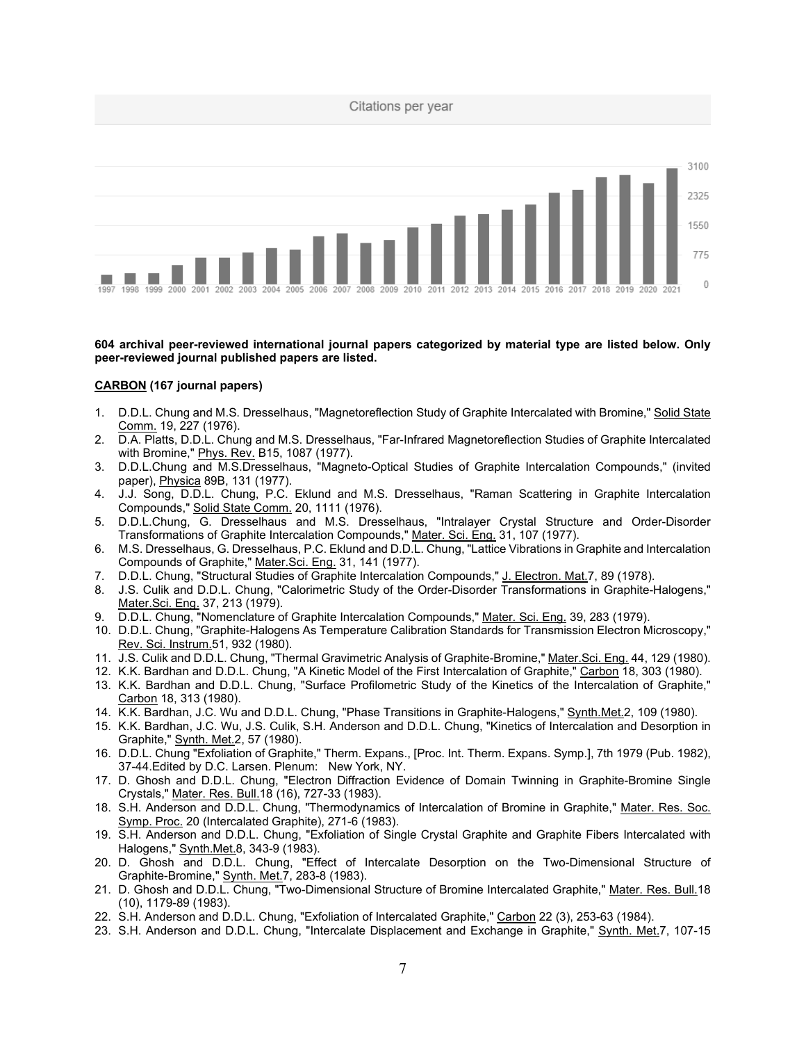Citations per year

**604 archival peer-reviewed international journal papers categorized by material type are listed below. Only peer-reviewed journal published papers are listed.**

**CARBON (167 journal papers)**

1. D.D.L. Chung and M.S. Dresselhaus, "Magnetoreflection Study of Graphite Intercalated with Bromine," Solid State Comm. 19, 227 (1976).
2. D.A. Platts, D.D.L. Chung and M.S. Dresselhaus, "Far-Infrared Magnetoreflection Studies of Graphite Intercalated with Bromine," Phys. Rev. B15, 1087 (1977).
3. D.D.L.Chung and M.S.Dresselhaus, "Magneto-Optical Studies of Graphite Intercalation Compounds," (invited paper), Physica 89B, 131 (1977).
4. J.J. Song, D.D.L. Chung, P.C. Eklund and M.S. Dresselhaus, "Raman Scattering in Graphite Intercalation Compounds," Solid State Comm. 20, 1111 (1976).
5. D.D.L.Chung, G. Dresselhaus and M.S. Dresselhaus, "Intralayer Crystal Structure and Order-Disorder Transformations of Graphite Intercalation Compounds," Mater. Sci. Eng. 31, 107 (1977).
6. M.S. Dresselhaus, G. Dresselhaus, P.C. Eklund and D.D.L. Chung, "Lattice Vibrations in Graphite and Intercalation Compounds of Graphite," Mater.Sci. Eng. 31, 141 (1977).
7. D.D.L. Chung, "Structural Studies of Graphite Intercalation Compounds," J. Electron. Mat.7, 89 (1978).
8. J.S. Culik and D.D.L. Chung, "Calorimetric Study of the Order-Disorder Transformations in Graphite-Halogens," Mater.Sci. Eng. 37, 213 (1979).
9. D.D.L. Chung, "Nomenclature of Graphite Intercalation Compounds," Mater. Sci. Eng. 39, 283 (1979).
10. D.D.L. Chung, "Graphite-Halogens As Temperature Calibration Standards for Transmission Electron Microscopy," Rev. Sci. Instrum.51, 932 (1980).
11. J.S. Culik and D.D.L. Chung, "Thermal Gravimetric Analysis of Graphite-Bromine," Mater.Sci. Eng. 44, 129 (1980).
12. K.K. Bardhan and D.D.L. Chung, "A Kinetic Model of the First Intercalation of Graphite," Carbon 18, 303 (1980).
13. K.K. Bardhan and D.D.L. Chung, "Surface Profilometric Study of the Kinetics of the Intercalation of Graphite," Carbon 18, 313 (1980).
14. K.K. Bardhan, J.C. Wu and D.D.L. Chung, "Phase Transitions in Graphite-Halogens," Synth.Met.2, 109 (1980).
15. K.K. Bardhan, J.C. Wu, J.S. Culik, S.H. Anderson and D.D.L. Chung, "Kinetics of Intercalation and Desorption in Graphite," Synth. Met.2, 57 (1980).
16. D.D.L. Chung "Exfoliation of Graphite," Therm. Expans., [Proc. Int. Therm. Expans. Symp.], 7th 1979 (Pub. 1982), 37-44.Edited by D.C. Larsen. Plenum: New York, NY.
17. D. Ghosh and D.D.L. Chung, "Electron Diffraction Evidence of Domain Twinning in Graphite-Bromine Single Crystals," Mater. Res. Bull.18 (16), 727-33 (1983).
18. S.H. Anderson and D.D.L. Chung, "Thermodynamics of Intercalation of Bromine in Graphite," Mater. Res. Soc. Symp. Proc. 20 (Intercalated Graphite), 271-6 (1983).
19. S.H. Anderson and D.D.L. Chung, "Exfoliation of Single Crystal Graphite and Graphite Fibers Intercalated with Halogens," Synth.Met.8, 343-9 (1983).
20. D. Ghosh and D.D.L. Chung, "Effect of Intercalate Desorption on the Two-Dimensional Structure of Graphite-Bromine," Synth. Met.7, 283-8 (1983).
21. D. Ghosh and D.D.L. Chung, "Two-Dimensional Structure of Bromine Intercalated Graphite," Mater. Res. Bull.18 (10), 1179-89 (1983).
22. S.H. Anderson and D.D.L. Chung, "Exfoliation of Intercalated Graphite," Carbon 22 (3), 253-63 (1984).
23. S.H. Anderson and D.D.L. Chung, "Intercalate Displacement and Exchange in Graphite," Synth. Met.7, 107-15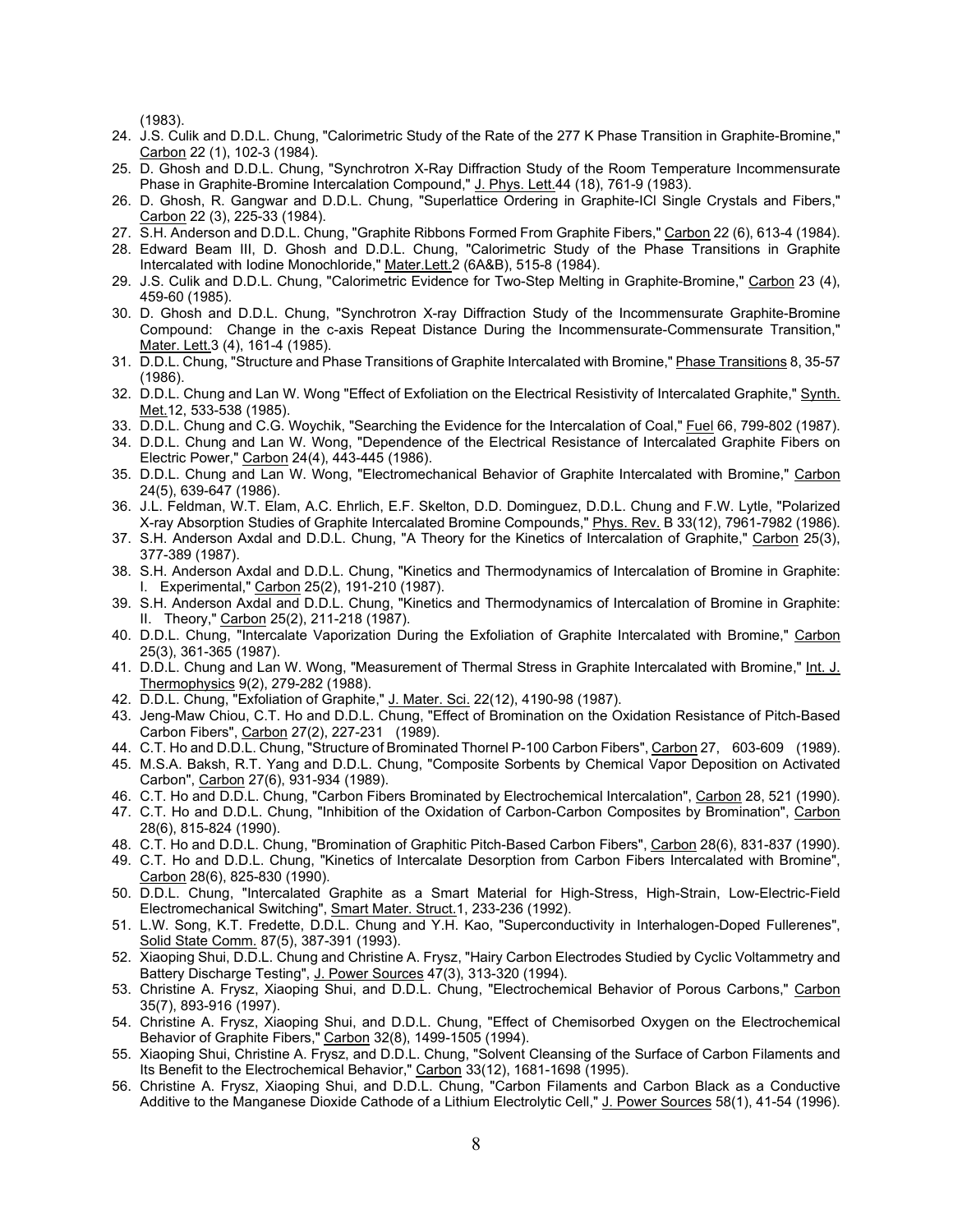(1983).

24. J.S. Culik and D.D.L. Chung, "Calorimetric Study of the Rate of the 277 K Phase Transition in Graphite-Bromine," Carbon 22 (1), 102-3 (1984).
25. D. Ghosh and D.D.L. Chung, "Synchrotron X-Ray Diffraction Study of the Room Temperature Incommensurate Phase in Graphite-Bromine Intercalation Compound," J. Phys. Lett.44 (18), 761-9 (1983).
26. D. Ghosh, R. Gangwar and D.D.L. Chung, "Superlattice Ordering in Graphite-ICl Single Crystals and Fibers," Carbon 22 (3), 225-33 (1984).
27. S.H. Anderson and D.D.L. Chung, "Graphite Ribbons Formed From Graphite Fibers," Carbon 22 (6), 613-4 (1984).
28. Edward Beam III, D. Ghosh and D.D.L. Chung, "Calorimetric Study of the Phase Transitions in Graphite Intercalated with Iodine Monochloride," Mater.Lett.2 (6A&B), 515-8 (1984).
29. J.S. Culik and D.D.L. Chung, "Calorimetric Evidence for Two-Step Melting in Graphite-Bromine," Carbon 23 (4), 459-60 (1985).
30. D. Ghosh and D.D.L. Chung, "Synchrotron X-ray Diffraction Study of the Incommensurate Graphite-Bromine Compound: Change in the c-axis Repeat Distance During the Incommensurate-Commensurate Transition," Mater. Lett.3 (4), 161-4 (1985).
31. D.D.L. Chung, "Structure and Phase Transitions of Graphite Intercalated with Bromine," Phase Transitions 8, 35-57 (1986).
32. D.D.L. Chung and Lan W. Wong "Effect of Exfoliation on the Electrical Resistivity of Intercalated Graphite," Synth. Met.12, 533-538 (1985).
33. D.D.L. Chung and C.G. Woychik, "Searching the Evidence for the Intercalation of Coal," Fuel 66, 799-802 (1987).
34. D.D.L. Chung and Lan W. Wong, "Dependence of the Electrical Resistance of Intercalated Graphite Fibers on Electric Power," Carbon 24(4), 443-445 (1986).
35. D.D.L. Chung and Lan W. Wong, "Electromechanical Behavior of Graphite Intercalated with Bromine," Carbon 24(5), 639-647 (1986).
36. J.L. Feldman, W.T. Elam, A.C. Ehrlich, E.F. Skelton, D.D. Dominguez, D.D.L. Chung and F.W. Lytle, "Polarized X-ray Absorption Studies of Graphite Intercalated Bromine Compounds," Phys. Rev. B 33(12), 7961-7982 (1986).
37. S.H. Anderson Axdal and D.D.L. Chung, "A Theory for the Kinetics of Intercalation of Graphite," Carbon 25(3), 377-389 (1987).
38. S.H. Anderson Axdal and D.D.L. Chung, "Kinetics and Thermodynamics of Intercalation of Bromine in Graphite: I. Experimental," Carbon 25(2), 191-210 (1987).
39. S.H. Anderson Axdal and D.D.L. Chung, "Kinetics and Thermodynamics of Intercalation of Bromine in Graphite: II. Theory," Carbon 25(2), 211-218 (1987).
40. D.D.L. Chung, "Intercalate Vaporization During the Exfoliation of Graphite Intercalated with Bromine," Carbon 25(3), 361-365 (1987).
41. D.D.L. Chung and Lan W. Wong, "Measurement of Thermal Stress in Graphite Intercalated with Bromine," Int. J. Thermophysics 9(2), 279-282 (1988).
42. D.D.L. Chung, "Exfoliation of Graphite," J. Mater. Sci. 22(12), 4190-98 (1987).
43. Jeng-Maw Chiou, C.T. Ho and D.D.L. Chung, "Effect of Bromination on the Oxidation Resistance of Pitch-Based Carbon Fibers", Carbon 27(2), 227-231 (1989).
44. C.T. Ho and D.D.L. Chung, "Structure of Brominated Thornel P-100 Carbon Fibers", Carbon 27, 603-609 (1989).
45. M.S.A. Baksh, R.T. Yang and D.D.L. Chung, "Composite Sorbents by Chemical Vapor Deposition on Activated Carbon", Carbon 27(6), 931-934 (1989).
46. C.T. Ho and D.D.L. Chung, "Carbon Fibers Brominated by Electrochemical Intercalation", Carbon 28, 521 (1990).
47. C.T. Ho and D.D.L. Chung, "Inhibition of the Oxidation of Carbon-Carbon Composites by Bromination", Carbon 28(6), 815-824 (1990).
48. C.T. Ho and D.D.L. Chung, "Bromination of Graphitic Pitch-Based Carbon Fibers", Carbon 28(6), 831-837 (1990).
49. C.T. Ho and D.D.L. Chung, "Kinetics of Intercalate Desorption from Carbon Fibers Intercalated with Bromine", Carbon 28(6), 825-830 (1990).
50. D.D.L. Chung, "Intercalated Graphite as a Smart Material for High-Stress, High-Strain, Low-Electric-Field Electromechanical Switching", Smart Mater. Struct.1, 233-236 (1992).
51. L.W. Song, K.T. Fredette, D.D.L. Chung and Y.H. Kao, "Superconductivity in Interhalogen-Doped Fullerenes", Solid State Comm. 87(5), 387-391 (1993).
52. Xiaoping Shui, D.D.L. Chung and Christine A. Frysz, "Hairy Carbon Electrodes Studied by Cyclic Voltammetry and Battery Discharge Testing", J. Power Sources 47(3), 313-320 (1994).
53. Christine A. Frysz, Xiaoping Shui, and D.D.L. Chung, "Electrochemical Behavior of Porous Carbons," Carbon 35(7), 893-916 (1997).
54. Christine A. Frysz, Xiaoping Shui, and D.D.L. Chung, "Effect of Chemisorbed Oxygen on the Electrochemical Behavior of Graphite Fibers," Carbon 32(8), 1499-1505 (1994).
55. Xiaoping Shui, Christine A. Frysz, and D.D.L. Chung, "Solvent Cleansing of the Surface of Carbon Filaments and Its Benefit to the Electrochemical Behavior," Carbon 33(12), 1681-1698 (1995).
56. Christine A. Frysz, Xiaoping Shui, and D.D.L. Chung, "Carbon Filaments and Carbon Black as a Conductive Additive to the Manganese Dioxide Cathode of a Lithium Electrolytic Cell," J. Power Sources 58(1), 41-54 (1996).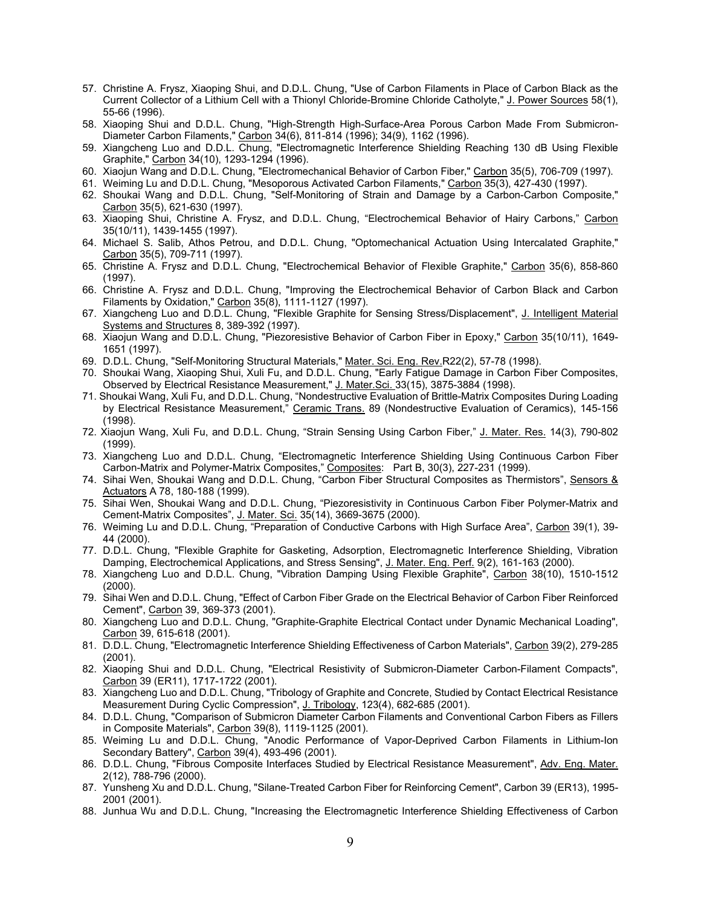57. Christine A. Frysz, Xiaoping Shui, and D.D.L. Chung, "Use of Carbon Filaments in Place of Carbon Black as the Current Collector of a Lithium Cell with a Thionyl Chloride-Bromine Chloride Catholyte," J. Power Sources 58(1), 55-66 (1996).
58. Xiaoping Shui and D.D.L. Chung, "High-Strength High-Surface-Area Porous Carbon Made From Submicron-Diameter Carbon Filaments," Carbon 34(6), 811-814 (1996); 34(9), 1162 (1996).
59. Xiangcheng Luo and D.D.L. Chung, "Electromagnetic Interference Shielding Reaching 130 dB Using Flexible Graphite," Carbon 34(10), 1293-1294 (1996).
60. Xiaojun Wang and D.D.L. Chung, "Electromechanical Behavior of Carbon Fiber," Carbon 35(5), 706-709 (1997).
61. Weiming Lu and D.D.L. Chung, "Mesoporous Activated Carbon Filaments," Carbon 35(3), 427-430 (1997).
62. Shoukai Wang and D.D.L. Chung, "Self-Monitoring of Strain and Damage by a Carbon-Carbon Composite," Carbon 35(5), 621-630 (1997).
63. Xiaoping Shui, Christine A. Frysz, and D.D.L. Chung, "Electrochemical Behavior of Hairy Carbons," Carbon 35(10/11), 1439-1455 (1997).
64. Michael S. Salib, Athos Petrou, and D.D.L. Chung, "Optomechanical Actuation Using Intercalated Graphite," Carbon 35(5), 709-711 (1997).
65. Christine A. Frysz and D.D.L. Chung, "Electrochemical Behavior of Flexible Graphite," Carbon 35(6), 858-860 (1997).
66. Christine A. Frysz and D.D.L. Chung, "Improving the Electrochemical Behavior of Carbon Black and Carbon Filaments by Oxidation," Carbon 35(8), 1111-1127 (1997).
67. Xiangcheng Luo and D.D.L. Chung, "Flexible Graphite for Sensing Stress/Displacement", J. Intelligent Material Systems and Structures 8, 389-392 (1997).
68. Xiaojun Wang and D.D.L. Chung, "Piezoresistive Behavior of Carbon Fiber in Epoxy," Carbon 35(10/11), 1649-1651 (1997).
69. D.D.L. Chung, "Self-Monitoring Structural Materials," Mater. Sci. Eng. Rev.R22(2), 57-78 (1998).
70. Shoukai Wang, Xiaoping Shui, Xuli Fu, and D.D.L. Chung, "Early Fatigue Damage in Carbon Fiber Composites, Observed by Electrical Resistance Measurement," J. Mater.Sci. 33(15), 3875-3884 (1998).
71. Shoukai Wang, Xuli Fu, and D.D.L. Chung, "Nondestructive Evaluation of Brittle-Matrix Composites During Loading by Electrical Resistance Measurement," Ceramic Trans. 89 (Nondestructive Evaluation of Ceramics), 145-156 (1998).
72. Xiaojun Wang, Xuli Fu, and D.D.L. Chung, "Strain Sensing Using Carbon Fiber," J. Mater. Res. 14(3), 790-802 (1999).
73. Xiangcheng Luo and D.D.L. Chung, "Electromagnetic Interference Shielding Using Continuous Carbon Fiber Carbon-Matrix and Polymer-Matrix Composites," Composites: Part B, 30(3), 227-231 (1999).
74. Sihai Wen, Shoukai Wang and D.D.L. Chung, "Carbon Fiber Structural Composites as Thermistors", Sensors & Actuators A 78, 180-188 (1999).
75. Sihai Wen, Shoukai Wang and D.D.L. Chung, "Piezoresistivity in Continuous Carbon Fiber Polymer-Matrix and Cement-Matrix Composites", J. Mater. Sci. 35(14), 3669-3675 (2000).
76. Weiming Lu and D.D.L. Chung, "Preparation of Conductive Carbons with High Surface Area", Carbon 39(1), 39-44 (2000).
77. D.D.L. Chung, "Flexible Graphite for Gasketing, Adsorption, Electromagnetic Interference Shielding, Vibration Damping, Electrochemical Applications, and Stress Sensing", J. Mater. Eng. Perf. 9(2), 161-163 (2000).
78. Xiangcheng Luo and D.D.L. Chung, "Vibration Damping Using Flexible Graphite", Carbon 38(10), 1510-1512 (2000).
79. Sihai Wen and D.D.L. Chung, "Effect of Carbon Fiber Grade on the Electrical Behavior of Carbon Fiber Reinforced Cement", Carbon 39, 369-373 (2001).
80. Xiangcheng Luo and D.D.L. Chung, "Graphite-Graphite Electrical Contact under Dynamic Mechanical Loading", Carbon 39, 615-618 (2001).
81. D.D.L. Chung, "Electromagnetic Interference Shielding Effectiveness of Carbon Materials", Carbon 39(2), 279-285 (2001).
82. Xiaoping Shui and D.D.L. Chung, "Electrical Resistivity of Submicron-Diameter Carbon-Filament Compacts", Carbon 39 (ER11), 1717-1722 (2001).
83. Xiangcheng Luo and D.D.L. Chung, "Tribology of Graphite and Concrete, Studied by Contact Electrical Resistance Measurement During Cyclic Compression", J. Tribology, 123(4), 682-685 (2001).
84. D.D.L. Chung, "Comparison of Submicron Diameter Carbon Filaments and Conventional Carbon Fibers as Fillers in Composite Materials", Carbon 39(8), 1119-1125 (2001).
85. Weiming Lu and D.D.L. Chung, "Anodic Performance of Vapor-Deprived Carbon Filaments in Lithium-Ion Secondary Battery", Carbon 39(4), 493-496 (2001).
86. D.D.L. Chung, "Fibrous Composite Interfaces Studied by Electrical Resistance Measurement", Adv. Eng. Mater. 2(12), 788-796 (2000).
87. Yunsheng Xu and D.D.L. Chung, "Silane-Treated Carbon Fiber for Reinforcing Cement", Carbon 39 (ER13), 1995-2001 (2001).
88. Junhua Wu and D.D.L. Chung, "Increasing the Electromagnetic Interference Shielding Effectiveness of Carbon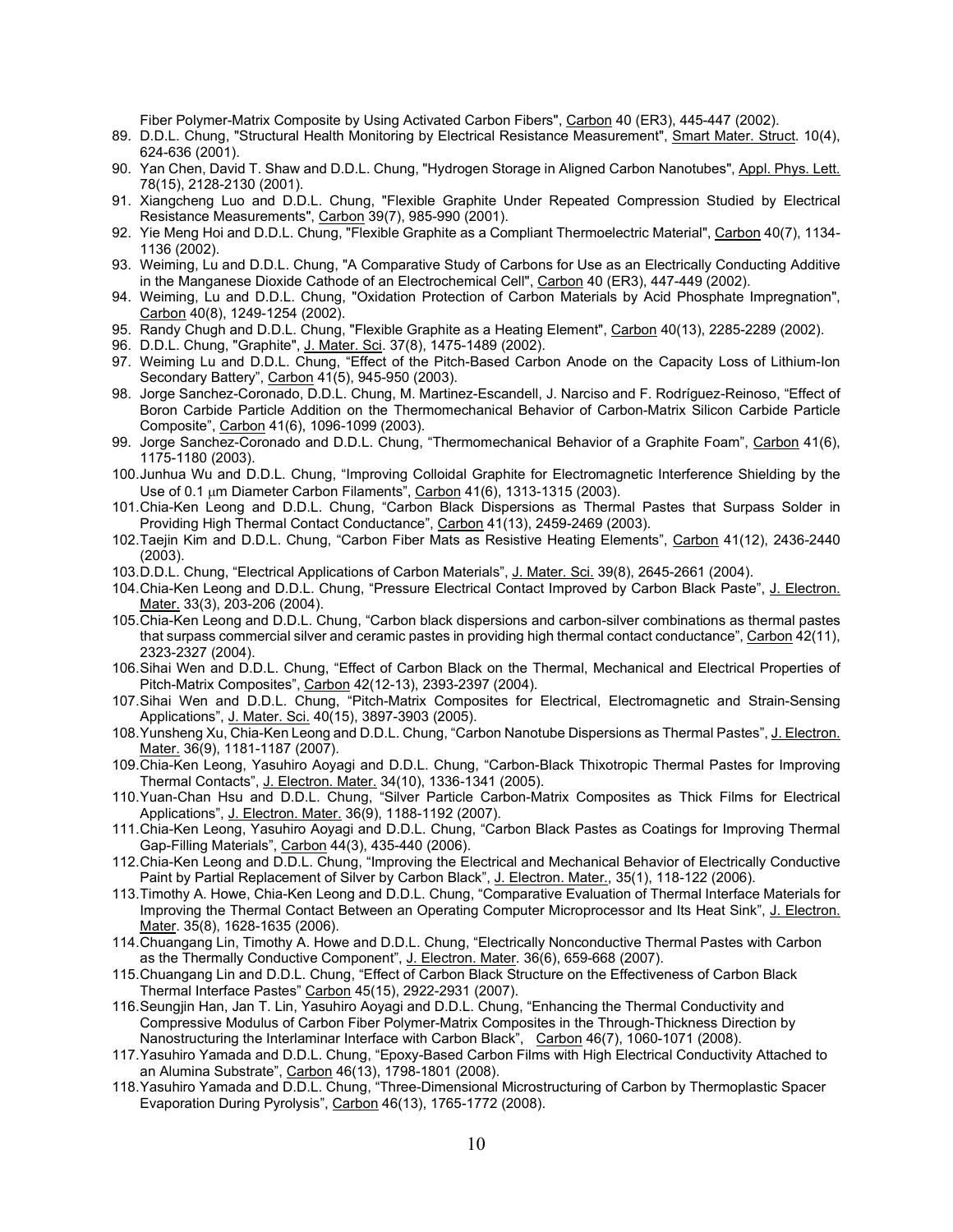Fiber Polymer-Matrix Composite by Using Activated Carbon Fibers", Carbon 40 (ER3), 445-447 (2002).

89. D.D.L. Chung, "Structural Health Monitoring by Electrical Resistance Measurement", Smart Mater. Struct. 10(4), 624-636 (2001).
90. Yan Chen, David T. Shaw and D.D.L. Chung, "Hydrogen Storage in Aligned Carbon Nanotubes", Appl. Phys. Lett. 78(15), 2128-2130 (2001).
91. Xiangcheng Luo and D.D.L. Chung, "Flexible Graphite Under Repeated Compression Studied by Electrical Resistance Measurements", Carbon 39(7), 985-990 (2001).
92. Yie Meng Hoi and D.D.L. Chung, "Flexible Graphite as a Compliant Thermoelectric Material", Carbon 40(7), 1134-1136 (2002).
93. Weiming, Lu and D.D.L. Chung, "A Comparative Study of Carbons for Use as an Electrically Conducting Additive in the Manganese Dioxide Cathode of an Electrochemical Cell", Carbon 40 (ER3), 447-449 (2002).
94. Weiming, Lu and D.D.L. Chung, "Oxidation Protection of Carbon Materials by Acid Phosphate Impregnation", Carbon 40(8), 1249-1254 (2002).
95. Randy Chugh and D.D.L. Chung, "Flexible Graphite as a Heating Element", Carbon 40(13), 2285-2289 (2002).
96. D.D.L. Chung, "Graphite", J. Mater. Sci. 37(8), 1475-1489 (2002).
97. Weiming Lu and D.D.L. Chung, "Effect of the Pitch-Based Carbon Anode on the Capacity Loss of Lithium-Ion Secondary Battery", Carbon 41(5), 945-950 (2003).
98. Jorge Sanchez-Coronado, D.D.L. Chung, M. Martinez-Escandell, J. Narciso and F. Rodríguez-Reinoso, "Effect of Boron Carbide Particle Addition on the Thermomechanical Behavior of Carbon-Matrix Silicon Carbide Particle Composite", Carbon 41(6), 1096-1099 (2003).
99. Jorge Sanchez-Coronado and D.D.L. Chung, "Thermomechanical Behavior of a Graphite Foam", Carbon 41(6), 1175-1180 (2003).
100. Junhua Wu and D.D.L. Chung, "Improving Colloidal Graphite for Electromagnetic Interference Shielding by the Use of 0.1 μm Diameter Carbon Filaments", Carbon 41(6), 1313-1315 (2003).
101. Chia-Ken Leong and D.D.L. Chung, "Carbon Black Dispersions as Thermal Pastes that Surpass Solder in Providing High Thermal Contact Conductance", Carbon 41(13), 2459-2469 (2003).
102. Taejin Kim and D.D.L. Chung, "Carbon Fiber Mats as Resistive Heating Elements", Carbon 41(12), 2436-2440 (2003).
103. D.D.L. Chung, "Electrical Applications of Carbon Materials", J. Mater. Sci. 39(8), 2645-2661 (2004).
104. Chia-Ken Leong and D.D.L. Chung, "Pressure Electrical Contact Improved by Carbon Black Paste", J. Electron. Mater. 33(3), 203-206 (2004).
105. Chia-Ken Leong and D.D.L. Chung, "Carbon black dispersions and carbon-silver combinations as thermal pastes that surpass commercial silver and ceramic pastes in providing high thermal contact conductance", Carbon 42(11), 2323-2327 (2004).
106. Sihai Wen and D.D.L. Chung, "Effect of Carbon Black on the Thermal, Mechanical and Electrical Properties of Pitch-Matrix Composites", Carbon 42(12-13), 2393-2397 (2004).
107. Sihai Wen and D.D.L. Chung, "Pitch-Matrix Composites for Electrical, Electromagnetic and Strain-Sensing Applications", J. Mater. Sci. 40(15), 3897-3903 (2005).
108. Yunsheng Xu, Chia-Ken Leong and D.D.L. Chung, "Carbon Nanotube Dispersions as Thermal Pastes", J. Electron. Mater. 36(9), 1181-1187 (2007).
109. Chia-Ken Leong, Yasuhiro Aoyagi and D.D.L. Chung, "Carbon-Black Thixotropic Thermal Pastes for Improving Thermal Contacts", J. Electron. Mater. 34(10), 1336-1341 (2005).
110. Yuan-Chan Hsu and D.D.L. Chung, "Silver Particle Carbon-Matrix Composites as Thick Films for Electrical Applications", J. Electron. Mater. 36(9), 1188-1192 (2007).
111. Chia-Ken Leong, Yasuhiro Aoyagi and D.D.L. Chung, "Carbon Black Pastes as Coatings for Improving Thermal Gap-Filling Materials", Carbon 44(3), 435-440 (2006).
112. Chia-Ken Leong and D.D.L. Chung, "Improving the Electrical and Mechanical Behavior of Electrically Conductive Paint by Partial Replacement of Silver by Carbon Black", J. Electron. Mater., 35(1), 118-122 (2006).
113. Timothy A. Howe, Chia-Ken Leong and D.D.L. Chung, "Comparative Evaluation of Thermal Interface Materials for Improving the Thermal Contact Between an Operating Computer Microprocessor and Its Heat Sink", J. Electron. Mater. 35(8), 1628-1635 (2006).
114. Chuangang Lin, Timothy A. Howe and D.D.L. Chung, "Electrically Nonconductive Thermal Pastes with Carbon as the Thermally Conductive Component", J. Electron. Mater. 36(6), 659-668 (2007).
115. Chuangang Lin and D.D.L. Chung, "Effect of Carbon Black Structure on the Effectiveness of Carbon Black Thermal Interface Pastes" Carbon 45(15), 2922-2931 (2007).
116. Seungjin Han, Jan T. Lin, Yasuhiro Aoyagi and D.D.L. Chung, "Enhancing the Thermal Conductivity and Compressive Modulus of Carbon Fiber Polymer-Matrix Composites in the Through-Thickness Direction by Nanostructuring the Interlaminar Interface with Carbon Black", Carbon 46(7), 1060-1071 (2008).
117. Yasuhiro Yamada and D.D.L. Chung, "Epoxy-Based Carbon Films with High Electrical Conductivity Attached to an Alumina Substrate", Carbon 46(13), 1798-1801 (2008).
118. Yasuhiro Yamada and D.D.L. Chung, "Three-Dimensional Microstructuring of Carbon by Thermoplastic Spacer Evaporation During Pyrolysis", Carbon 46(13), 1765-1772 (2008).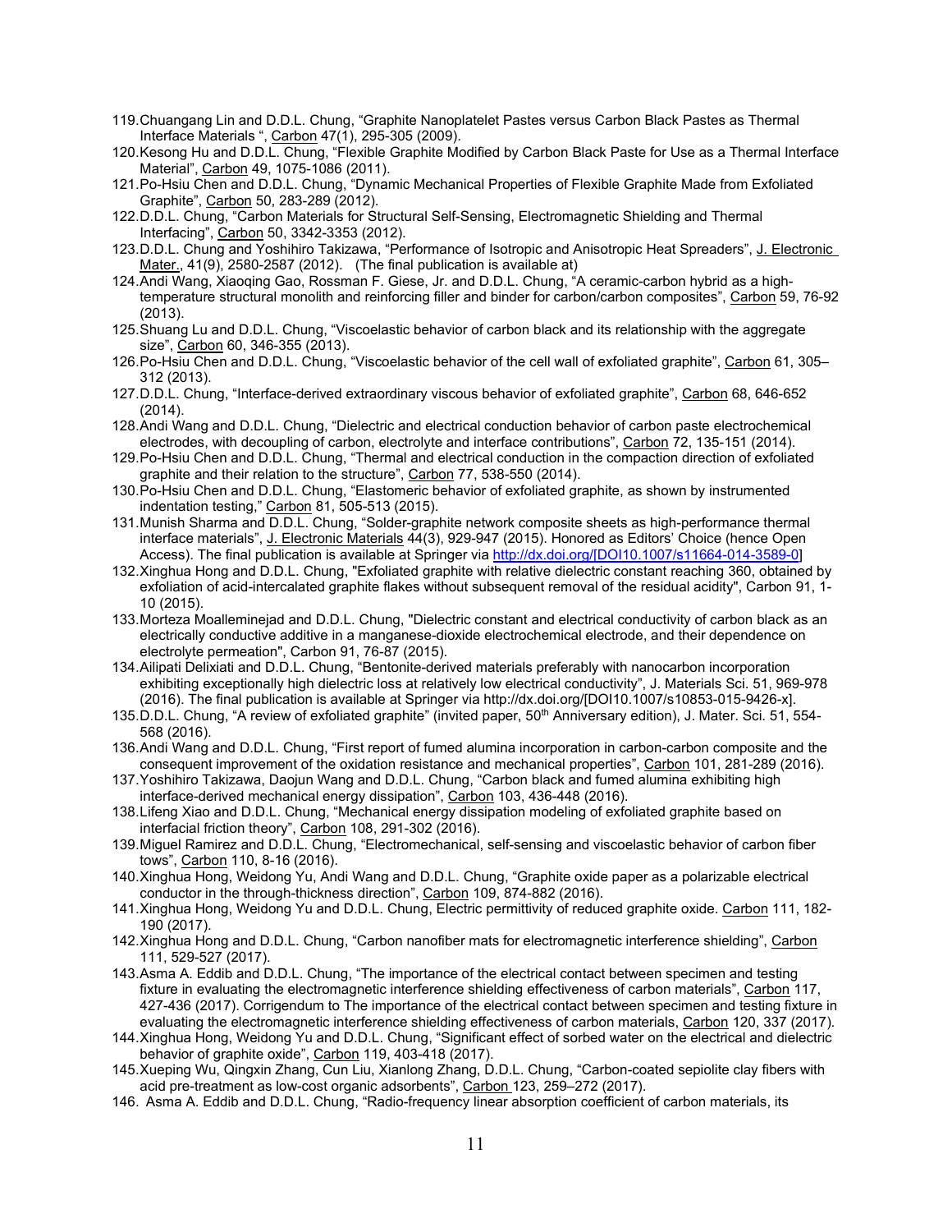119. Chuangang Lin and D.D.L. Chung, “Graphite Nanoplatelet Pastes versus Carbon Black Pastes as Thermal Interface Materials “, Carbon 47(1), 295-305 (2009).
120. Kesong Hu and D.D.L. Chung, “Flexible Graphite Modified by Carbon Black Paste for Use as a Thermal Interface Material”, Carbon 49, 1075-1086 (2011).
121. Po-Hsiu Chen and D.D.L. Chung, “Dynamic Mechanical Properties of Flexible Graphite Made from Exfoliated Graphite”, Carbon 50, 283-289 (2012).
122. D.D.L. Chung, “Carbon Materials for Structural Self-Sensing, Electromagnetic Shielding and Thermal Interfacing”, Carbon 50, 3342-3353 (2012).
123. D.D.L. Chung and Yoshihiro Takizawa, “Performance of Isotropic and Anisotropic Heat Spreaders”, J. Electronic Mater., 41(9), 2580-2587 (2012). (The final publication is available at)
124. Andi Wang, Xiaoqing Gao, Rossman F. Giese, Jr. and D.D.L. Chung, “A ceramic-carbon hybrid as a high-temperature structural monolith and reinforcing filler and binder for carbon/carbon composites”, Carbon 59, 76-92 (2013).
125. Shuang Lu and D.D.L. Chung, “Viscoelastic behavior of carbon black and its relationship with the aggregate size”, Carbon 60, 346-355 (2013).
126. Po-Hsiu Chen and D.D.L. Chung, “Viscoelastic behavior of the cell wall of exfoliated graphite”, Carbon 61, 305–312 (2013).
127. D.D.L. Chung, “Interface-derived extraordinary viscous behavior of exfoliated graphite”, Carbon 68, 646-652 (2014).
128. Andi Wang and D.D.L. Chung, “Dielectric and electrical conduction behavior of carbon paste electrochemical electrodes, with decoupling of carbon, electrolyte and interface contributions”, Carbon 72, 135-151 (2014).
129. Po-Hsiu Chen and D.D.L. Chung, “Thermal and electrical conduction in the compaction direction of exfoliated graphite and their relation to the structure”, Carbon 77, 538-550 (2014).
130. Po-Hsiu Chen and D.D.L. Chung, “Elastomeric behavior of exfoliated graphite, as shown by instrumented indentation testing,” Carbon 81, 505-513 (2015).
131. Munish Sharma and D.D.L. Chung, “Solder-graphite network composite sheets as high-performance thermal interface materials”, J. Electronic Materials 44(3), 929-947 (2015). Honored as Editors’ Choice (hence Open Access). The final publication is available at Springer via http://dx.doi.org/[DOI10.1007/s11664-014-3589-0]
132. Xinghua Hong and D.D.L. Chung, "Exfoliated graphite with relative dielectric constant reaching 360, obtained by exfoliation of acid-intercalated graphite flakes without subsequent removal of the residual acidity", Carbon 91, 1-10 (2015).
133. Morteza Moalleminejad and D.D.L. Chung, "Dielectric constant and electrical conductivity of carbon black as an electrically conductive additive in a manganese-dioxide electrochemical electrode, and their dependence on electrolyte permeation", Carbon 91, 76-87 (2015).
134. Ailipati Delixiati and D.D.L. Chung, “Bentonite-derived materials preferably with nanocarbon incorporation exhibiting exceptionally high dielectric loss at relatively low electrical conductivity”, J. Materials Sci. 51, 969-978 (2016). The final publication is available at Springer via http://dx.doi.org/[DOI10.1007/s10853-015-9426-x].
135. D.D.L. Chung, “A review of exfoliated graphite” (invited paper, 50th Anniversary edition), J. Mater. Sci. 51, 554-568 (2016).
136. Andi Wang and D.D.L. Chung, “First report of fumed alumina incorporation in carbon-carbon composite and the consequent improvement of the oxidation resistance and mechanical properties”, Carbon 101, 281-289 (2016).
137. Yoshihiro Takizawa, Daojun Wang and D.D.L. Chung, “Carbon black and fumed alumina exhibiting high interface-derived mechanical energy dissipation”, Carbon 103, 436-448 (2016).
138. Lifeng Xiao and D.D.L. Chung, “Mechanical energy dissipation modeling of exfoliated graphite based on interfacial friction theory”, Carbon 108, 291-302 (2016).
139. Miguel Ramirez and D.D.L. Chung, “Electromechanical, self-sensing and viscoelastic behavior of carbon fiber tows”, Carbon 110, 8-16 (2016).
140. Xinghua Hong, Weidong Yu, Andi Wang and D.D.L. Chung, “Graphite oxide paper as a polarizable electrical conductor in the through-thickness direction”, Carbon 109, 874-882 (2016).
141. Xinghua Hong, Weidong Yu and D.D.L. Chung, Electric permittivity of reduced graphite oxide. Carbon 111, 182-190 (2017).
142. Xinghua Hong and D.D.L. Chung, “Carbon nanofiber mats for electromagnetic interference shielding”, Carbon 111, 529-527 (2017).
143. Asma A. Eddib and D.D.L. Chung, “The importance of the electrical contact between specimen and testing fixture in evaluating the electromagnetic interference shielding effectiveness of carbon materials”, Carbon 117, 427-436 (2017). Corrigendum to The importance of the electrical contact between specimen and testing fixture in evaluating the electromagnetic interference shielding effectiveness of carbon materials, Carbon 120, 337 (2017).
144. Xinghua Hong, Weidong Yu and D.D.L. Chung, “Significant effect of sorbed water on the electrical and dielectric behavior of graphite oxide”, Carbon 119, 403-418 (2017).
145. Xueping Wu, Qingxin Zhang, Cun Liu, Xianlong Zhang, D.D.L. Chung, “Carbon-coated sepiolite clay fibers with acid pre-treatment as low-cost organic adsorbents”, Carbon 123, 259–272 (2017).
146. Asma A. Eddib and D.D.L. Chung, “Radio-frequency linear absorption coefficient of carbon materials, its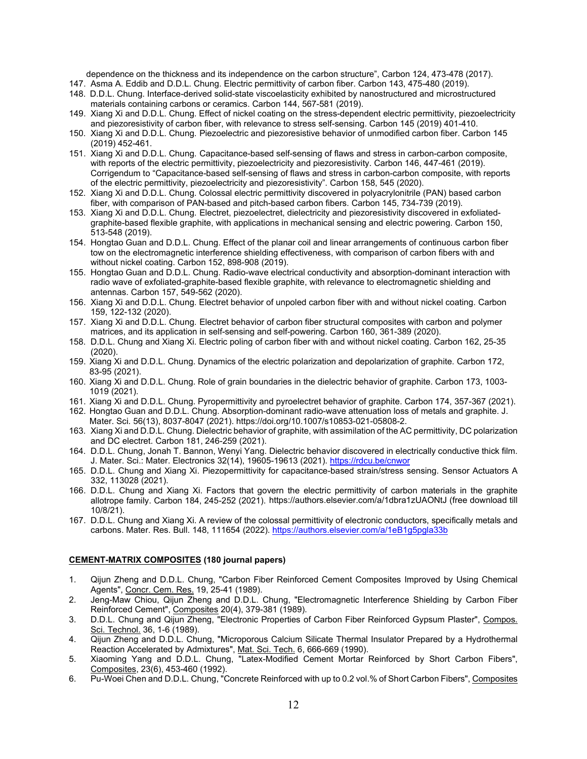dependence on the thickness and its independence on the carbon structure", Carbon 124, 473-478 (2017).

147. Asma A. Eddib and D.D.L. Chung. Electric permittivity of carbon fiber. Carbon 143, 475-480 (2019).
148. D.D.L. Chung. Interface-derived solid-state viscoelasticity exhibited by nanostructured and microstructured materials containing carbons or ceramics. Carbon 144, 567-581 (2019).
149. Xiang Xi and D.D.L. Chung. Effect of nickel coating on the stress-dependent electric permittivity, piezoelectricity and piezoresistivity of carbon fiber, with relevance to stress self-sensing. Carbon 145 (2019) 401-410.
150. Xiang Xi and D.D.L. Chung. Piezoelectric and piezoresistive behavior of unmodified carbon fiber. Carbon 145 (2019) 452-461.
151. Xiang Xi and D.D.L. Chung. Capacitance-based self-sensing of flaws and stress in carbon-carbon composite, with reports of the electric permittivity, piezoelectricity and piezoresistivity. Carbon 146, 447-461 (2019). Corrigendum to "Capacitance-based self-sensing of flaws and stress in carbon-carbon composite, with reports of the electric permittivity, piezoelectricity and piezoresistivity". Carbon 158, 545 (2020).
152. Xiang Xi and D.D.L. Chung. Colossal electric permittivity discovered in polyacrylonitrile (PAN) based carbon fiber, with comparison of PAN-based and pitch-based carbon fibers. Carbon 145, 734-739 (2019).
153. Xiang Xi and D.D.L. Chung. Electret, piezoelectret, dielectricity and piezoresistivity discovered in exfoliated-graphite-based flexible graphite, with applications in mechanical sensing and electric powering. Carbon 150, 513-548 (2019).
154. Hongtao Guan and D.D.L. Chung. Effect of the planar coil and linear arrangements of continuous carbon fiber tow on the electromagnetic interference shielding effectiveness, with comparison of carbon fibers with and without nickel coating. Carbon 152, 898-908 (2019).
155. Hongtao Guan and D.D.L. Chung. Radio-wave electrical conductivity and absorption-dominant interaction with radio wave of exfoliated-graphite-based flexible graphite, with relevance to electromagnetic shielding and antennas. Carbon 157, 549-562 (2020).
156. Xiang Xi and D.D.L. Chung. Electret behavior of unpoled carbon fiber with and without nickel coating. Carbon 159, 122-132 (2020).
157. Xiang Xi and D.D.L. Chung. Electret behavior of carbon fiber structural composites with carbon and polymer matrices, and its application in self-sensing and self-powering. Carbon 160, 361-389 (2020).
158. D.D.L. Chung and Xiang Xi. Electric poling of carbon fiber with and without nickel coating. Carbon 162, 25-35 (2020).
159. Xiang Xi and D.D.L. Chung. Dynamics of the electric polarization and depolarization of graphite. Carbon 172, 83-95 (2021).
160. Xiang Xi and D.D.L. Chung. Role of grain boundaries in the dielectric behavior of graphite. Carbon 173, 1003-1019 (2021).
161. Xiang Xi and D.D.L. Chung. Pyropermittivity and pyroelectret behavior of graphite. Carbon 174, 357-367 (2021).
162. Hongtao Guan and D.D.L. Chung. Absorption-dominant radio-wave attenuation loss of metals and graphite. J. Mater. Sci. 56(13), 8037-8047 (2021). https://doi.org/10.1007/s10853-021-05808-2.
163. Xiang Xi and D.D.L. Chung. Dielectric behavior of graphite, with assimilation of the AC permittivity, DC polarization and DC electret. Carbon 181, 246-259 (2021).
164. D.D.L. Chung, Jonah T. Bannon, Wenyi Yang. Dielectric behavior discovered in electrically conductive thick film. J. Mater. Sci.: Mater. Electronics 32(14), 19605-19613 (2021). https://rdcu.be/cnwor
165. D.D.L. Chung and Xiang Xi. Piezopermittivity for capacitance-based strain/stress sensing. Sensor Actuators A 332, 113028 (2021).
166. D.D.L. Chung and Xiang Xi. Factors that govern the electric permittivity of carbon materials in the graphite allotrope family. Carbon 184, 245-252 (2021). https://authors.elsevier.com/a/1dbra1zUAONtJ (free download till 10/8/21).
167. D.D.L. Chung and Xiang Xi. A review of the colossal permittivity of electronic conductors, specifically metals and carbons. Mater. Res. Bull. 148, 111654 (2022). https://authors.elsevier.com/a/1eB1g5pgla33b

## CEMENT-MATRIX COMPOSITES (180 journal papers)

1. Qijun Zheng and D.D.L. Chung, "Carbon Fiber Reinforced Cement Composites Improved by Using Chemical Agents", Concr. Cem. Res. 19, 25-41 (1989).
2. Jeng-Maw Chiou, Qijun Zheng and D.D.L. Chung, "Electromagnetic Interference Shielding by Carbon Fiber Reinforced Cement", Composites 20(4), 379-381 (1989).
3. D.D.L. Chung and Qijun Zheng, "Electronic Properties of Carbon Fiber Reinforced Gypsum Plaster", Compos. Sci. Technol. 36, 1-6 (1989).
4. Qijun Zheng and D.D.L. Chung, "Microporous Calcium Silicate Thermal Insulator Prepared by a Hydrothermal Reaction Accelerated by Admixtures", Mat. Sci. Tech. 6, 666-669 (1990).
5. Xiaoming Yang and D.D.L. Chung, "Latex-Modified Cement Mortar Reinforced by Short Carbon Fibers", Composites, 23(6), 453-460 (1992).
6. Pu-Woei Chen and D.D.L. Chung, "Concrete Reinforced with up to 0.2 vol.% of Short Carbon Fibers", Composites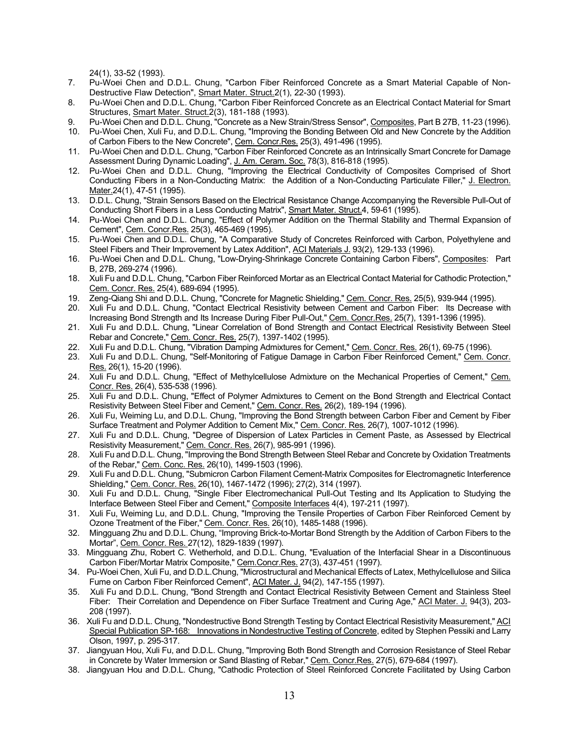24(1), 33-52 (1993).

7. Pu-Woei Chen and D.D.L. Chung, "Carbon Fiber Reinforced Concrete as a Smart Material Capable of Non-Destructive Flaw Detection", Smart Mater. Struct.2(1), 22-30 (1993).
8. Pu-Woei Chen and D.D.L. Chung, "Carbon Fiber Reinforced Concrete as an Electrical Contact Material for Smart Structures, Smart Mater. Struct.2(3), 181-188 (1993).
9. Pu-Woei Chen and D.D.L. Chung, "Concrete as a New Strain/Stress Sensor", Composites, Part B 27B, 11-23 (1996).
10. Pu-Woei Chen, Xuli Fu, and D.D.L. Chung, "Improving the Bonding Between Old and New Concrete by the Addition of Carbon Fibers to the New Concrete", Cem. Concr.Res. 25(3), 491-496 (1995).
11. Pu-Woei Chen and D.D.L. Chung, "Carbon Fiber Reinforced Concrete as an Intrinsically Smart Concrete for Damage Assessment During Dynamic Loading", J. Am. Ceram. Soc. 78(3), 816-818 (1995).
12. Pu-Woei Chen and D.D.L. Chung, "Improving the Electrical Conductivity of Composites Comprised of Short Conducting Fibers in a Non-Conducting Matrix: the Addition of a Non-Conducting Particulate Filler," J. Electron. Mater.24(1), 47-51 (1995).
13. D.D.L. Chung, "Strain Sensors Based on the Electrical Resistance Change Accompanying the Reversible Pull-Out of Conducting Short Fibers in a Less Conducting Matrix", Smart Mater. Struct.4, 59-61 (1995).
14. Pu-Woei Chen and D.D.L. Chung, "Effect of Polymer Addition on the Thermal Stability and Thermal Expansion of Cement", Cem. Concr.Res. 25(3), 465-469 (1995).
15. Pu-Woei Chen and D.D.L. Chung, "A Comparative Study of Concretes Reinforced with Carbon, Polyethylene and Steel Fibers and Their Improvement by Latex Addition", ACI Materials J. 93(2), 129-133 (1996).
16. Pu-Woei Chen and D.D.L. Chung, "Low-Drying-Shrinkage Concrete Containing Carbon Fibers", Composites: Part B, 27B, 269-274 (1996).
18. Xuli Fu and D.D.L. Chung, "Carbon Fiber Reinforced Mortar as an Electrical Contact Material for Cathodic Protection," Cem. Concr. Res. 25(4), 689-694 (1995).
19. Zeng-Qiang Shi and D.D.L. Chung, "Concrete for Magnetic Shielding," Cem. Concr. Res. 25(5), 939-944 (1995).
20. Xuli Fu and D.D.L. Chung, "Contact Electrical Resistivity between Cement and Carbon Fiber: Its Decrease with Increasing Bond Strength and Its Increase During Fiber Pull-Out," Cem. Concr.Res. 25(7), 1391-1396 (1995).
21. Xuli Fu and D.D.L. Chung, "Linear Correlation of Bond Strength and Contact Electrical Resistivity Between Steel Rebar and Concrete," Cem. Concr. Res. 25(7), 1397-1402 (1995).
22. Xuli Fu and D.D.L. Chung, "Vibration Damping Admixtures for Cement," Cem. Concr. Res. 26(1), 69-75 (1996).
23. Xuli Fu and D.D.L. Chung, "Self-Monitoring of Fatigue Damage in Carbon Fiber Reinforced Cement," Cem. Concr. Res. 26(1), 15-20 (1996).
24. Xuli Fu and D.D.L. Chung, "Effect of Methylcellulose Admixture on the Mechanical Properties of Cement," Cem. Concr. Res. 26(4), 535-538 (1996).
25. Xuli Fu and D.D.L. Chung, "Effect of Polymer Admixtures to Cement on the Bond Strength and Electrical Contact Resistivity Between Steel Fiber and Cement," Cem. Concr. Res. 26(2), 189-194 (1996).
26. Xuli Fu, Weiming Lu, and D.D.L. Chung, "Improving the Bond Strength between Carbon Fiber and Cement by Fiber Surface Treatment and Polymer Addition to Cement Mix," Cem. Concr. Res. 26(7), 1007-1012 (1996).
27. Xuli Fu and D.D.L. Chung, "Degree of Dispersion of Latex Particles in Cement Paste, as Assessed by Electrical Resistivity Measurement," Cem. Concr. Res. 26(7), 985-991 (1996).
28. Xuli Fu and D.D.L. Chung, "Improving the Bond Strength Between Steel Rebar and Concrete by Oxidation Treatments of the Rebar," Cem. Conc. Res. 26(10), 1499-1503 (1996).
29. Xuli Fu and D.D.L. Chung, "Submicron Carbon Filament Cement-Matrix Composites for Electromagnetic Interference Shielding," Cem. Concr. Res. 26(10), 1467-1472 (1996); 27(2), 314 (1997).
30. Xuli Fu and D.D.L. Chung, "Single Fiber Electromechanical Pull-Out Testing and Its Application to Studying the Interface Between Steel Fiber and Cement," Composite Interfaces 4(4), 197-211 (1997).
31. Xuli Fu, Weiming Lu, and D.D.L. Chung, "Improving the Tensile Properties of Carbon Fiber Reinforced Cement by Ozone Treatment of the Fiber," Cem. Concr. Res. 26(10), 1485-1488 (1996).
32. Mingguang Zhu and D.D.L. Chung, "Improving Brick-to-Mortar Bond Strength by the Addition of Carbon Fibers to the Mortar", Cem. Concr. Res. 27(12), 1829-1839 (1997).
33. Mingguang Zhu, Robert C. Wetherhold, and D.D.L. Chung, "Evaluation of the Interfacial Shear in a Discontinuous Carbon Fiber/Mortar Matrix Composite," Cem.Concr.Res. 27(3), 437-451 (1997).
34. Pu-Woei Chen, Xuli Fu, and D.D.L.Chung, "Microstructural and Mechanical Effects of Latex, Methylcellulose and Silica Fume on Carbon Fiber Reinforced Cement", ACI Mater. J. 94(2), 147-155 (1997).
35. Xuli Fu and D.D.L. Chung, "Bond Strength and Contact Electrical Resistivity Between Cement and Stainless Steel Fiber: Their Correlation and Dependence on Fiber Surface Treatment and Curing Age," ACI Mater. J. 94(3), 203-208 (1997).
36. Xuli Fu and D.D.L. Chung, "Nondestructive Bond Strength Testing by Contact Electrical Resistivity Measurement," ACI Special Publication SP-168: Innovations in Nondestructive Testing of Concrete, edited by Stephen Pessiki and Larry Olson, 1997, p. 295-317.
37. Jiangyuan Hou, Xuli Fu, and D.D.L. Chung, "Improving Both Bond Strength and Corrosion Resistance of Steel Rebar in Concrete by Water Immersion or Sand Blasting of Rebar," Cem. Concr.Res. 27(5), 679-684 (1997).
38. Jiangyuan Hou and D.D.L. Chung, "Cathodic Protection of Steel Reinforced Concrete Facilitated by Using Carbon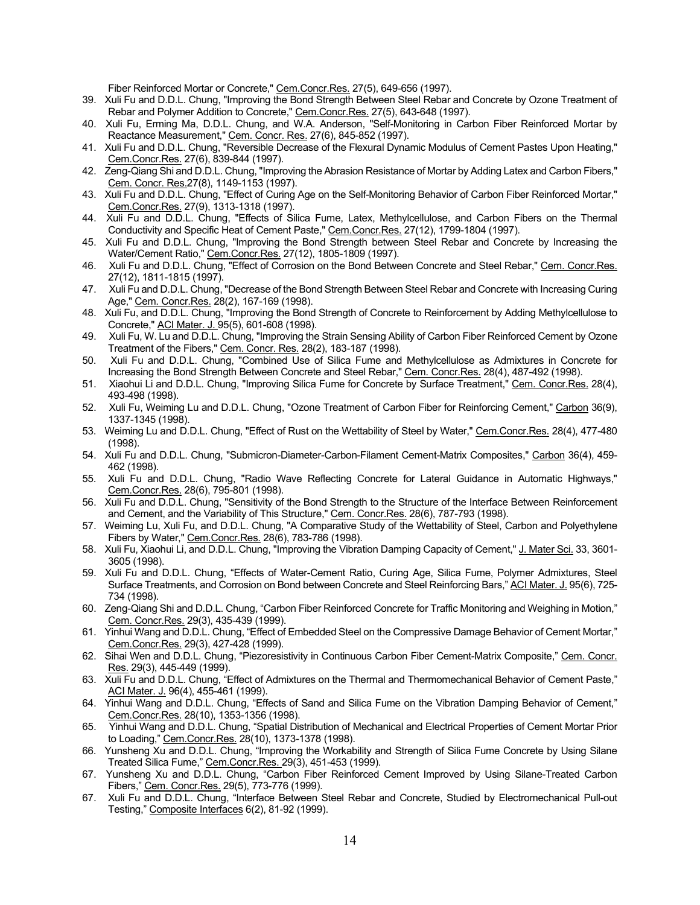Fiber Reinforced Mortar or Concrete," Cem.Concr.Res. 27(5), 649-656 (1997).

39. Xuli Fu and D.D.L. Chung, "Improving the Bond Strength Between Steel Rebar and Concrete by Ozone Treatment of Rebar and Polymer Addition to Concrete," Cem.Concr.Res. 27(5), 643-648 (1997).
40. Xuli Fu, Erming Ma, D.D.L. Chung, and W.A. Anderson, "Self-Monitoring in Carbon Fiber Reinforced Mortar by Reactance Measurement," Cem. Concr. Res. 27(6), 845-852 (1997).
41. Xuli Fu and D.D.L. Chung, "Reversible Decrease of the Flexural Dynamic Modulus of Cement Pastes Upon Heating," Cem.Concr.Res. 27(6), 839-844 (1997).
42. Zeng-Qiang Shi and D.D.L. Chung, "Improving the Abrasion Resistance of Mortar by Adding Latex and Carbon Fibers," Cem. Concr. Res.27(8), 1149-1153 (1997).
43. Xuli Fu and D.D.L. Chung, "Effect of Curing Age on the Self-Monitoring Behavior of Carbon Fiber Reinforced Mortar," Cem.Concr.Res. 27(9), 1313-1318 (1997).
44. Xuli Fu and D.D.L. Chung, "Effects of Silica Fume, Latex, Methylcellulose, and Carbon Fibers on the Thermal Conductivity and Specific Heat of Cement Paste," Cem.Concr.Res. 27(12), 1799-1804 (1997).
45. Xuli Fu and D.D.L. Chung, "Improving the Bond Strength between Steel Rebar and Concrete by Increasing the Water/Cement Ratio," Cem.Concr.Res. 27(12), 1805-1809 (1997).
46. Xuli Fu and D.D.L. Chung, "Effect of Corrosion on the Bond Between Concrete and Steel Rebar," Cem. Concr.Res. 27(12), 1811-1815 (1997).
47. Xuli Fu and D.D.L. Chung, "Decrease of the Bond Strength Between Steel Rebar and Concrete with Increasing Curing Age," Cem. Concr.Res. 28(2), 167-169 (1998).
48. Xuli Fu, and D.D.L. Chung, "Improving the Bond Strength of Concrete to Reinforcement by Adding Methylcellulose to Concrete," ACI Mater. J. 95(5), 601-608 (1998).
49. Xuli Fu, W. Lu and D.D.L. Chung, "Improving the Strain Sensing Ability of Carbon Fiber Reinforced Cement by Ozone Treatment of the Fibers," Cem. Concr. Res. 28(2), 183-187 (1998).
50. Xuli Fu and D.D.L. Chung, "Combined Use of Silica Fume and Methylcellulose as Admixtures in Concrete for Increasing the Bond Strength Between Concrete and Steel Rebar," Cem. Concr.Res. 28(4), 487-492 (1998).
51. Xiaohui Li and D.D.L. Chung, "Improving Silica Fume for Concrete by Surface Treatment," Cem. Concr.Res. 28(4), 493-498 (1998).
52. Xuli Fu, Weiming Lu and D.D.L. Chung, "Ozone Treatment of Carbon Fiber for Reinforcing Cement," Carbon 36(9), 1337-1345 (1998).
53. Weiming Lu and D.D.L. Chung, "Effect of Rust on the Wettability of Steel by Water," Cem.Concr.Res. 28(4), 477-480 (1998).
54. Xuli Fu and D.D.L. Chung, "Submicron-Diameter-Carbon-Filament Cement-Matrix Composites," Carbon 36(4), 459-462 (1998).
55. Xuli Fu and D.D.L. Chung, "Radio Wave Reflecting Concrete for Lateral Guidance in Automatic Highways," Cem.Concr.Res. 28(6), 795-801 (1998).
56. Xuli Fu and D.D.L. Chung, "Sensitivity of the Bond Strength to the Structure of the Interface Between Reinforcement and Cement, and the Variability of This Structure," Cem. Concr.Res. 28(6), 787-793 (1998).
57. Weiming Lu, Xuli Fu, and D.D.L. Chung, "A Comparative Study of the Wettability of Steel, Carbon and Polyethylene Fibers by Water," Cem.Concr.Res. 28(6), 783-786 (1998).
58. Xuli Fu, Xiaohui Li, and D.D.L. Chung, "Improving the Vibration Damping Capacity of Cement," J. Mater Sci. 33, 3601-3605 (1998).
59. Xuli Fu and D.D.L. Chung, "Effects of Water-Cement Ratio, Curing Age, Silica Fume, Polymer Admixtures, Steel Surface Treatments, and Corrosion on Bond between Concrete and Steel Reinforcing Bars," ACI Mater. J. 95(6), 725-734 (1998).
60. Zeng-Qiang Shi and D.D.L. Chung, "Carbon Fiber Reinforced Concrete for Traffic Monitoring and Weighing in Motion," Cem. Concr.Res. 29(3), 435-439 (1999).
61. Yinhui Wang and D.D.L. Chung, "Effect of Embedded Steel on the Compressive Damage Behavior of Cement Mortar," Cem.Concr.Res. 29(3), 427-428 (1999).
62. Sihai Wen and D.D.L. Chung, "Piezoresistivity in Continuous Carbon Fiber Cement-Matrix Composite," Cem. Concr. Res. 29(3), 445-449 (1999).
63. Xuli Fu and D.D.L. Chung, "Effect of Admixtures on the Thermal and Thermomechanical Behavior of Cement Paste," ACI Mater. J. 96(4), 455-461 (1999).
64. Yinhui Wang and D.D.L. Chung, "Effects of Sand and Silica Fume on the Vibration Damping Behavior of Cement," Cem.Concr.Res. 28(10), 1353-1356 (1998).
65. Yinhui Wang and D.D.L. Chung, "Spatial Distribution of Mechanical and Electrical Properties of Cement Mortar Prior to Loading," Cem.Concr.Res. 28(10), 1373-1378 (1998).
66. Yunsheng Xu and D.D.L. Chung, "Improving the Workability and Strength of Silica Fume Concrete by Using Silane Treated Silica Fume," Cem.Concr.Res. 29(3), 451-453 (1999).
67. Yunsheng Xu and D.D.L. Chung, "Carbon Fiber Reinforced Cement Improved by Using Silane-Treated Carbon Fibers," Cem. Concr.Res. 29(5), 773-776 (1999).
67. Xuli Fu and D.D.L. Chung, "Interface Between Steel Rebar and Concrete, Studied by Electromechanical Pull-out Testing," Composite Interfaces 6(2), 81-92 (1999).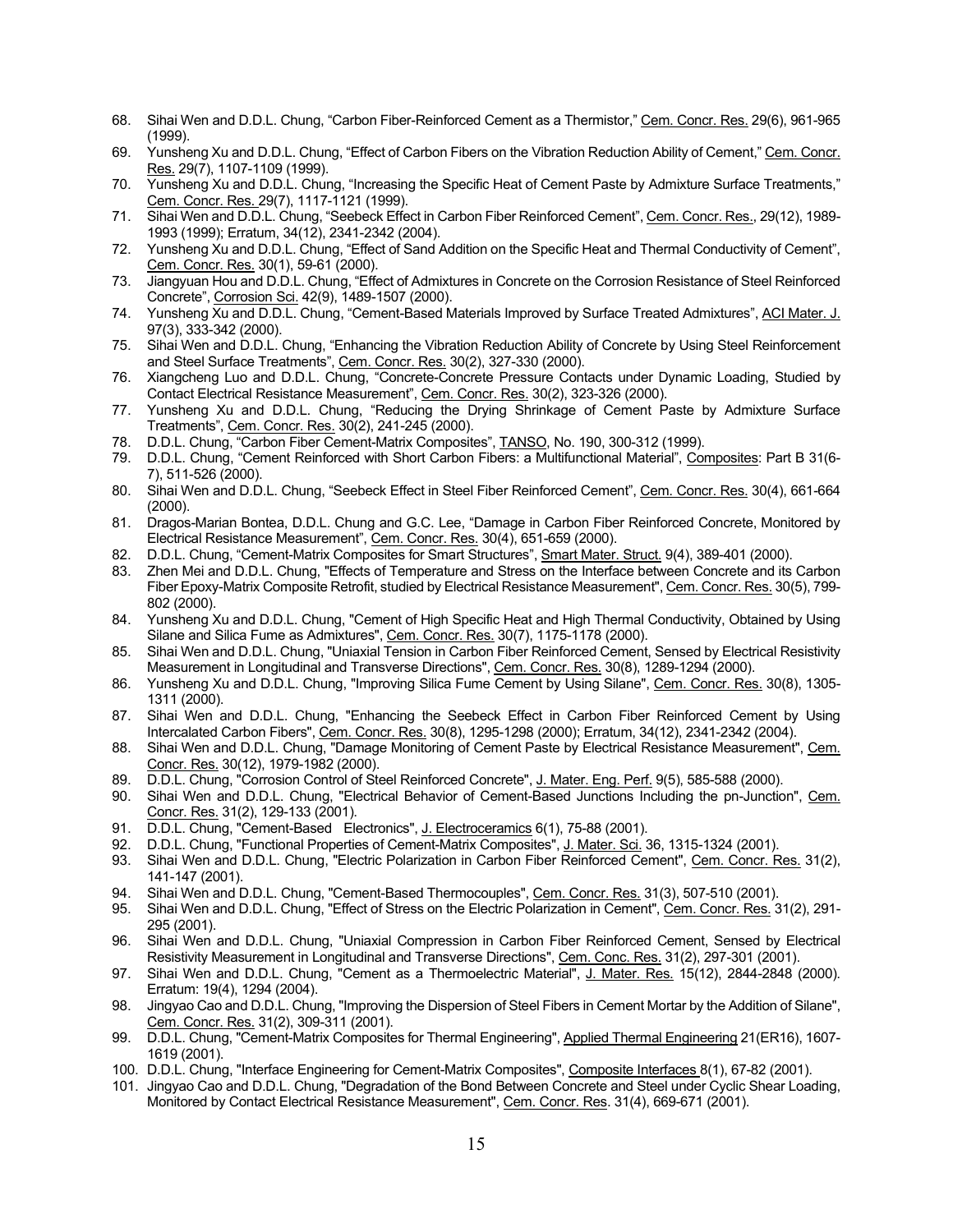68. Sihai Wen and D.D.L. Chung, "Carbon Fiber-Reinforced Cement as a Thermistor," Cem. Concr. Res. 29(6), 961-965 (1999).
69. Yunsheng Xu and D.D.L. Chung, "Effect of Carbon Fibers on the Vibration Reduction Ability of Cement," Cem. Concr. Res. 29(7), 1107-1109 (1999).
70. Yunsheng Xu and D.D.L. Chung, "Increasing the Specific Heat of Cement Paste by Admixture Surface Treatments," Cem. Concr. Res. 29(7), 1117-1121 (1999).
71. Sihai Wen and D.D.L. Chung, "Seebeck Effect in Carbon Fiber Reinforced Cement", Cem. Concr. Res., 29(12), 1989-1993 (1999); Erratum, 34(12), 2341-2342 (2004).
72. Yunsheng Xu and D.D.L. Chung, "Effect of Sand Addition on the Specific Heat and Thermal Conductivity of Cement", Cem. Concr. Res. 30(1), 59-61 (2000).
73. Jiangyuan Hou and D.D.L. Chung, "Effect of Admixtures in Concrete on the Corrosion Resistance of Steel Reinforced Concrete", Corrosion Sci. 42(9), 1489-1507 (2000).
74. Yunsheng Xu and D.D.L. Chung, "Cement-Based Materials Improved by Surface Treated Admixtures", ACI Mater. J. 97(3), 333-342 (2000).
75. Sihai Wen and D.D.L. Chung, "Enhancing the Vibration Reduction Ability of Concrete by Using Steel Reinforcement and Steel Surface Treatments", Cem. Concr. Res. 30(2), 327-330 (2000).
76. Xiangcheng Luo and D.D.L. Chung, "Concrete-Concrete Pressure Contacts under Dynamic Loading, Studied by Contact Electrical Resistance Measurement", Cem. Concr. Res. 30(2), 323-326 (2000).
77. Yunsheng Xu and D.D.L. Chung, "Reducing the Drying Shrinkage of Cement Paste by Admixture Surface Treatments", Cem. Concr. Res. 30(2), 241-245 (2000).
78. D.D.L. Chung, "Carbon Fiber Cement-Matrix Composites", TANSO, No. 190, 300-312 (1999).
79. D.D.L. Chung, "Cement Reinforced with Short Carbon Fibers: a Multifunctional Material", Composites: Part B 31(6-7), 511-526 (2000).
80. Sihai Wen and D.D.L. Chung, "Seebeck Effect in Steel Fiber Reinforced Cement", Cem. Concr. Res. 30(4), 661-664 (2000).
81. Dragos-Marian Bontea, D.D.L. Chung and G.C. Lee, "Damage in Carbon Fiber Reinforced Concrete, Monitored by Electrical Resistance Measurement", Cem. Concr. Res. 30(4), 651-659 (2000).
82. D.D.L. Chung, "Cement-Matrix Composites for Smart Structures", Smart Mater. Struct. 9(4), 389-401 (2000).
83. Zhen Mei and D.D.L. Chung, "Effects of Temperature and Stress on the Interface between Concrete and its Carbon Fiber Epoxy-Matrix Composite Retrofit, studied by Electrical Resistance Measurement", Cem. Concr. Res. 30(5), 799-802 (2000).
84. Yunsheng Xu and D.D.L. Chung, "Cement of High Specific Heat and High Thermal Conductivity, Obtained by Using Silane and Silica Fume as Admixtures", Cem. Concr. Res. 30(7), 1175-1178 (2000).
85. Sihai Wen and D.D.L. Chung, "Uniaxial Tension in Carbon Fiber Reinforced Cement, Sensed by Electrical Resistivity Measurement in Longitudinal and Transverse Directions", Cem. Concr. Res. 30(8), 1289-1294 (2000).
86. Yunsheng Xu and D.D.L. Chung, "Improving Silica Fume Cement by Using Silane", Cem. Concr. Res. 30(8), 1305-1311 (2000).
87. Sihai Wen and D.D.L. Chung, "Enhancing the Seebeck Effect in Carbon Fiber Reinforced Cement by Using Intercalated Carbon Fibers", Cem. Concr. Res. 30(8), 1295-1298 (2000); Erratum, 34(12), 2341-2342 (2004).
88. Sihai Wen and D.D.L. Chung, "Damage Monitoring of Cement Paste by Electrical Resistance Measurement", Cem. Concr. Res. 30(12), 1979-1982 (2000).
89. D.D.L. Chung, "Corrosion Control of Steel Reinforced Concrete", J. Mater. Eng. Perf. 9(5), 585-588 (2000).
90. Sihai Wen and D.D.L. Chung, "Electrical Behavior of Cement-Based Junctions Including the pn-Junction", Cem. Concr. Res. 31(2), 129-133 (2001).
91. D.D.L. Chung, "Cement-Based Electronics", J. Electroceramics 6(1), 75-88 (2001).
92. D.D.L. Chung, "Functional Properties of Cement-Matrix Composites", J. Mater. Sci. 36, 1315-1324 (2001).
93. Sihai Wen and D.D.L. Chung, "Electric Polarization in Carbon Fiber Reinforced Cement", Cem. Concr. Res. 31(2), 141-147 (2001).
94. Sihai Wen and D.D.L. Chung, "Cement-Based Thermocouples", Cem. Concr. Res. 31(3), 507-510 (2001).
95. Sihai Wen and D.D.L. Chung, "Effect of Stress on the Electric Polarization in Cement", Cem. Concr. Res. 31(2), 291-295 (2001).
96. Sihai Wen and D.D.L. Chung, "Uniaxial Compression in Carbon Fiber Reinforced Cement, Sensed by Electrical Resistivity Measurement in Longitudinal and Transverse Directions", Cem. Conc. Res. 31(2), 297-301 (2001).
97. Sihai Wen and D.D.L. Chung, "Cement as a Thermoelectric Material", J. Mater. Res. 15(12), 2844-2848 (2000). Erratum: 19(4), 1294 (2004).
98. Jingyao Cao and D.D.L. Chung, "Improving the Dispersion of Steel Fibers in Cement Mortar by the Addition of Silane", Cem. Concr. Res. 31(2), 309-311 (2001).
99. D.D.L. Chung, "Cement-Matrix Composites for Thermal Engineering", Applied Thermal Engineering 21(ER16), 1607-1619 (2001).
100. D.D.L. Chung, "Interface Engineering for Cement-Matrix Composites", Composite Interfaces 8(1), 67-82 (2001).
101. Jingyao Cao and D.D.L. Chung, "Degradation of the Bond Between Concrete and Steel under Cyclic Shear Loading, Monitored by Contact Electrical Resistance Measurement", Cem. Concr. Res. 31(4), 669-671 (2001).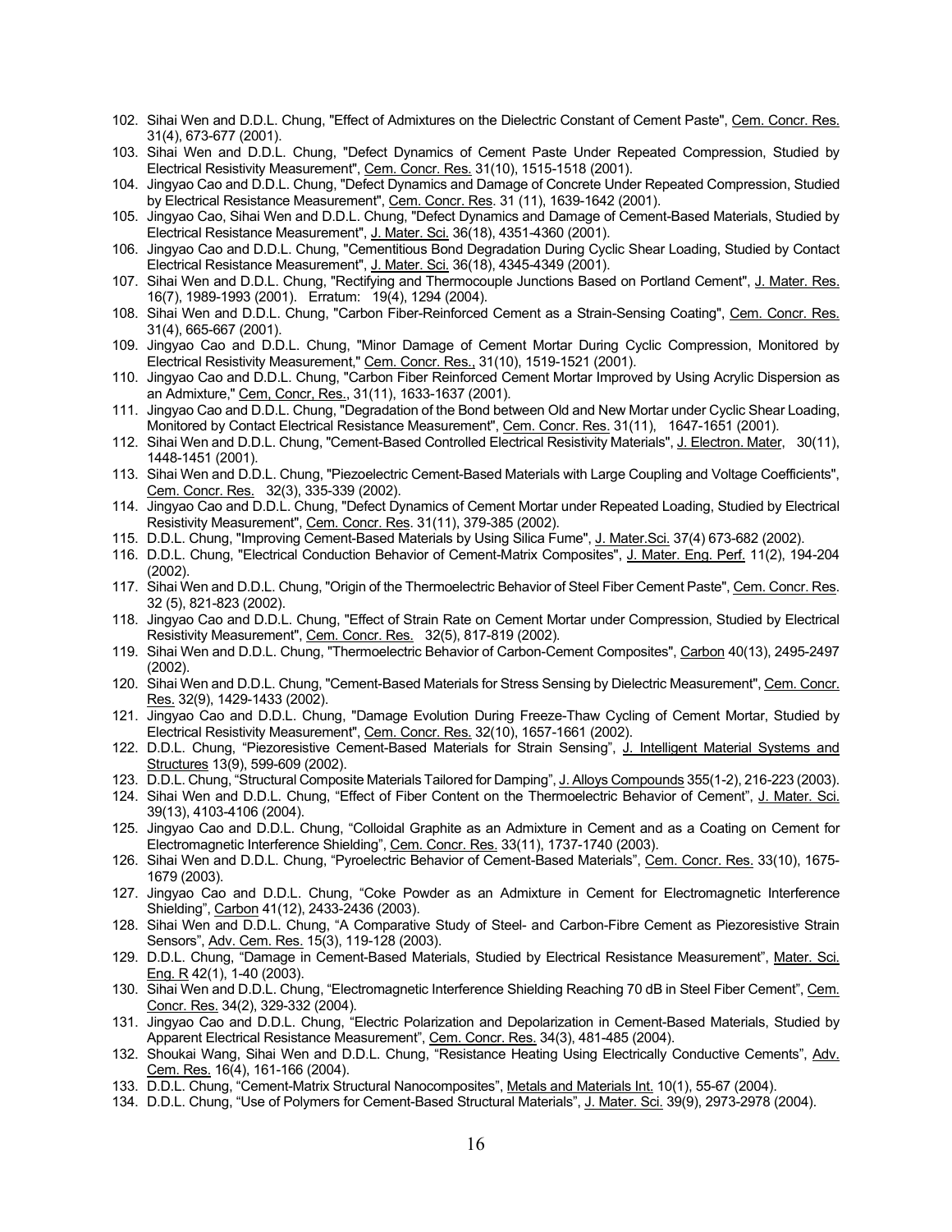102. Sihai Wen and D.D.L. Chung, "Effect of Admixtures on the Dielectric Constant of Cement Paste", Cem. Concr. Res. 31(4), 673-677 (2001).
103. Sihai Wen and D.D.L. Chung, "Defect Dynamics of Cement Paste Under Repeated Compression, Studied by Electrical Resistivity Measurement", Cem. Concr. Res. 31(10), 1515-1518 (2001).
104. Jingyao Cao and D.D.L. Chung, "Defect Dynamics and Damage of Concrete Under Repeated Compression, Studied by Electrical Resistance Measurement", Cem. Concr. Res. 31 (11), 1639-1642 (2001).
105. Jingyao Cao, Sihai Wen and D.D.L. Chung, "Defect Dynamics and Damage of Cement-Based Materials, Studied by Electrical Resistance Measurement", J. Mater. Sci. 36(18), 4351-4360 (2001).
106. Jingyao Cao and D.D.L. Chung, "Cementitious Bond Degradation During Cyclic Shear Loading, Studied by Contact Electrical Resistance Measurement", J. Mater. Sci. 36(18), 4345-4349 (2001).
107. Sihai Wen and D.D.L. Chung, "Rectifying and Thermocouple Junctions Based on Portland Cement", J. Mater. Res. 16(7), 1989-1993 (2001). Erratum: 19(4), 1294 (2004).
108. Sihai Wen and D.D.L. Chung, "Carbon Fiber-Reinforced Cement as a Strain-Sensing Coating", Cem. Concr. Res. 31(4), 665-667 (2001).
109. Jingyao Cao and D.D.L. Chung, "Minor Damage of Cement Mortar During Cyclic Compression, Monitored by Electrical Resistivity Measurement," Cem. Concr. Res., 31(10), 1519-1521 (2001).
110. Jingyao Cao and D.D.L. Chung, "Carbon Fiber Reinforced Cement Mortar Improved by Using Acrylic Dispersion as an Admixture," Cem. Concr. Res., 31(11), 1633-1637 (2001).
111. Jingyao Cao and D.D.L. Chung, "Degradation of the Bond between Old and New Mortar under Cyclic Shear Loading, Monitored by Contact Electrical Resistance Measurement", Cem. Concr. Res. 31(11), 1647-1651 (2001).
112. Sihai Wen and D.D.L. Chung, "Cement-Based Controlled Electrical Resistivity Materials", J. Electron. Mater, 30(11), 1448-1451 (2001).
113. Sihai Wen and D.D.L. Chung, "Piezoelectric Cement-Based Materials with Large Coupling and Voltage Coefficients", Cem. Concr. Res. 32(3), 335-339 (2002).
114. Jingyao Cao and D.D.L. Chung, "Defect Dynamics of Cement Mortar under Repeated Loading, Studied by Electrical Resistivity Measurement", Cem. Concr. Res. 31(11), 379-385 (2002).
115. D.D.L. Chung, "Improving Cement-Based Materials by Using Silica Fume", J. Mater.Sci. 37(4) 673-682 (2002).
116. D.D.L. Chung, "Electrical Conduction Behavior of Cement-Matrix Composites", J. Mater. Eng. Perf. 11(2), 194-204 (2002).
117. Sihai Wen and D.D.L. Chung, "Origin of the Thermoelectric Behavior of Steel Fiber Cement Paste", Cem. Concr. Res. 32 (5), 821-823 (2002).
118. Jingyao Cao and D.D.L. Chung, "Effect of Strain Rate on Cement Mortar under Compression, Studied by Electrical Resistivity Measurement", Cem. Concr. Res. 32(5), 817-819 (2002).
119. Sihai Wen and D.D.L. Chung, "Thermoelectric Behavior of Carbon-Cement Composites", Carbon 40(13), 2495-2497 (2002).
120. Sihai Wen and D.D.L. Chung, "Cement-Based Materials for Stress Sensing by Dielectric Measurement", Cem. Concr. Res. 32(9), 1429-1433 (2002).
121. Jingyao Cao and D.D.L. Chung, "Damage Evolution During Freeze-Thaw Cycling of Cement Mortar, Studied by Electrical Resistivity Measurement", Cem. Concr. Res. 32(10), 1657-1661 (2002).
122. D.D.L. Chung, "Piezoresistive Cement-Based Materials for Strain Sensing", J. Intelligent Material Systems and Structures 13(9), 599-609 (2002).
123. D.D.L. Chung, "Structural Composite Materials Tailored for Damping", J. Alloys Compounds 355(1-2), 216-223 (2003).
124. Sihai Wen and D.D.L. Chung, "Effect of Fiber Content on the Thermoelectric Behavior of Cement", J. Mater. Sci. 39(13), 4103-4106 (2004).
125. Jingyao Cao and D.D.L. Chung, "Colloidal Graphite as an Admixture in Cement and as a Coating on Cement for Electromagnetic Interference Shielding", Cem. Concr. Res. 33(11), 1737-1740 (2003).
126. Sihai Wen and D.D.L. Chung, "Pyroelectric Behavior of Cement-Based Materials", Cem. Concr. Res. 33(10), 1675-1679 (2003).
127. Jingyao Cao and D.D.L. Chung, "Coke Powder as an Admixture in Cement for Electromagnetic Interference Shielding", Carbon 41(12), 2433-2436 (2003).
128. Sihai Wen and D.D.L. Chung, "A Comparative Study of Steel- and Carbon-Fibre Cement as Piezoresistive Strain Sensors", Adv. Cem. Res. 15(3), 119-128 (2003).
129. D.D.L. Chung, "Damage in Cement-Based Materials, Studied by Electrical Resistance Measurement", Mater. Sci. Eng. R 42(1), 1-40 (2003).
130. Sihai Wen and D.D.L. Chung, "Electromagnetic Interference Shielding Reaching 70 dB in Steel Fiber Cement", Cem. Concr. Res. 34(2), 329-332 (2004).
131. Jingyao Cao and D.D.L. Chung, "Electric Polarization and Depolarization in Cement-Based Materials, Studied by Apparent Electrical Resistance Measurement", Cem. Concr. Res. 34(3), 481-485 (2004).
132. Shoukai Wang, Sihai Wen and D.D.L. Chung, "Resistance Heating Using Electrically Conductive Cements", Adv. Cem. Res. 16(4), 161-166 (2004).
133. D.D.L. Chung, "Cement-Matrix Structural Nanocomposites", Metals and Materials Int. 10(1), 55-67 (2004).
134. D.D.L. Chung, "Use of Polymers for Cement-Based Structural Materials", J. Mater. Sci. 39(9), 2973-2978 (2004).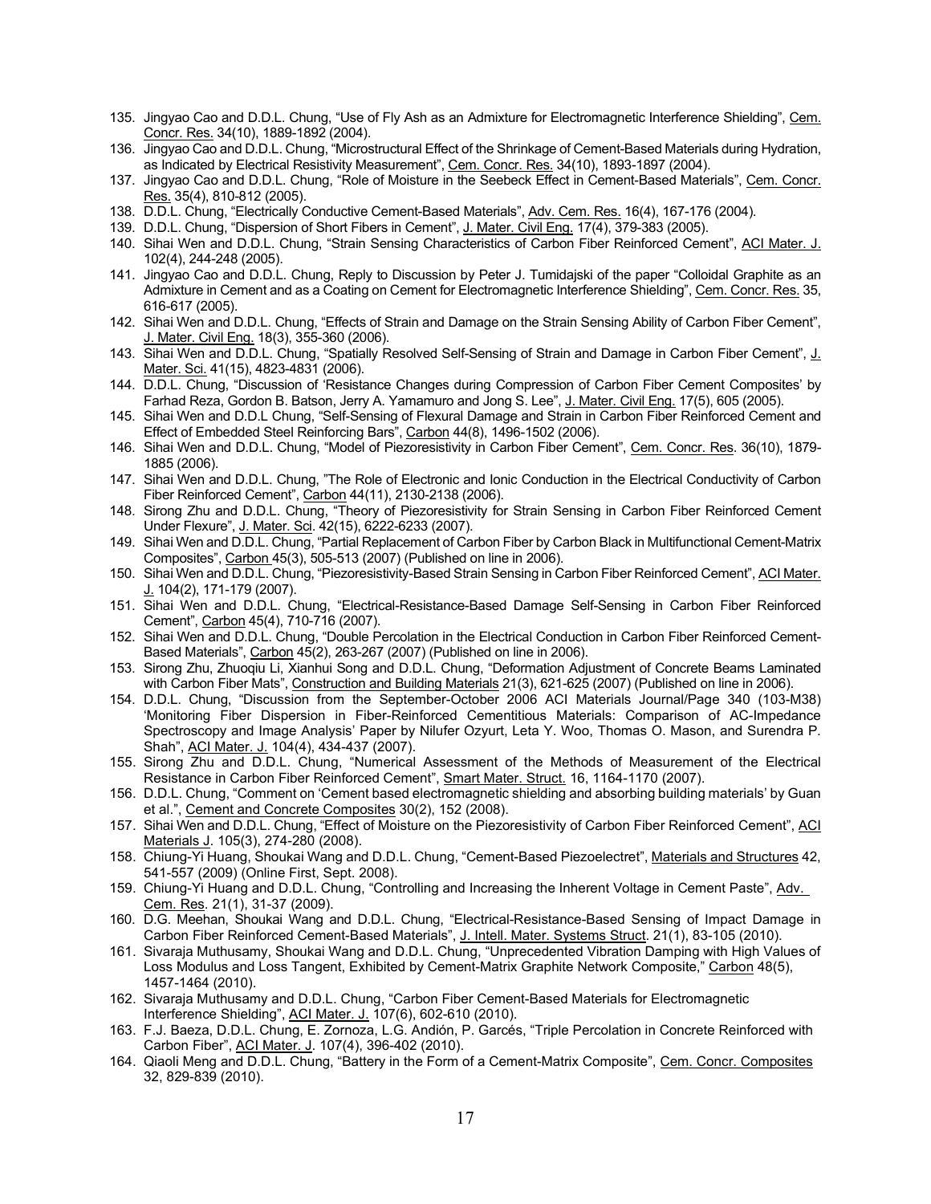135. Jingyao Cao and D.D.L. Chung, "Use of Fly Ash as an Admixture for Electromagnetic Interference Shielding", Cem. Concr. Res. 34(10), 1889-1892 (2004).
136. Jingyao Cao and D.D.L. Chung, "Microstructural Effect of the Shrinkage of Cement-Based Materials during Hydration, as Indicated by Electrical Resistivity Measurement", Cem. Concr. Res. 34(10), 1893-1897 (2004).
137. Jingyao Cao and D.D.L. Chung, "Role of Moisture in the Seebeck Effect in Cement-Based Materials", Cem. Concr. Res. 35(4), 810-812 (2005).
138. D.D.L. Chung, "Electrically Conductive Cement-Based Materials", Adv. Cem. Res. 16(4), 167-176 (2004).
139. D.D.L. Chung, "Dispersion of Short Fibers in Cement", J. Mater. Civil Eng. 17(4), 379-383 (2005).
140. Sihai Wen and D.D.L. Chung, "Strain Sensing Characteristics of Carbon Fiber Reinforced Cement", ACI Mater. J. 102(4), 244-248 (2005).
141. Jingyao Cao and D.D.L. Chung, Reply to Discussion by Peter J. Tumidajski of the paper "Colloidal Graphite as an Admixture in Cement and as a Coating on Cement for Electromagnetic Interference Shielding", Cem. Concr. Res. 35, 616-617 (2005).
142. Sihai Wen and D.D.L. Chung, "Effects of Strain and Damage on the Strain Sensing Ability of Carbon Fiber Cement", J. Mater. Civil Eng. 18(3), 355-360 (2006).
143. Sihai Wen and D.D.L. Chung, "Spatially Resolved Self-Sensing of Strain and Damage in Carbon Fiber Cement", J. Mater. Sci. 41(15), 4823-4831 (2006).
144. D.D.L. Chung, "Discussion of 'Resistance Changes during Compression of Carbon Fiber Cement Composites' by Farhad Reza, Gordon B. Batson, Jerry A. Yamamuro and Jong S. Lee", J. Mater. Civil Eng. 17(5), 605 (2005).
145. Sihai Wen and D.D.L Chung, "Self-Sensing of Flexural Damage and Strain in Carbon Fiber Reinforced Cement and Effect of Embedded Steel Reinforcing Bars", Carbon 44(8), 1496-1502 (2006).
146. Sihai Wen and D.D.L. Chung, "Model of Piezoresistivity in Carbon Fiber Cement", Cem. Concr. Res. 36(10), 1879-1885 (2006).
147. Sihai Wen and D.D.L. Chung, "The Role of Electronic and Ionic Conduction in the Electrical Conductivity of Carbon Fiber Reinforced Cement", Carbon 44(11), 2130-2138 (2006).
148. Sirong Zhu and D.D.L. Chung, "Theory of Piezoresistivity for Strain Sensing in Carbon Fiber Reinforced Cement Under Flexure", J. Mater. Sci. 42(15), 6222-6233 (2007).
149. Sihai Wen and D.D.L. Chung, "Partial Replacement of Carbon Fiber by Carbon Black in Multifunctional Cement-Matrix Composites", Carbon 45(3), 505-513 (2007) (Published on line in 2006).
150. Sihai Wen and D.D.L. Chung, "Piezoresistivity-Based Strain Sensing in Carbon Fiber Reinforced Cement", ACI Mater. J. 104(2), 171-179 (2007).
151. Sihai Wen and D.D.L. Chung, "Electrical-Resistance-Based Damage Self-Sensing in Carbon Fiber Reinforced Cement", Carbon 45(4), 710-716 (2007).
152. Sihai Wen and D.D.L. Chung, "Double Percolation in the Electrical Conduction in Carbon Fiber Reinforced Cement-Based Materials", Carbon 45(2), 263-267 (2007) (Published on line in 2006).
153. Sirong Zhu, Zhuoqiu Li, Xianhui Song and D.D.L. Chung, "Deformation Adjustment of Concrete Beams Laminated with Carbon Fiber Mats", Construction and Building Materials 21(3), 621-625 (2007) (Published on line in 2006).
154. D.D.L. Chung, "Discussion from the September-October 2006 ACI Materials Journal/Page 340 (103-M38) 'Monitoring Fiber Dispersion in Fiber-Reinforced Cementitious Materials: Comparison of AC-Impedance Spectroscopy and Image Analysis' Paper by Nilufer Ozyurt, Leta Y. Woo, Thomas O. Mason, and Surendra P. Shah", ACI Mater. J. 104(4), 434-437 (2007).
155. Sirong Zhu and D.D.L. Chung, "Numerical Assessment of the Methods of Measurement of the Electrical Resistance in Carbon Fiber Reinforced Cement", Smart Mater. Struct. 16, 1164-1170 (2007).
156. D.D.L. Chung, "Comment on 'Cement based electromagnetic shielding and absorbing building materials' by Guan et al.", Cement and Concrete Composites 30(2), 152 (2008).
157. Sihai Wen and D.D.L. Chung, "Effect of Moisture on the Piezoresistivity of Carbon Fiber Reinforced Cement", ACI Materials J. 105(3), 274-280 (2008).
158. Chiung-Yi Huang, Shoukai Wang and D.D.L. Chung, "Cement-Based Piezoelectret", Materials and Structures 42, 541-557 (2009) (Online First, Sept. 2008).
159. Chiung-Yi Huang and D.D.L. Chung, "Controlling and Increasing the Inherent Voltage in Cement Paste", Adv. Cem. Res. 21(1), 31-37 (2009).
160. D.G. Meehan, Shoukai Wang and D.D.L. Chung, "Electrical-Resistance-Based Sensing of Impact Damage in Carbon Fiber Reinforced Cement-Based Materials", J. Intell. Mater. Systems Struct. 21(1), 83-105 (2010).
161. Sivaraja Muthusamy, Shoukai Wang and D.D.L. Chung, "Unprecedented Vibration Damping with High Values of Loss Modulus and Loss Tangent, Exhibited by Cement-Matrix Graphite Network Composite," Carbon 48(5), 1457-1464 (2010).
162. Sivaraja Muthusamy and D.D.L. Chung, "Carbon Fiber Cement-Based Materials for Electromagnetic Interference Shielding", ACI Mater. J. 107(6), 602-610 (2010).
163. F.J. Baeza, D.D.L. Chung, E. Zornoza, L.G. Andión, P. Garcés, "Triple Percolation in Concrete Reinforced with Carbon Fiber", ACI Mater. J. 107(4), 396-402 (2010).
164. Qiaoli Meng and D.D.L. Chung, "Battery in the Form of a Cement-Matrix Composite", Cem. Concr. Composites 32, 829-839 (2010).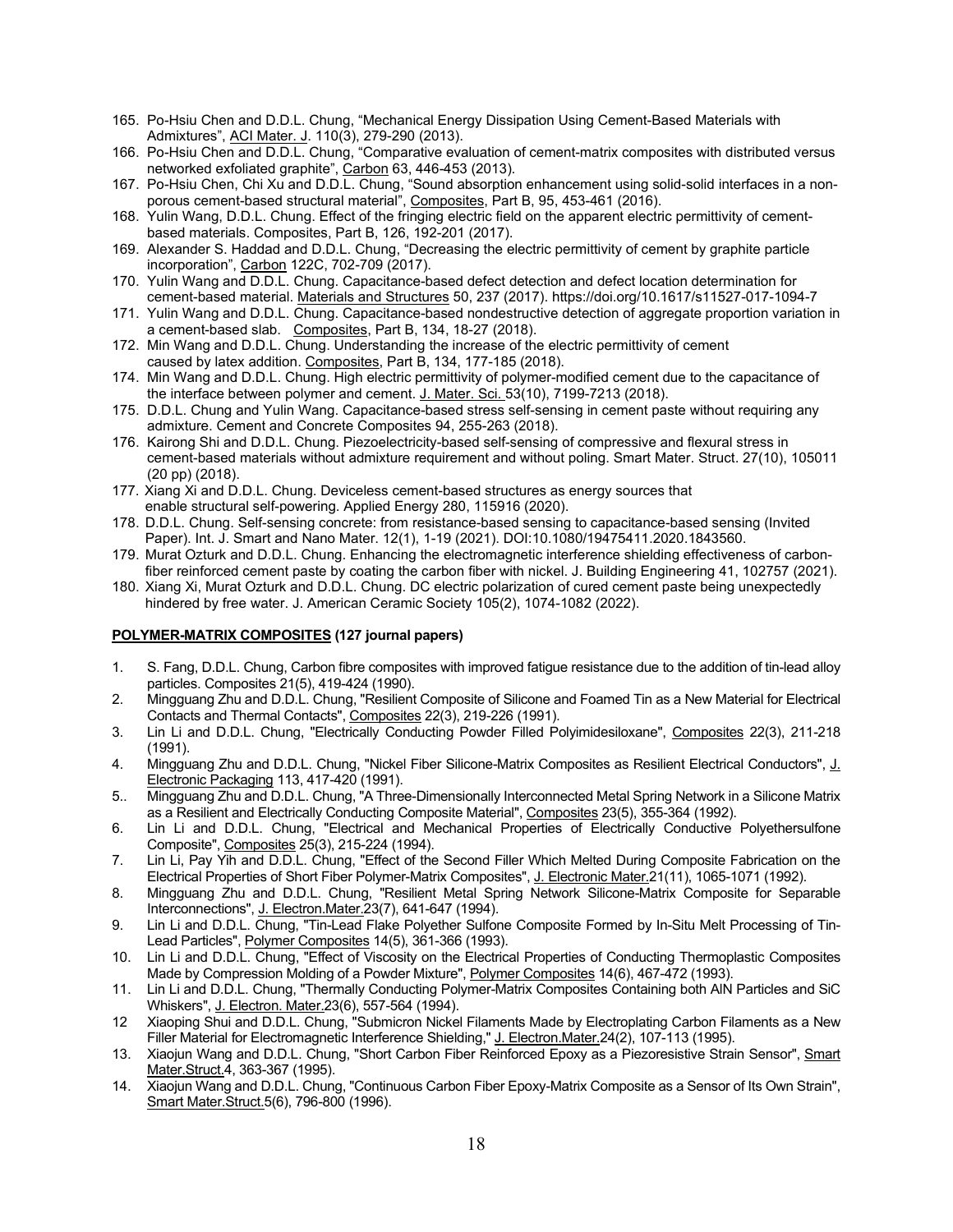165. Po-Hsiu Chen and D.D.L. Chung, “Mechanical Energy Dissipation Using Cement-Based Materials with Admixtures”, ACI Mater. J. 110(3), 279-290 (2013).
166. Po-Hsiu Chen and D.D.L. Chung, “Comparative evaluation of cement-matrix composites with distributed versus networked exfoliated graphite”, Carbon 63, 446-453 (2013).
167. Po-Hsiu Chen, Chi Xu and D.D.L. Chung, “Sound absorption enhancement using solid-solid interfaces in a non-porous cement-based structural material”, Composites, Part B, 95, 453-461 (2016).
168. Yulin Wang, D.D.L. Chung. Effect of the fringing electric field on the apparent electric permittivity of cement-based materials. Composites, Part B, 126, 192-201 (2017).
169. Alexander S. Haddad and D.D.L. Chung, “Decreasing the electric permittivity of cement by graphite particle incorporation”, Carbon 122C, 702-709 (2017).
170. Yulin Wang and D.D.L. Chung. Capacitance-based defect detection and defect location determination for cement-based material. Materials and Structures 50, 237 (2017). https://doi.org/10.1617/s11527-017-1094-7
171. Yulin Wang and D.D.L. Chung. Capacitance-based nondestructive detection of aggregate proportion variation in a cement-based slab. Composites, Part B, 134, 18-27 (2018).
172. Min Wang and D.D.L. Chung. Understanding the increase of the electric permittivity of cement caused by latex addition. Composites, Part B, 134, 177-185 (2018).
174. Min Wang and D.D.L. Chung. High electric permittivity of polymer-modified cement due to the capacitance of the interface between polymer and cement. J. Mater. Sci. 53(10), 7199-7213 (2018).
175. D.D.L. Chung and Yulin Wang. Capacitance-based stress self-sensing in cement paste without requiring any admixture. Cement and Concrete Composites 94, 255-263 (2018).
176. Kairong Shi and D.D.L. Chung. Piezoelectricity-based self-sensing of compressive and flexural stress in cement-based materials without admixture requirement and without poling. Smart Mater. Struct. 27(10), 105011 (20 pp) (2018).
177. Xiang Xi and D.D.L. Chung. Deviceless cement-based structures as energy sources that enable structural self-powering. Applied Energy 280, 115916 (2020).
178. D.D.L. Chung. Self-sensing concrete: from resistance-based sensing to capacitance-based sensing (Invited Paper). Int. J. Smart and Nano Mater. 12(1), 1-19 (2021). DOI:10.1080/19475411.2020.1843560.
179. Murat Ozturk and D.D.L. Chung. Enhancing the electromagnetic interference shielding effectiveness of carbon-fiber reinforced cement paste by coating the carbon fiber with nickel. J. Building Engineering 41, 102757 (2021).
180. Xiang Xi, Murat Ozturk and D.D.L. Chung. DC electric polarization of cured cement paste being unexpectedly hindered by free water. J. American Ceramic Society 105(2), 1074-1082 (2022).

**POLYMER-MATRIX COMPOSITES (127 journal papers)**

1. S. Fang, D.D.L. Chung, Carbon fibre composites with improved fatigue resistance due to the addition of tin-lead alloy particles. Composites 21(5), 419-424 (1990).
2. Mingguang Zhu and D.D.L. Chung, "Resilient Composite of Silicone and Foamed Tin as a New Material for Electrical Contacts and Thermal Contacts", Composites 22(3), 219-226 (1991).
3. Lin Li and D.D.L. Chung, "Electrically Conducting Powder Filled Polyimidesiloxane", Composites 22(3), 211-218 (1991).
4. Mingguang Zhu and D.D.L. Chung, "Nickel Fiber Silicone-Matrix Composites as Resilient Electrical Conductors", J. Electronic Packaging 113, 417-420 (1991).
5.. Mingguang Zhu and D.D.L. Chung, "A Three-Dimensionally Interconnected Metal Spring Network in a Silicone Matrix as a Resilient and Electrically Conducting Composite Material", Composites 23(5), 355-364 (1992).
6. Lin Li and D.D.L. Chung, "Electrical and Mechanical Properties of Electrically Conductive Polyethersulfone Composite", Composites 25(3), 215-224 (1994).
7. Lin Li, Pay Yih and D.D.L. Chung, "Effect of the Second Filler Which Melted During Composite Fabrication on the Electrical Properties of Short Fiber Polymer-Matrix Composites", J. Electronic Mater.21(11), 1065-1071 (1992).
8. Mingguang Zhu and D.D.L. Chung, "Resilient Metal Spring Network Silicone-Matrix Composite for Separable Interconnections", J. Electron.Mater.23(7), 641-647 (1994).
9. Lin Li and D.D.L. Chung, "Tin-Lead Flake Polyether Sulfone Composite Formed by In-Situ Melt Processing of Tin-Lead Particles", Polymer Composites 14(5), 361-366 (1993).
10. Lin Li and D.D.L. Chung, "Effect of Viscosity on the Electrical Properties of Conducting Thermoplastic Composites Made by Compression Molding of a Powder Mixture", Polymer Composites 14(6), 467-472 (1993).
11. Lin Li and D.D.L. Chung, "Thermally Conducting Polymer-Matrix Composites Containing both AlN Particles and SiC Whiskers", J. Electron. Mater.23(6), 557-564 (1994).
12 Xiaoping Shui and D.D.L. Chung, "Submicron Nickel Filaments Made by Electroplating Carbon Filaments as a New Filler Material for Electromagnetic Interference Shielding," J. Electron.Mater.24(2), 107-113 (1995).
13. Xiaojun Wang and D.D.L. Chung, "Short Carbon Fiber Reinforced Epoxy as a Piezoresistive Strain Sensor", Smart Mater.Struct.4, 363-367 (1995).
14. Xiaojun Wang and D.D.L. Chung, "Continuous Carbon Fiber Epoxy-Matrix Composite as a Sensor of Its Own Strain", Smart Mater.Struct.5(6), 796-800 (1996).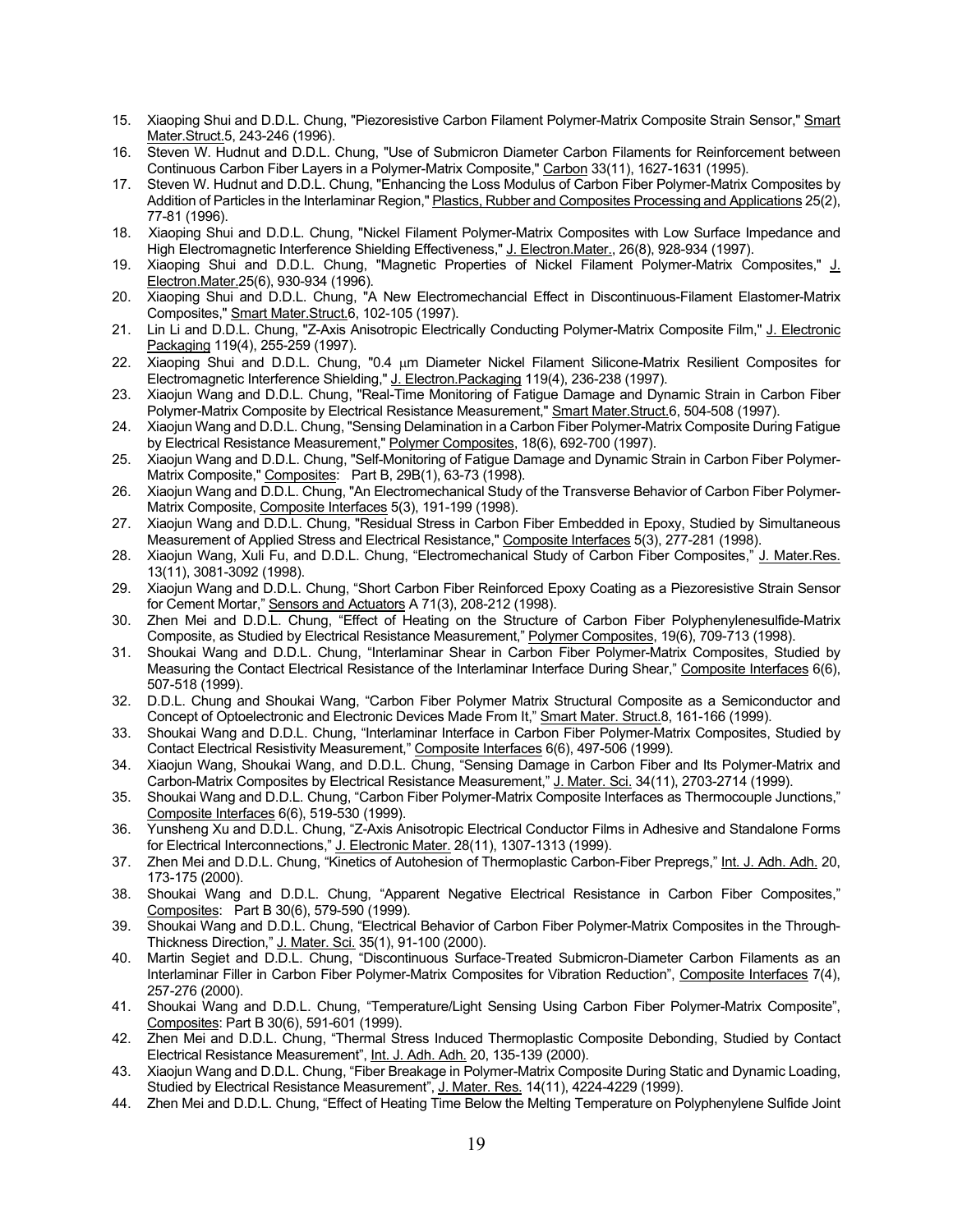15. Xiaoping Shui and D.D.L. Chung, "Piezoresistive Carbon Filament Polymer-Matrix Composite Strain Sensor," Smart Mater.Struct.5, 243-246 (1996).
16. Steven W. Hudnut and D.D.L. Chung, "Use of Submicron Diameter Carbon Filaments for Reinforcement between Continuous Carbon Fiber Layers in a Polymer-Matrix Composite," Carbon 33(11), 1627-1631 (1995).
17. Steven W. Hudnut and D.D.L. Chung, "Enhancing the Loss Modulus of Carbon Fiber Polymer-Matrix Composites by Addition of Particles in the Interlaminar Region," Plastics, Rubber and Composites Processing and Applications 25(2), 77-81 (1996).
18. Xiaoping Shui and D.D.L. Chung, "Nickel Filament Polymer-Matrix Composites with Low Surface Impedance and High Electromagnetic Interference Shielding Effectiveness," J. Electron.Mater., 26(8), 928-934 (1997).
19. Xiaoping Shui and D.D.L. Chung, "Magnetic Properties of Nickel Filament Polymer-Matrix Composites," J. Electron.Mater.25(6), 930-934 (1996).
20. Xiaoping Shui and D.D.L. Chung, "A New Electromechancial Effect in Discontinuous-Filament Elastomer-Matrix Composites," Smart Mater.Struct.6, 102-105 (1997).
21. Lin Li and D.D.L. Chung, "Z-Axis Anisotropic Electrically Conducting Polymer-Matrix Composite Film," J. Electronic Packaging 119(4), 255-259 (1997).
22. Xiaoping Shui and D.D.L. Chung, "0.4 μm Diameter Nickel Filament Silicone-Matrix Resilient Composites for Electromagnetic Interference Shielding," J. Electron.Packaging 119(4), 236-238 (1997).
23. Xiaojun Wang and D.D.L. Chung, "Real-Time Monitoring of Fatigue Damage and Dynamic Strain in Carbon Fiber Polymer-Matrix Composite by Electrical Resistance Measurement," Smart Mater.Struct.6, 504-508 (1997).
24. Xiaojun Wang and D.D.L. Chung, "Sensing Delamination in a Carbon Fiber Polymer-Matrix Composite During Fatigue by Electrical Resistance Measurement," Polymer Composites, 18(6), 692-700 (1997).
25. Xiaojun Wang and D.D.L. Chung, "Self-Monitoring of Fatigue Damage and Dynamic Strain in Carbon Fiber Polymer-Matrix Composite," Composites: Part B, 29B(1), 63-73 (1998).
26. Xiaojun Wang and D.D.L. Chung, "An Electromechanical Study of the Transverse Behavior of Carbon Fiber Polymer-Matrix Composite, Composite Interfaces 5(3), 191-199 (1998).
27. Xiaojun Wang and D.D.L. Chung, "Residual Stress in Carbon Fiber Embedded in Epoxy, Studied by Simultaneous Measurement of Applied Stress and Electrical Resistance," Composite Interfaces 5(3), 277-281 (1998).
28. Xiaojun Wang, Xuli Fu, and D.D.L. Chung, "Electromechanical Study of Carbon Fiber Composites," J. Mater.Res. 13(11), 3081-3092 (1998).
29. Xiaojun Wang and D.D.L. Chung, "Short Carbon Fiber Reinforced Epoxy Coating as a Piezoresistive Strain Sensor for Cement Mortar," Sensors and Actuators A 71(3), 208-212 (1998).
30. Zhen Mei and D.D.L. Chung, "Effect of Heating on the Structure of Carbon Fiber Polyphenylenesulfide-Matrix Composite, as Studied by Electrical Resistance Measurement," Polymer Composites, 19(6), 709-713 (1998).
31. Shoukai Wang and D.D.L. Chung, "Interlaminar Shear in Carbon Fiber Polymer-Matrix Composites, Studied by Measuring the Contact Electrical Resistance of the Interlaminar Interface During Shear," Composite Interfaces 6(6), 507-518 (1999).
32. D.D.L. Chung and Shoukai Wang, "Carbon Fiber Polymer Matrix Structural Composite as a Semiconductor and Concept of Optoelectronic and Electronic Devices Made From It," Smart Mater. Struct.8, 161-166 (1999).
33. Shoukai Wang and D.D.L. Chung, "Interlaminar Interface in Carbon Fiber Polymer-Matrix Composites, Studied by Contact Electrical Resistivity Measurement," Composite Interfaces 6(6), 497-506 (1999).
34. Xiaojun Wang, Shoukai Wang, and D.D.L. Chung, "Sensing Damage in Carbon Fiber and Its Polymer-Matrix and Carbon-Matrix Composites by Electrical Resistance Measurement," J. Mater. Sci. 34(11), 2703-2714 (1999).
35. Shoukai Wang and D.D.L. Chung, "Carbon Fiber Polymer-Matrix Composite Interfaces as Thermocouple Junctions," Composite Interfaces 6(6), 519-530 (1999).
36. Yunsheng Xu and D.D.L. Chung, "Z-Axis Anisotropic Electrical Conductor Films in Adhesive and Standalone Forms for Electrical Interconnections," J. Electronic Mater. 28(11), 1307-1313 (1999).
37. Zhen Mei and D.D.L. Chung, "Kinetics of Autohesion of Thermoplastic Carbon-Fiber Prepregs," Int. J. Adh. Adh. 20, 173-175 (2000).
38. Shoukai Wang and D.D.L. Chung, "Apparent Negative Electrical Resistance in Carbon Fiber Composites," Composites: Part B 30(6), 579-590 (1999).
39. Shoukai Wang and D.D.L. Chung, "Electrical Behavior of Carbon Fiber Polymer-Matrix Composites in the Through-Thickness Direction," J. Mater. Sci. 35(1), 91-100 (2000).
40. Martin Segiet and D.D.L. Chung, "Discontinuous Surface-Treated Submicron-Diameter Carbon Filaments as an Interlaminar Filler in Carbon Fiber Polymer-Matrix Composites for Vibration Reduction", Composite Interfaces 7(4), 257-276 (2000).
41. Shoukai Wang and D.D.L. Chung, "Temperature/Light Sensing Using Carbon Fiber Polymer-Matrix Composite", Composites: Part B 30(6), 591-601 (1999).
42. Zhen Mei and D.D.L. Chung, "Thermal Stress Induced Thermoplastic Composite Debonding, Studied by Contact Electrical Resistance Measurement", Int. J. Adh. Adh. 20, 135-139 (2000).
43. Xiaojun Wang and D.D.L. Chung, "Fiber Breakage in Polymer-Matrix Composite During Static and Dynamic Loading, Studied by Electrical Resistance Measurement", J. Mater. Res. 14(11), 4224-4229 (1999).
44. Zhen Mei and D.D.L. Chung, "Effect of Heating Time Below the Melting Temperature on Polyphenylene Sulfide Joint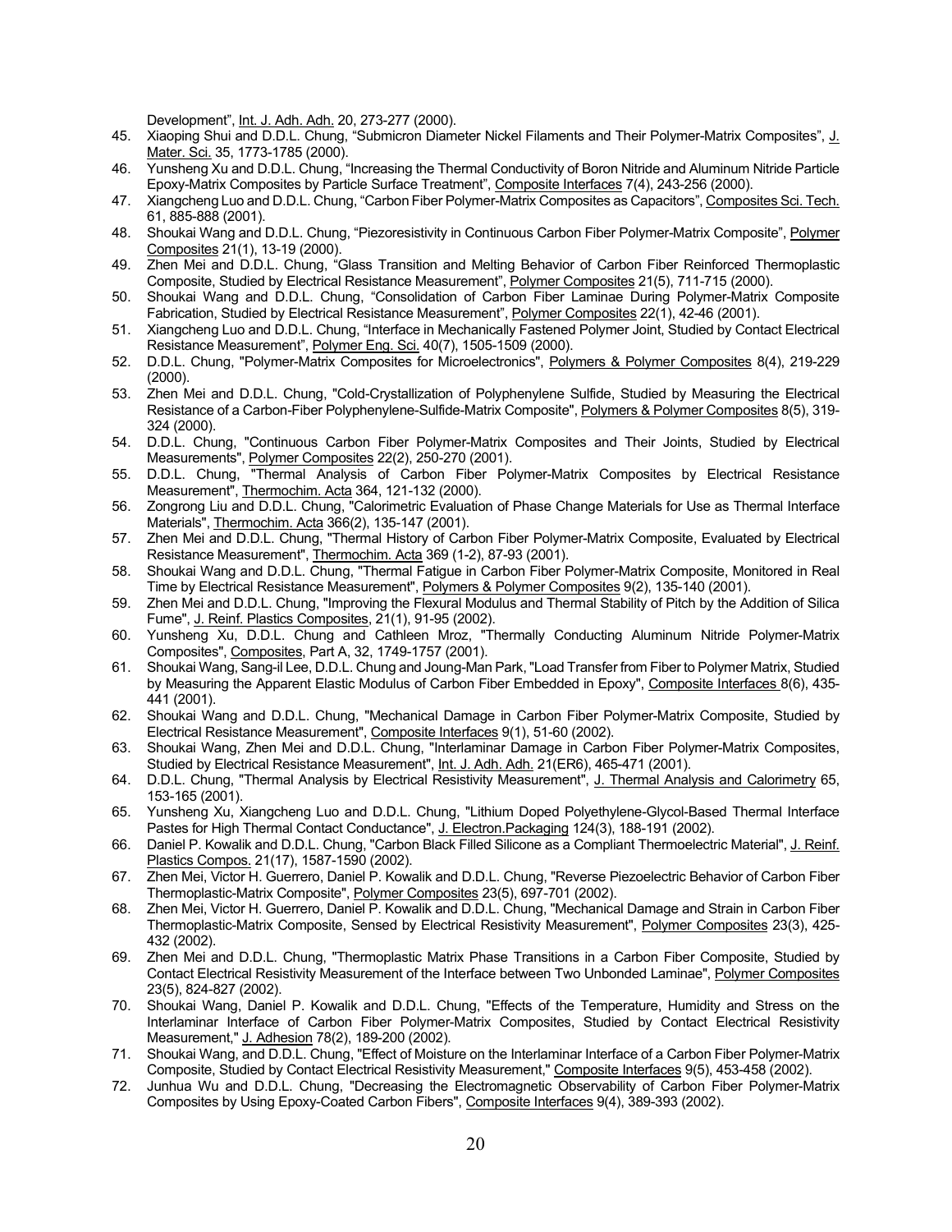Development", Int. J. Adh. Adh. 20, 273-277 (2000).

45. Xiaoping Shui and D.D.L. Chung, "Submicron Diameter Nickel Filaments and Their Polymer-Matrix Composites", J. Mater. Sci. 35, 1773-1785 (2000).
46. Yunsheng Xu and D.D.L. Chung, "Increasing the Thermal Conductivity of Boron Nitride and Aluminum Nitride Particle Epoxy-Matrix Composites by Particle Surface Treatment", Composite Interfaces 7(4), 243-256 (2000).
47. Xiangcheng Luo and D.D.L. Chung, "Carbon Fiber Polymer-Matrix Composites as Capacitors", Composites Sci. Tech. 61, 885-888 (2001).
48. Shoukai Wang and D.D.L. Chung, "Piezoresistivity in Continuous Carbon Fiber Polymer-Matrix Composite", Polymer Composites 21(1), 13-19 (2000).
49. Zhen Mei and D.D.L. Chung, "Glass Transition and Melting Behavior of Carbon Fiber Reinforced Thermoplastic Composite, Studied by Electrical Resistance Measurement", Polymer Composites 21(5), 711-715 (2000).
50. Shoukai Wang and D.D.L. Chung, "Consolidation of Carbon Fiber Laminae During Polymer-Matrix Composite Fabrication, Studied by Electrical Resistance Measurement", Polymer Composites 22(1), 42-46 (2001).
51. Xiangcheng Luo and D.D.L. Chung, "Interface in Mechanically Fastened Polymer Joint, Studied by Contact Electrical Resistance Measurement", Polymer Eng. Sci. 40(7), 1505-1509 (2000).
52. D.D.L. Chung, "Polymer-Matrix Composites for Microelectronics", Polymers & Polymer Composites 8(4), 219-229 (2000).
53. Zhen Mei and D.D.L. Chung, "Cold-Crystallization of Polyphenylene Sulfide, Studied by Measuring the Electrical Resistance of a Carbon-Fiber Polyphenylene-Sulfide-Matrix Composite", Polymers & Polymer Composites 8(5), 319-324 (2000).
54. D.D.L. Chung, "Continuous Carbon Fiber Polymer-Matrix Composites and Their Joints, Studied by Electrical Measurements", Polymer Composites 22(2), 250-270 (2001).
55. D.D.L. Chung, "Thermal Analysis of Carbon Fiber Polymer-Matrix Composites by Electrical Resistance Measurement", Thermochim. Acta 364, 121-132 (2000).
56. Zongrong Liu and D.D.L. Chung, "Calorimetric Evaluation of Phase Change Materials for Use as Thermal Interface Materials", Thermochim. Acta 366(2), 135-147 (2001).
57. Zhen Mei and D.D.L. Chung, "Thermal History of Carbon Fiber Polymer-Matrix Composite, Evaluated by Electrical Resistance Measurement", Thermochim. Acta 369 (1-2), 87-93 (2001).
58. Shoukai Wang and D.D.L. Chung, "Thermal Fatigue in Carbon Fiber Polymer-Matrix Composite, Monitored in Real Time by Electrical Resistance Measurement", Polymers & Polymer Composites 9(2), 135-140 (2001).
59. Zhen Mei and D.D.L. Chung, "Improving the Flexural Modulus and Thermal Stability of Pitch by the Addition of Silica Fume", J. Reinf. Plastics Composites, 21(1), 91-95 (2002).
60. Yunsheng Xu, D.D.L. Chung and Cathleen Mroz, "Thermally Conducting Aluminum Nitride Polymer-Matrix Composites", Composites, Part A, 32, 1749-1757 (2001).
61. Shoukai Wang, Sang-il Lee, D.D.L. Chung and Joung-Man Park, "Load Transfer from Fiber to Polymer Matrix, Studied by Measuring the Apparent Elastic Modulus of Carbon Fiber Embedded in Epoxy", Composite Interfaces 8(6), 435-441 (2001).
62. Shoukai Wang and D.D.L. Chung, "Mechanical Damage in Carbon Fiber Polymer-Matrix Composite, Studied by Electrical Resistance Measurement", Composite Interfaces 9(1), 51-60 (2002).
63. Shoukai Wang, Zhen Mei and D.D.L. Chung, "Interlaminar Damage in Carbon Fiber Polymer-Matrix Composites, Studied by Electrical Resistance Measurement", Int. J. Adh. Adh. 21(ER6), 465-471 (2001).
64. D.D.L. Chung, "Thermal Analysis by Electrical Resistivity Measurement", J. Thermal Analysis and Calorimetry 65, 153-165 (2001).
65. Yunsheng Xu, Xiangcheng Luo and D.D.L. Chung, "Lithium Doped Polyethylene-Glycol-Based Thermal Interface Pastes for High Thermal Contact Conductance", J. Electron.Packaging 124(3), 188-191 (2002).
66. Daniel P. Kowalik and D.D.L. Chung, "Carbon Black Filled Silicone as a Compliant Thermoelectric Material", J. Reinf. Plastics Compos. 21(17), 1587-1590 (2002).
67. Zhen Mei, Victor H. Guerrero, Daniel P. Kowalik and D.D.L. Chung, "Reverse Piezoelectric Behavior of Carbon Fiber Thermoplastic-Matrix Composite", Polymer Composites 23(5), 697-701 (2002).
68. Zhen Mei, Victor H. Guerrero, Daniel P. Kowalik and D.D.L. Chung, "Mechanical Damage and Strain in Carbon Fiber Thermoplastic-Matrix Composite, Sensed by Electrical Resistivity Measurement", Polymer Composites 23(3), 425-432 (2002).
69. Zhen Mei and D.D.L. Chung, "Thermoplastic Matrix Phase Transitions in a Carbon Fiber Composite, Studied by Contact Electrical Resistivity Measurement of the Interface between Two Unbonded Laminae", Polymer Composites 23(5), 824-827 (2002).
70. Shoukai Wang, Daniel P. Kowalik and D.D.L. Chung, "Effects of the Temperature, Humidity and Stress on the Interlaminar Interface of Carbon Fiber Polymer-Matrix Composites, Studied by Contact Electrical Resistivity Measurement," J. Adhesion 78(2), 189-200 (2002).
71. Shoukai Wang, and D.D.L. Chung, "Effect of Moisture on the Interlaminar Interface of a Carbon Fiber Polymer-Matrix Composite, Studied by Contact Electrical Resistivity Measurement," Composite Interfaces 9(5), 453-458 (2002).
72. Junhua Wu and D.D.L. Chung, "Decreasing the Electromagnetic Observability of Carbon Fiber Polymer-Matrix Composites by Using Epoxy-Coated Carbon Fibers", Composite Interfaces 9(4), 389-393 (2002).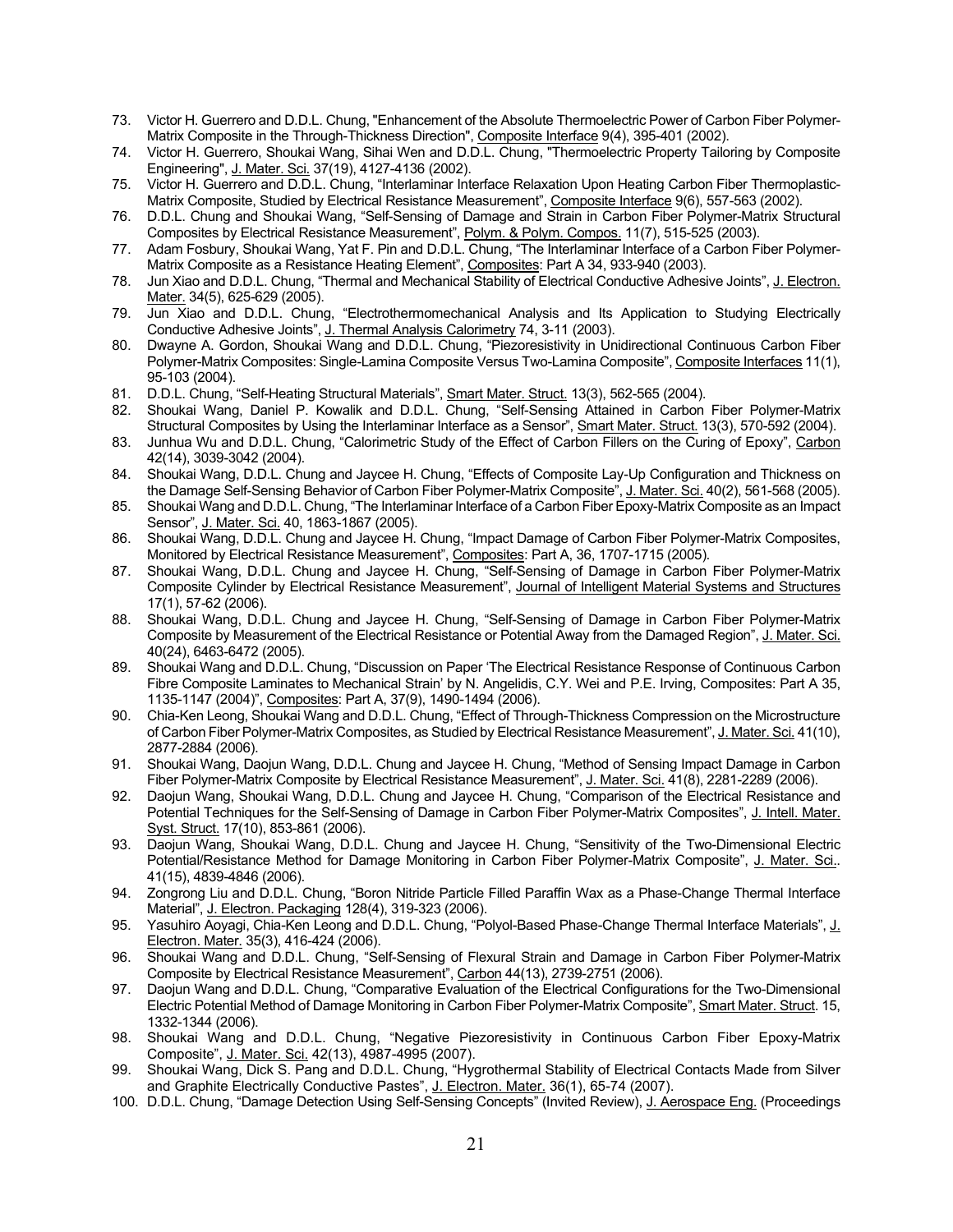73. Victor H. Guerrero and D.D.L. Chung, "Enhancement of the Absolute Thermoelectric Power of Carbon Fiber Polymer-Matrix Composite in the Through-Thickness Direction", Composite Interface 9(4), 395-401 (2002).
74. Victor H. Guerrero, Shoukai Wang, Sihai Wen and D.D.L. Chung, "Thermoelectric Property Tailoring by Composite Engineering", J. Mater. Sci. 37(19), 4127-4136 (2002).
75. Victor H. Guerrero and D.D.L. Chung, "Interlaminar Interface Relaxation Upon Heating Carbon Fiber Thermoplastic-Matrix Composite, Studied by Electrical Resistance Measurement", Composite Interface 9(6), 557-563 (2002).
76. D.D.L. Chung and Shoukai Wang, "Self-Sensing of Damage and Strain in Carbon Fiber Polymer-Matrix Structural Composites by Electrical Resistance Measurement", Polym. & Polym. Compos. 11(7), 515-525 (2003).
77. Adam Fosbury, Shoukai Wang, Yat F. Pin and D.D.L. Chung, "The Interlaminar Interface of a Carbon Fiber Polymer-Matrix Composite as a Resistance Heating Element", Composites: Part A 34, 933-940 (2003).
78. Jun Xiao and D.D.L. Chung, "Thermal and Mechanical Stability of Electrical Conductive Adhesive Joints", J. Electron. Mater. 34(5), 625-629 (2005).
79. Jun Xiao and D.D.L. Chung, "Electrothermomechanical Analysis and Its Application to Studying Electrically Conductive Adhesive Joints", J. Thermal Analysis Calorimetry 74, 3-11 (2003).
80. Dwayne A. Gordon, Shoukai Wang and D.D.L. Chung, "Piezoresistivity in Unidirectional Continuous Carbon Fiber Polymer-Matrix Composites: Single-Lamina Composite Versus Two-Lamina Composite", Composite Interfaces 11(1), 95-103 (2004).
81. D.D.L. Chung, "Self-Heating Structural Materials", Smart Mater. Struct. 13(3), 562-565 (2004).
82. Shoukai Wang, Daniel P. Kowalik and D.D.L. Chung, "Self-Sensing Attained in Carbon Fiber Polymer-Matrix Structural Composites by Using the Interlaminar Interface as a Sensor", Smart Mater. Struct. 13(3), 570-592 (2004).
83. Junhua Wu and D.D.L. Chung, "Calorimetric Study of the Effect of Carbon Fillers on the Curing of Epoxy", Carbon 42(14), 3039-3042 (2004).
84. Shoukai Wang, D.D.L. Chung and Jaycee H. Chung, "Effects of Composite Lay-Up Configuration and Thickness on the Damage Self-Sensing Behavior of Carbon Fiber Polymer-Matrix Composite", J. Mater. Sci. 40(2), 561-568 (2005).
85. Shoukai Wang and D.D.L. Chung, "The Interlaminar Interface of a Carbon Fiber Epoxy-Matrix Composite as an Impact Sensor", J. Mater. Sci. 40, 1863-1867 (2005).
86. Shoukai Wang, D.D.L. Chung and Jaycee H. Chung, "Impact Damage of Carbon Fiber Polymer-Matrix Composites, Monitored by Electrical Resistance Measurement", Composites: Part A, 36, 1707-1715 (2005).
87. Shoukai Wang, D.D.L. Chung and Jaycee H. Chung, "Self-Sensing of Damage in Carbon Fiber Polymer-Matrix Composite Cylinder by Electrical Resistance Measurement", Journal of Intelligent Material Systems and Structures 17(1), 57-62 (2006).
88. Shoukai Wang, D.D.L. Chung and Jaycee H. Chung, "Self-Sensing of Damage in Carbon Fiber Polymer-Matrix Composite by Measurement of the Electrical Resistance or Potential Away from the Damaged Region", J. Mater. Sci. 40(24), 6463-6472 (2005).
89. Shoukai Wang and D.D.L. Chung, "Discussion on Paper 'The Electrical Resistance Response of Continuous Carbon Fibre Composite Laminates to Mechanical Strain' by N. Angelidis, C.Y. Wei and P.E. Irving, Composites: Part A 35, 1135-1147 (2004)", Composites: Part A, 37(9), 1490-1494 (2006).
90. Chia-Ken Leong, Shoukai Wang and D.D.L. Chung, "Effect of Through-Thickness Compression on the Microstructure of Carbon Fiber Polymer-Matrix Composites, as Studied by Electrical Resistance Measurement", J. Mater. Sci. 41(10), 2877-2884 (2006).
91. Shoukai Wang, Daojun Wang, D.D.L. Chung and Jaycee H. Chung, "Method of Sensing Impact Damage in Carbon Fiber Polymer-Matrix Composite by Electrical Resistance Measurement", J. Mater. Sci. 41(8), 2281-2289 (2006).
92. Daojun Wang, Shoukai Wang, D.D.L. Chung and Jaycee H. Chung, "Comparison of the Electrical Resistance and Potential Techniques for the Self-Sensing of Damage in Carbon Fiber Polymer-Matrix Composites", J. Intell. Mater. Syst. Struct. 17(10), 853-861 (2006).
93. Daojun Wang, Shoukai Wang, D.D.L. Chung and Jaycee H. Chung, "Sensitivity of the Two-Dimensional Electric Potential/Resistance Method for Damage Monitoring in Carbon Fiber Polymer-Matrix Composite", J. Mater. Sci.. 41(15), 4839-4846 (2006).
94. Zongrong Liu and D.D.L. Chung, "Boron Nitride Particle Filled Paraffin Wax as a Phase-Change Thermal Interface Material", J. Electron. Packaging 128(4), 319-323 (2006).
95. Yasuhiro Aoyagi, Chia-Ken Leong and D.D.L. Chung, "Polyol-Based Phase-Change Thermal Interface Materials", J. Electron. Mater. 35(3), 416-424 (2006).
96. Shoukai Wang and D.D.L. Chung, "Self-Sensing of Flexural Strain and Damage in Carbon Fiber Polymer-Matrix Composite by Electrical Resistance Measurement", Carbon 44(13), 2739-2751 (2006).
97. Daojun Wang and D.D.L. Chung, "Comparative Evaluation of the Electrical Configurations for the Two-Dimensional Electric Potential Method of Damage Monitoring in Carbon Fiber Polymer-Matrix Composite", Smart Mater. Struct. 15, 1332-1344 (2006).
98. Shoukai Wang and D.D.L. Chung, "Negative Piezoresistivity in Continuous Carbon Fiber Epoxy-Matrix Composite", J. Mater. Sci. 42(13), 4987-4995 (2007).
99. Shoukai Wang, Dick S. Pang and D.D.L. Chung, "Hygrothermal Stability of Electrical Contacts Made from Silver and Graphite Electrically Conductive Pastes", J. Electron. Mater. 36(1), 65-74 (2007).
100. D.D.L. Chung, "Damage Detection Using Self-Sensing Concepts" (Invited Review), J. Aerospace Eng. (Proceedings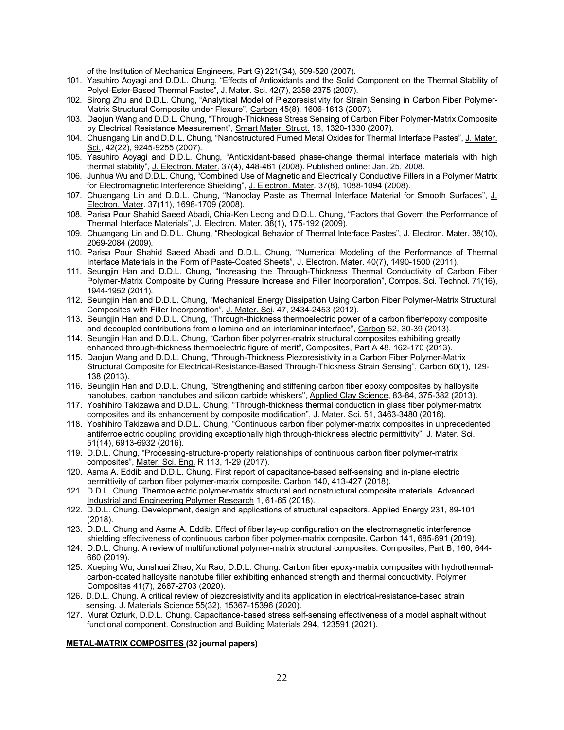of the Institution of Mechanical Engineers, Part G) 221(G4), 509-520 (2007).

101. Yasuhiro Aoyagi and D.D.L. Chung, "Effects of Antioxidants and the Solid Component on the Thermal Stability of Polyol-Ester-Based Thermal Pastes", J. Mater. Sci. 42(7), 2358-2375 (2007).
102. Sirong Zhu and D.D.L. Chung, "Analytical Model of Piezoresistivity for Strain Sensing in Carbon Fiber Polymer-Matrix Structural Composite under Flexure", Carbon 45(8), 1606-1613 (2007).
103. Daojun Wang and D.D.L. Chung, "Through-Thickness Stress Sensing of Carbon Fiber Polymer-Matrix Composite by Electrical Resistance Measurement", Smart Mater. Struct. 16, 1320-1330 (2007).
104. Chuangang Lin and D.D.L. Chung, "Nanostructured Fumed Metal Oxides for Thermal Interface Pastes", J. Mater. Sci., 42(22), 9245-9255 (2007).
105. Yasuhiro Aoyagi and D.D.L. Chung, "Antioxidant-based phase-change thermal interface materials with high thermal stability", J. Electron. Mater. 37(4), 448-461 (2008). Published online: Jan. 25, 2008.
106. Junhua Wu and D.D.L. Chung, "Combined Use of Magnetic and Electrically Conductive Fillers in a Polymer Matrix for Electromagnetic Interference Shielding", J. Electron. Mater. 37(8), 1088-1094 (2008).
107. Chuangang Lin and D.D.L. Chung, "Nanoclay Paste as Thermal Interface Material for Smooth Surfaces", J. Electron. Mater. 37(11), 1698-1709 (2008).
108. Parisa Pour Shahid Saeed Abadi, Chia-Ken Leong and D.D.L. Chung, "Factors that Govern the Performance of Thermal Interface Materials", J. Electron. Mater. 38(1), 175-192 (2009).
109. Chuangang Lin and D.D.L. Chung, "Rheological Behavior of Thermal Interface Pastes", J. Electron. Mater. 38(10), 2069-2084 (2009).
110. Parisa Pour Shahid Saeed Abadi and D.D.L. Chung, "Numerical Modeling of the Performance of Thermal Interface Materials in the Form of Paste-Coated Sheets", J. Electron. Mater. 40(7), 1490-1500 (2011).
111. Seungjin Han and D.D.L. Chung, "Increasing the Through-Thickness Thermal Conductivity of Carbon Fiber Polymer-Matrix Composite by Curing Pressure Increase and Filler Incorporation", Compos. Sci. Technol. 71(16), 1944-1952 (2011).
112. Seungjin Han and D.D.L. Chung, "Mechanical Energy Dissipation Using Carbon Fiber Polymer-Matrix Structural Composites with Filler Incorporation", J. Mater. Sci. 47, 2434-2453 (2012).
113. Seungjin Han and D.D.L. Chung, "Through-thickness thermoelectric power of a carbon fiber/epoxy composite and decoupled contributions from a lamina and an interlaminar interface", Carbon 52, 30-39 (2013).
114. Seungjin Han and D.D.L. Chung, "Carbon fiber polymer-matrix structural composites exhibiting greatly enhanced through-thickness thermoelectric figure of merit", Composites, Part A 48, 162-170 (2013).
115. Daojun Wang and D.D.L. Chung, "Through-Thickness Piezoresistivity in a Carbon Fiber Polymer-Matrix Structural Composite for Electrical-Resistance-Based Through-Thickness Strain Sensing", Carbon 60(1), 129-138 (2013).
116. Seungjin Han and D.D.L. Chung, "Strengthening and stiffening carbon fiber epoxy composites by halloysite nanotubes, carbon nanotubes and silicon carbide whiskers", Applied Clay Science, 83-84, 375-382 (2013).
117. Yoshihiro Takizawa and D.D.L. Chung, "Through-thickness thermal conduction in glass fiber polymer-matrix composites and its enhancement by composite modification", J. Mater. Sci. 51, 3463-3480 (2016).
118. Yoshihiro Takizawa and D.D.L. Chung, "Continuous carbon fiber polymer-matrix composites in unprecedented antiferroelectric coupling providing exceptionally high through-thickness electric permittivity", J. Mater. Sci. 51(14), 6913-6932 (2016).
119. D.D.L. Chung, "Processing-structure-property relationships of continuous carbon fiber polymer-matrix composites", Mater. Sci. Eng. R 113, 1-29 (2017).
120. Asma A. Eddib and D.D.L. Chung. First report of capacitance-based self-sensing and in-plane electric permittivity of carbon fiber polymer-matrix composite. Carbon 140, 413-427 (2018).
121. D.D.L. Chung. Thermoelectric polymer-matrix structural and nonstructural composite materials. Advanced Industrial and Engineering Polymer Research 1, 61-65 (2018).
122. D.D.L. Chung. Development, design and applications of structural capacitors. Applied Energy 231, 89-101 (2018).
123. D.D.L. Chung and Asma A. Eddib. Effect of fiber lay-up configuration on the electromagnetic interference shielding effectiveness of continuous carbon fiber polymer-matrix composite. Carbon 141, 685-691 (2019).
124. D.D.L. Chung. A review of multifunctional polymer-matrix structural composites. Composites, Part B, 160, 644-660 (2019).
125. Xueping Wu, Junshuai Zhao, Xu Rao, D.D.L. Chung. Carbon fiber epoxy-matrix composites with hydrothermal-carbon-coated halloysite nanotube filler exhibiting enhanced strength and thermal conductivity. Polymer Composites 41(7), 2687-2703 (2020).
126. D.D.L. Chung. A critical review of piezoresistivity and its application in electrical-resistance-based strain sensing. J. Materials Science 55(32), 15367-15396 (2020).
127. Murat Ozturk, D.D.L. Chung. Capacitance-based stress self-sensing effectiveness of a model asphalt without functional component. Construction and Building Materials 294, 123591 (2021).

**METAL-MATRIX COMPOSITES (32 journal papers)**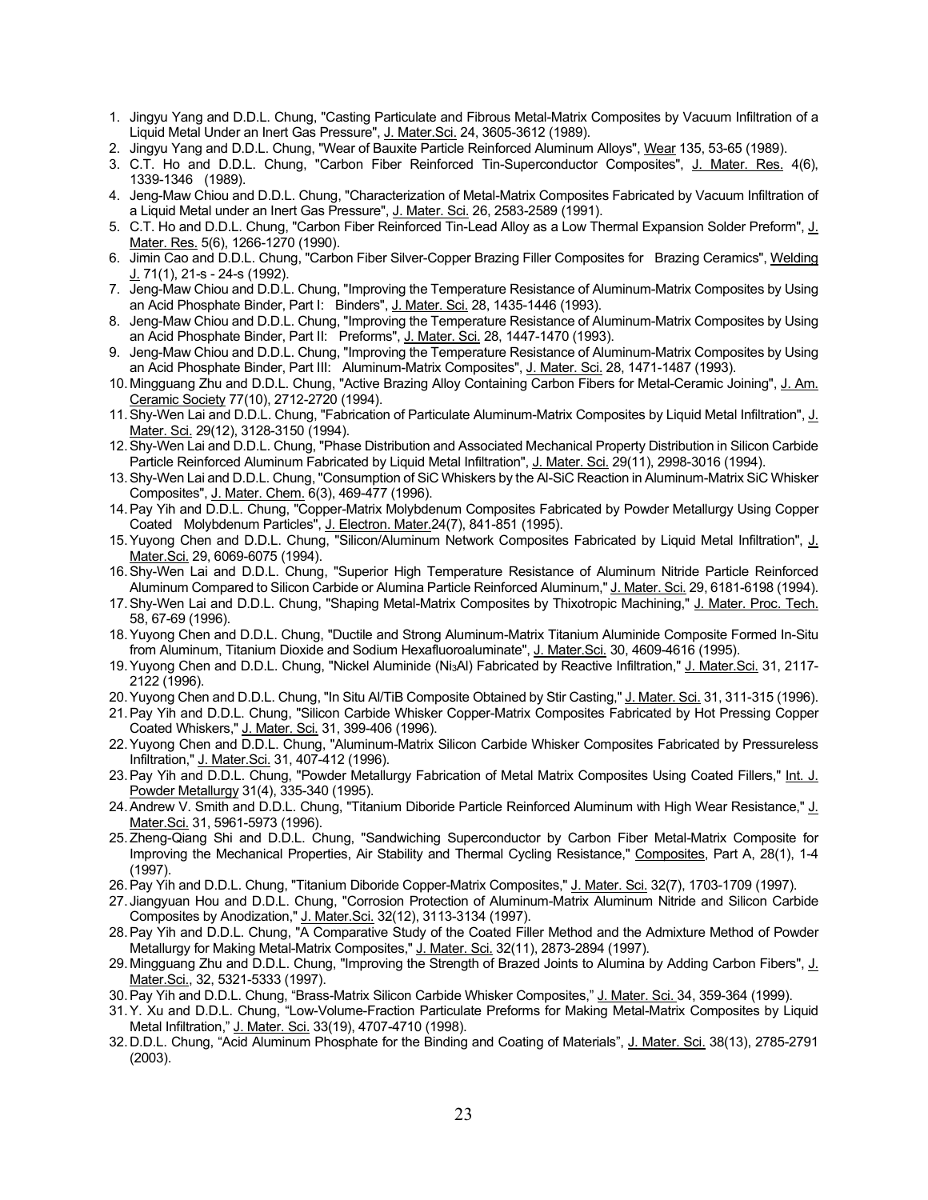1. Jingyu Yang and D.D.L. Chung, "Casting Particulate and Fibrous Metal-Matrix Composites by Vacuum Infiltration of a Liquid Metal Under an Inert Gas Pressure", J. Mater.Sci. 24, 3605-3612 (1989).
2. Jingyu Yang and D.D.L. Chung, "Wear of Bauxite Particle Reinforced Aluminum Alloys", Wear 135, 53-65 (1989).
3. C.T. Ho and D.D.L. Chung, "Carbon Fiber Reinforced Tin-Superconductor Composites", J. Mater. Res. 4(6), 1339-1346 (1989).
4. Jeng-Maw Chiou and D.D.L. Chung, "Characterization of Metal-Matrix Composites Fabricated by Vacuum Infiltration of a Liquid Metal under an Inert Gas Pressure", J. Mater. Sci. 26, 2583-2589 (1991).
5. C.T. Ho and D.D.L. Chung, "Carbon Fiber Reinforced Tin-Lead Alloy as a Low Thermal Expansion Solder Preform", J. Mater. Res. 5(6), 1266-1270 (1990).
6. Jimin Cao and D.D.L. Chung, "Carbon Fiber Silver-Copper Brazing Filler Composites for Brazing Ceramics", Welding J. 71(1), 21-s - 24-s (1992).
7. Jeng-Maw Chiou and D.D.L. Chung, "Improving the Temperature Resistance of Aluminum-Matrix Composites by Using an Acid Phosphate Binder, Part I: Binders", J. Mater. Sci. 28, 1435-1446 (1993).
8. Jeng-Maw Chiou and D.D.L. Chung, "Improving the Temperature Resistance of Aluminum-Matrix Composites by Using an Acid Phosphate Binder, Part II: Preforms", J. Mater. Sci. 28, 1447-1470 (1993).
9. Jeng-Maw Chiou and D.D.L. Chung, "Improving the Temperature Resistance of Aluminum-Matrix Composites by Using an Acid Phosphate Binder, Part III: Aluminum-Matrix Composites", J. Mater. Sci. 28, 1471-1487 (1993).
10. Mingguang Zhu and D.D.L. Chung, "Active Brazing Alloy Containing Carbon Fibers for Metal-Ceramic Joining", J. Am. Ceramic Society 77(10), 2712-2720 (1994).
11. Shy-Wen Lai and D.D.L. Chung, "Fabrication of Particulate Aluminum-Matrix Composites by Liquid Metal Infiltration", J. Mater. Sci. 29(12), 3128-3150 (1994).
12. Shy-Wen Lai and D.D.L. Chung, "Phase Distribution and Associated Mechanical Property Distribution in Silicon Carbide Particle Reinforced Aluminum Fabricated by Liquid Metal Infiltration", J. Mater. Sci. 29(11), 2998-3016 (1994).
13. Shy-Wen Lai and D.D.L. Chung, "Consumption of SiC Whiskers by the Al-SiC Reaction in Aluminum-Matrix SiC Whisker Composites", J. Mater. Chem. 6(3), 469-477 (1996).
14. Pay Yih and D.D.L. Chung, "Copper-Matrix Molybdenum Composites Fabricated by Powder Metallurgy Using Copper Coated Molybdenum Particles", J. Electron. Mater.24(7), 841-851 (1995).
15. Yuyong Chen and D.D.L. Chung, "Silicon/Aluminum Network Composites Fabricated by Liquid Metal Infiltration", J. Mater.Sci. 29, 6069-6075 (1994).
16. Shy-Wen Lai and D.D.L. Chung, "Superior High Temperature Resistance of Aluminum Nitride Particle Reinforced Aluminum Compared to Silicon Carbide or Alumina Particle Reinforced Aluminum," J. Mater. Sci. 29, 6181-6198 (1994).
17. Shy-Wen Lai and D.D.L. Chung, "Shaping Metal-Matrix Composites by Thixotropic Machining," J. Mater. Proc. Tech. 58, 67-69 (1996).
18. Yuyong Chen and D.D.L. Chung, "Ductile and Strong Aluminum-Matrix Titanium Aluminide Composite Formed In-Situ from Aluminum, Titanium Dioxide and Sodium Hexafluoroaluminate", J. Mater.Sci. 30, 4609-4616 (1995).
19. Yuyong Chen and D.D.L. Chung, "Nickel Aluminide ($Ni_3Al$) Fabricated by Reactive Infiltration," J. Mater.Sci. 31, 2117-2122 (1996).
20. Yuyong Chen and D.D.L. Chung, "In Situ Al/TiB Composite Obtained by Stir Casting," J. Mater. Sci. 31, 311-315 (1996).
21. Pay Yih and D.D.L. Chung, "Silicon Carbide Whisker Copper-Matrix Composites Fabricated by Hot Pressing Copper Coated Whiskers," J. Mater. Sci. 31, 399-406 (1996).
22. Yuyong Chen and D.D.L. Chung, "Aluminum-Matrix Silicon Carbide Whisker Composites Fabricated by Pressureless Infiltration," J. Mater.Sci. 31, 407-412 (1996).
23. Pay Yih and D.D.L. Chung, "Powder Metallurgy Fabrication of Metal Matrix Composites Using Coated Fillers," Int. J. Powder Metallurgy 31(4), 335-340 (1995).
24. Andrew V. Smith and D.D.L. Chung, "Titanium Diboride Particle Reinforced Aluminum with High Wear Resistance," J. Mater.Sci. 31, 5961-5973 (1996).
25. Zheng-Qiang Shi and D.D.L. Chung, "Sandwiching Superconductor by Carbon Fiber Metal-Matrix Composite for Improving the Mechanical Properties, Air Stability and Thermal Cycling Resistance," Composites, Part A, 28(1), 1-4 (1997).
26. Pay Yih and D.D.L. Chung, "Titanium Diboride Copper-Matrix Composites," J. Mater. Sci. 32(7), 1703-1709 (1997).
27. Jiangyuan Hou and D.D.L. Chung, "Corrosion Protection of Aluminum-Matrix Aluminum Nitride and Silicon Carbide Composites by Anodization," J. Mater.Sci. 32(12), 3113-3134 (1997).
28. Pay Yih and D.D.L. Chung, "A Comparative Study of the Coated Filler Method and the Admixture Method of Powder Metallurgy for Making Metal-Matrix Composites," J. Mater. Sci. 32(11), 2873-2894 (1997).
29. Mingguang Zhu and D.D.L. Chung, "Improving the Strength of Brazed Joints to Alumina by Adding Carbon Fibers", J. Mater.Sci., 32, 5321-5333 (1997).
30. Pay Yih and D.D.L. Chung, "Brass-Matrix Silicon Carbide Whisker Composites," J. Mater. Sci. 34, 359-364 (1999).
31. Y. Xu and D.D.L. Chung, "Low-Volume-Fraction Particulate Preforms for Making Metal-Matrix Composites by Liquid Metal Infiltration," J. Mater. Sci. 33(19), 4707-4710 (1998).
32. D.D.L. Chung, "Acid Aluminum Phosphate for the Binding and Coating of Materials", J. Mater. Sci. 38(13), 2785-2791 (2003).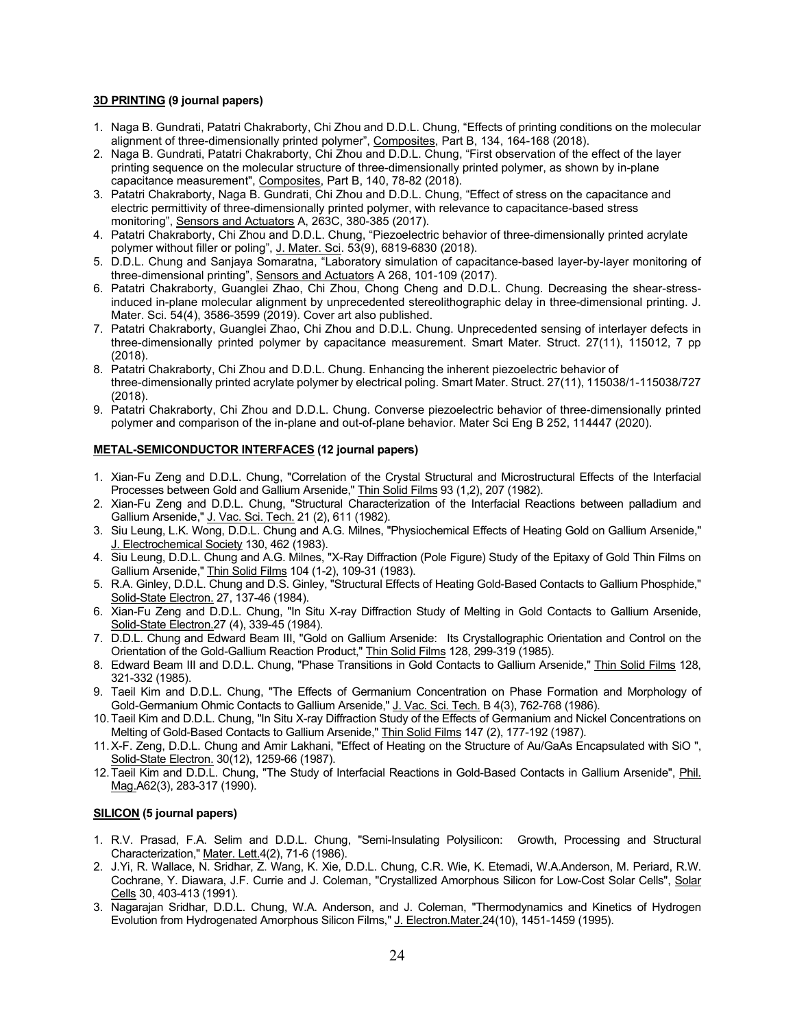**3D PRINTING (9 journal papers)**

1. Naga B. Gundrati, Patatri Chakraborty, Chi Zhou and D.D.L. Chung, "Effects of printing conditions on the molecular alignment of three-dimensionally printed polymer", Composites, Part B, 134, 164-168 (2018).
2. Naga B. Gundrati, Patatri Chakraborty, Chi Zhou and D.D.L. Chung, "First observation of the effect of the layer printing sequence on the molecular structure of three-dimensionally printed polymer, as shown by in-plane capacitance measurement", Composites, Part B, 140, 78-82 (2018).
3. Patatri Chakraborty, Naga B. Gundrati, Chi Zhou and D.D.L. Chung, "Effect of stress on the capacitance and electric permittivity of three-dimensionally printed polymer, with relevance to capacitance-based stress monitoring", Sensors and Actuators A, 263C, 380-385 (2017).
4. Patatri Chakraborty, Chi Zhou and D.D.L. Chung, "Piezoelectric behavior of three-dimensionally printed acrylate polymer without filler or poling", J. Mater. Sci. 53(9), 6819-6830 (2018).
5. D.D.L. Chung and Sanjaya Somaratna, "Laboratory simulation of capacitance-based layer-by-layer monitoring of three-dimensional printing", Sensors and Actuators A 268, 101-109 (2017).
6. Patatri Chakraborty, Guanglei Zhao, Chi Zhou, Chong Cheng and D.D.L. Chung. Decreasing the shear-stress-induced in-plane molecular alignment by unprecedented stereolithographic delay in three-dimensional printing. J. Mater. Sci. 54(4), 3586-3599 (2019). Cover art also published.
7. Patatri Chakraborty, Guanglei Zhao, Chi Zhou and D.D.L. Chung. Unprecedented sensing of interlayer defects in three-dimensionally printed polymer by capacitance measurement. Smart Mater. Struct. 27(11), 115012, 7 pp (2018).
8. Patatri Chakraborty, Chi Zhou and D.D.L. Chung. Enhancing the inherent piezoelectric behavior of three-dimensionally printed acrylate polymer by electrical poling. Smart Mater. Struct. 27(11), 115038/1-115038/727 (2018).
9. Patatri Chakraborty, Chi Zhou and D.D.L. Chung. Converse piezoelectric behavior of three-dimensionally printed polymer and comparison of the in-plane and out-of-plane behavior. Mater Sci Eng B 252, 114447 (2020).

**METAL-SEMICONDUCTOR INTERFACES (12 journal papers)**

1. Xian-Fu Zeng and D.D.L. Chung, "Correlation of the Crystal Structural and Microstructural Effects of the Interfacial Processes between Gold and Gallium Arsenide," Thin Solid Films 93 (1,2), 207 (1982).
2. Xian-Fu Zeng and D.D.L. Chung, "Structural Characterization of the Interfacial Reactions between palladium and Gallium Arsenide," J. Vac. Sci. Tech. 21 (2), 611 (1982).
3. Siu Leung, L.K. Wong, D.D.L. Chung and A.G. Milnes, "Physiochemical Effects of Heating Gold on Gallium Arsenide," J. Electrochemical Society 130, 462 (1983).
4. Siu Leung, D.D.L. Chung and A.G. Milnes, "X-Ray Diffraction (Pole Figure) Study of the Epitaxy of Gold Thin Films on Gallium Arsenide," Thin Solid Films 104 (1-2), 109-31 (1983).
5. R.A. Ginley, D.D.L. Chung and D.S. Ginley, "Structural Effects of Heating Gold-Based Contacts to Gallium Phosphide," Solid-State Electron. 27, 137-46 (1984).
6. Xian-Fu Zeng and D.D.L. Chung, "In Situ X-ray Diffraction Study of Melting in Gold Contacts to Gallium Arsenide, Solid-State Electron.27 (4), 339-45 (1984).
7. D.D.L. Chung and Edward Beam III, "Gold on Gallium Arsenide: Its Crystallographic Orientation and Control on the Orientation of the Gold-Gallium Reaction Product," Thin Solid Films 128, 299-319 (1985).
8. Edward Beam III and D.D.L. Chung, "Phase Transitions in Gold Contacts to Gallium Arsenide," Thin Solid Films 128, 321-332 (1985).
9. Taeil Kim and D.D.L. Chung, "The Effects of Germanium Concentration on Phase Formation and Morphology of Gold-Germanium Ohmic Contacts to Gallium Arsenide," J. Vac. Sci. Tech. B 4(3), 762-768 (1986).
10. Taeil Kim and D.D.L. Chung, "In Situ X-ray Diffraction Study of the Effects of Germanium and Nickel Concentrations on Melting of Gold-Based Contacts to Gallium Arsenide," Thin Solid Films 147 (2), 177-192 (1987).
11. X-F. Zeng, D.D.L. Chung and Amir Lakhani, "Effect of Heating on the Structure of Au/GaAs Encapsulated with SiO ", Solid-State Electron. 30(12), 1259-66 (1987).
12. Taeil Kim and D.D.L. Chung, "The Study of Interfacial Reactions in Gold-Based Contacts in Gallium Arsenide", Phil. Mag.A62(3), 283-317 (1990).

**SILICON (5 journal papers)**

1. R.V. Prasad, F.A. Selim and D.D.L. Chung, "Semi-Insulating Polysilicon: Growth, Processing and Structural Characterization," Mater. Lett.4(2), 71-6 (1986).
2. J.Yi, R. Wallace, N. Sridhar, Z. Wang, K. Xie, D.D.L. Chung, C.R. Wie, K. Etemadi, W.A.Anderson, M. Periard, R.W. Cochrane, Y. Diawara, J.F. Currie and J. Coleman, "Crystallized Amorphous Silicon for Low-Cost Solar Cells", Solar Cells 30, 403-413 (1991).
3. Nagarajan Sridhar, D.D.L. Chung, W.A. Anderson, and J. Coleman, "Thermodynamics and Kinetics of Hydrogen Evolution from Hydrogenated Amorphous Silicon Films," J. Electron.Mater.24(10), 1451-1459 (1995).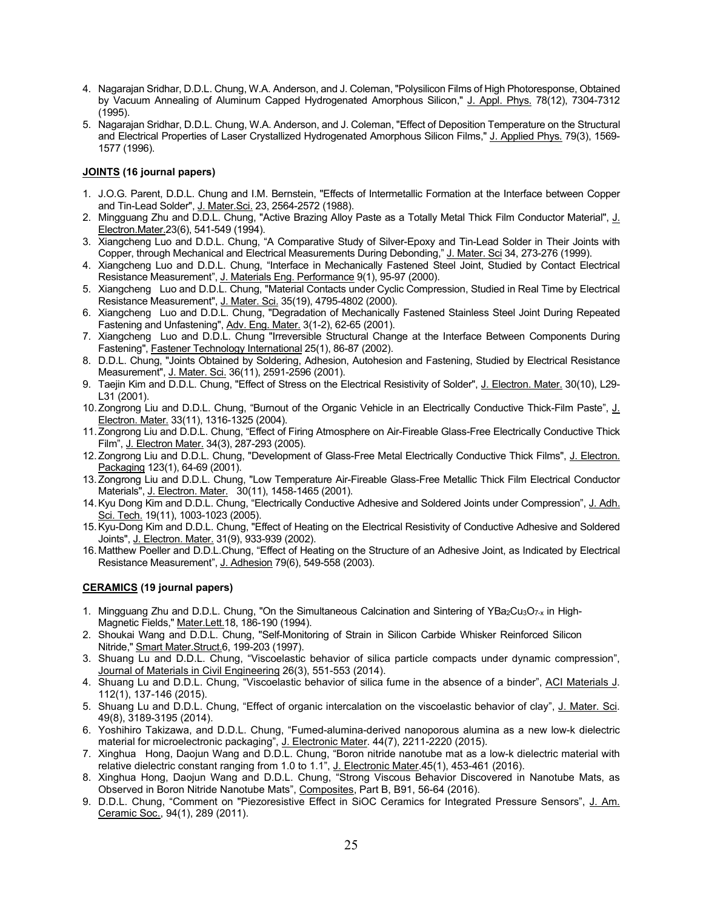4. Nagarajan Sridhar, D.D.L. Chung, W.A. Anderson, and J. Coleman, "Polysilicon Films of High Photoresponse, Obtained by Vacuum Annealing of Aluminum Capped Hydrogenated Amorphous Silicon," J. Appl. Phys. 78(12), 7304-7312 (1995).
5. Nagarajan Sridhar, D.D.L. Chung, W.A. Anderson, and J. Coleman, "Effect of Deposition Temperature on the Structural and Electrical Properties of Laser Crystallized Hydrogenated Amorphous Silicon Films," J. Applied Phys. 79(3), 1569-1577 (1996).

**JOINTS (16 journal papers)**

1. J.O.G. Parent, D.D.L. Chung and I.M. Bernstein, "Effects of Intermetallic Formation at the Interface between Copper and Tin-Lead Solder", J. Mater.Sci. 23, 2564-2572 (1988).
2. Mingguang Zhu and D.D.L. Chung, "Active Brazing Alloy Paste as a Totally Metal Thick Film Conductor Material", J. Electron.Mater.23(6), 541-549 (1994).
3. Xiangcheng Luo and D.D.L. Chung, "A Comparative Study of Silver-Epoxy and Tin-Lead Solder in Their Joints with Copper, through Mechanical and Electrical Measurements During Debonding," J. Mater. Sci 34, 273-276 (1999).
4. Xiangcheng Luo and D.D.L. Chung, "Interface in Mechanically Fastened Steel Joint, Studied by Contact Electrical Resistance Measurement", J. Materials Eng. Performance 9(1), 95-97 (2000).
5. Xiangcheng Luo and D.D.L. Chung, "Material Contacts under Cyclic Compression, Studied in Real Time by Electrical Resistance Measurement", J. Mater. Sci. 35(19), 4795-4802 (2000).
6. Xiangcheng Luo and D.D.L. Chung, "Degradation of Mechanically Fastened Stainless Steel Joint During Repeated Fastening and Unfastening", Adv. Eng. Mater. 3(1-2), 62-65 (2001).
7. Xiangcheng Luo and D.D.L. Chung "Irreversible Structural Change at the Interface Between Components During Fastening", Fastener Technology International 25(1), 86-87 (2002).
8. D.D.L. Chung, "Joints Obtained by Soldering, Adhesion, Autohesion and Fastening, Studied by Electrical Resistance Measurement", J. Mater. Sci. 36(11), 2591-2596 (2001).
9. Taejin Kim and D.D.L. Chung, "Effect of Stress on the Electrical Resistivity of Solder", J. Electron. Mater. 30(10), L29-L31 (2001).
10. Zongrong Liu and D.D.L. Chung, "Burnout of the Organic Vehicle in an Electrically Conductive Thick-Film Paste", J. Electron. Mater. 33(11), 1316-1325 (2004).
11. Zongrong Liu and D.D.L. Chung, "Effect of Firing Atmosphere on Air-Fireable Glass-Free Electrically Conductive Thick Film", J. Electron Mater. 34(3), 287-293 (2005).
12. Zongrong Liu and D.D.L. Chung, "Development of Glass-Free Metal Electrically Conductive Thick Films", J. Electron. Packaging 123(1), 64-69 (2001).
13. Zongrong Liu and D.D.L. Chung, "Low Temperature Air-Fireable Glass-Free Metallic Thick Film Electrical Conductor Materials", J. Electron. Mater. 30(11), 1458-1465 (2001).
14. Kyu Dong Kim and D.D.L. Chung, "Electrically Conductive Adhesive and Soldered Joints under Compression", J. Adh. Sci. Tech. 19(11), 1003-1023 (2005).
15. Kyu-Dong Kim and D.D.L. Chung, "Effect of Heating on the Electrical Resistivity of Conductive Adhesive and Soldered Joints", J. Electron. Mater. 31(9), 933-939 (2002).
16. Matthew Poeller and D.D.L.Chung, "Effect of Heating on the Structure of an Adhesive Joint, as Indicated by Electrical Resistance Measurement", J. Adhesion 79(6), 549-558 (2003).

**CERAMICS (19 journal papers)**

1. Mingguang Zhu and D.D.L. Chung, "On the Simultaneous Calcination and Sintering of $YBa_2Cu_3O_{7-x}$ in High-Magnetic Fields," Mater.Lett.18, 186-190 (1994).
2. Shoukai Wang and D.D.L. Chung, "Self-Monitoring of Strain in Silicon Carbide Whisker Reinforced Silicon Nitride," Smart Mater.Struct.6, 199-203 (1997).
3. Shuang Lu and D.D.L. Chung, "Viscoelastic behavior of silica particle compacts under dynamic compression", Journal of Materials in Civil Engineering 26(3), 551-553 (2014).
4. Shuang Lu and D.D.L. Chung, "Viscoelastic behavior of silica fume in the absence of a binder", ACI Materials J. 112(1), 137-146 (2015).
5. Shuang Lu and D.D.L. Chung, "Effect of organic intercalation on the viscoelastic behavior of clay", J. Mater. Sci. 49(8), 3189-3195 (2014).
6. Yoshihiro Takizawa, and D.D.L. Chung, "Fumed-alumina-derived nanoporous alumina as a new low-k dielectric material for microelectronic packaging", J. Electronic Mater. 44(7), 2211-2220 (2015).
7. Xinghua Hong, Daojun Wang and D.D.L. Chung, "Boron nitride nanotube mat as a low-k dielectric material with relative dielectric constant ranging from 1.0 to 1.1", J. Electronic Mater.45(1), 453-461 (2016).
8. Xinghua Hong, Daojun Wang and D.D.L. Chung, "Strong Viscous Behavior Discovered in Nanotube Mats, as Observed in Boron Nitride Nanotube Mats", Composites, Part B, B91, 56-64 (2016).
9. D.D.L. Chung, "Comment on "Piezoresistive Effect in SiOC Ceramics for Integrated Pressure Sensors", J. Am. Ceramic Soc., 94(1), 289 (2011).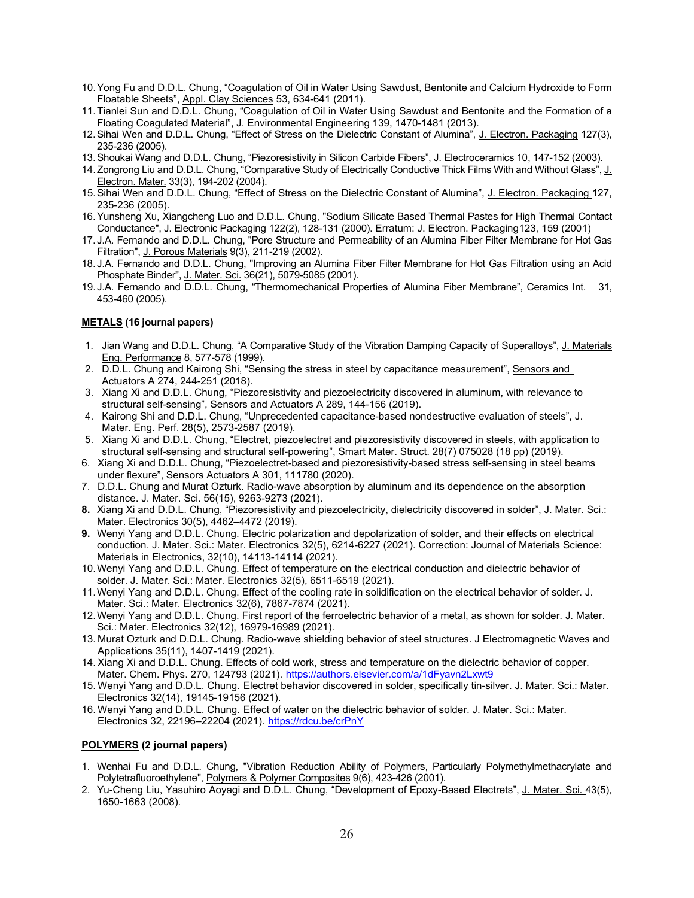10. Yong Fu and D.D.L. Chung, "Coagulation of Oil in Water Using Sawdust, Bentonite and Calcium Hydroxide to Form Floatable Sheets", Appl. Clay Sciences 53, 634-641 (2011).
11. Tianlei Sun and D.D.L. Chung, "Coagulation of Oil in Water Using Sawdust and Bentonite and the Formation of a Floating Coagulated Material", J. Environmental Engineering 139, 1470-1481 (2013).
12. Sihai Wen and D.D.L. Chung, "Effect of Stress on the Dielectric Constant of Alumina", J. Electron. Packaging 127(3), 235-236 (2005).
13. Shoukai Wang and D.D.L. Chung, "Piezoresistivity in Silicon Carbide Fibers", J. Electroceramics 10, 147-152 (2003).
14. Zongrong Liu and D.D.L. Chung, "Comparative Study of Electrically Conductive Thick Films With and Without Glass", J. Electron. Mater. 33(3), 194-202 (2004).
15. Sihai Wen and D.D.L. Chung, "Effect of Stress on the Dielectric Constant of Alumina", J. Electron. Packaging 127, 235-236 (2005).
16. Yunsheng Xu, Xiangcheng Luo and D.D.L. Chung, "Sodium Silicate Based Thermal Pastes for High Thermal Contact Conductance", J. Electronic Packaging 122(2), 128-131 (2000). Erratum: J. Electron. Packaging123, 159 (2001)
17. J.A. Fernando and D.D.L. Chung, "Pore Structure and Permeability of an Alumina Fiber Filter Membrane for Hot Gas Filtration", J. Porous Materials 9(3), 211-219 (2002).
18. J.A. Fernando and D.D.L. Chung, "Improving an Alumina Fiber Filter Membrane for Hot Gas Filtration using an Acid Phosphate Binder", J. Mater. Sci. 36(21), 5079-5085 (2001).
19. J.A. Fernando and D.D.L. Chung, "Thermomechanical Properties of Alumina Fiber Membrane", Ceramics Int. 31, 453-460 (2005).

**METALS (16 journal papers)**

1. Jian Wang and D.D.L. Chung, "A Comparative Study of the Vibration Damping Capacity of Superalloys", J. Materials Eng. Performance 8, 577-578 (1999).
2. D.D.L. Chung and Kairong Shi, "Sensing the stress in steel by capacitance measurement", Sensors and Actuators A 274, 244-251 (2018).
3. Xiang Xi and D.D.L. Chung, "Piezoresistivity and piezoelectricity discovered in aluminum, with relevance to structural self-sensing", Sensors and Actuators A 289, 144-156 (2019).
4. Kairong Shi and D.D.L. Chung, "Unprecedented capacitance-based nondestructive evaluation of steels", J. Mater. Eng. Perf. 28(5), 2573-2587 (2019).
5. Xiang Xi and D.D.L. Chung, "Electret, piezoelectret and piezoresistivity discovered in steels, with application to structural self-sensing and structural self-powering", Smart Mater. Struct. 28(7) 075028 (18 pp) (2019).
6. Xiang Xi and D.D.L. Chung, "Piezoelectret-based and piezoresistivity-based stress self-sensing in steel beams under flexure", Sensors Actuators A 301, 111780 (2020).
7. D.D.L. Chung and Murat Ozturk. Radio-wave absorption by aluminum and its dependence on the absorption distance. J. Mater. Sci. 56(15), 9263-9273 (2021).
8. Xiang Xi and D.D.L. Chung, "Piezoresistivity and piezoelectricity, dielectricity discovered in solder", J. Mater. Sci.: Mater. Electronics 30(5), 4462–4472 (2019).
9. Wenyi Yang and D.D.L. Chung. Electric polarization and depolarization of solder, and their effects on electrical conduction. J. Mater. Sci.: Mater. Electronics 32(5), 6214-6227 (2021). Correction: Journal of Materials Science: Materials in Electronics, 32(10), 14113-14114 (2021).
10. Wenyi Yang and D.D.L. Chung. Effect of temperature on the electrical conduction and dielectric behavior of solder. J. Mater. Sci.: Mater. Electronics 32(5), 6511-6519 (2021).
11. Wenyi Yang and D.D.L. Chung. Effect of the cooling rate in solidification on the electrical behavior of solder. J. Mater. Sci.: Mater. Electronics 32(6), 7867-7874 (2021).
12. Wenyi Yang and D.D.L. Chung. First report of the ferroelectric behavior of a metal, as shown for solder. J. Mater. Sci.: Mater. Electronics 32(12), 16979-16989 (2021).
13. Murat Ozturk and D.D.L. Chung. Radio-wave shielding behavior of steel structures. J Electromagnetic Waves and Applications 35(11), 1407-1419 (2021).
14. Xiang Xi and D.D.L. Chung. Effects of cold work, stress and temperature on the dielectric behavior of copper. Mater. Chem. Phys. 270, 124793 (2021). https://authors.elsevier.com/a/1dFyavn2Lxwt9
15. Wenyi Yang and D.D.L. Chung. Electret behavior discovered in solder, specifically tin-silver. J. Mater. Sci.: Mater. Electronics 32(14), 19145-19156 (2021).
16. Wenyi Yang and D.D.L. Chung. Effect of water on the dielectric behavior of solder. J. Mater. Sci.: Mater. Electronics 32, 22196–22204 (2021). https://rdcu.be/crPnY

**POLYMERS (2 journal papers)**

1. Wenhai Fu and D.D.L. Chung, "Vibration Reduction Ability of Polymers, Particularly Polymethylmethacrylate and Polytetrafluoroethylene", Polymers & Polymer Composites 9(6), 423-426 (2001).
2. Yu-Cheng Liu, Yasuhiro Aoyagi and D.D.L. Chung, "Development of Epoxy-Based Electrets", J. Mater. Sci. 43(5), 1650-1663 (2008).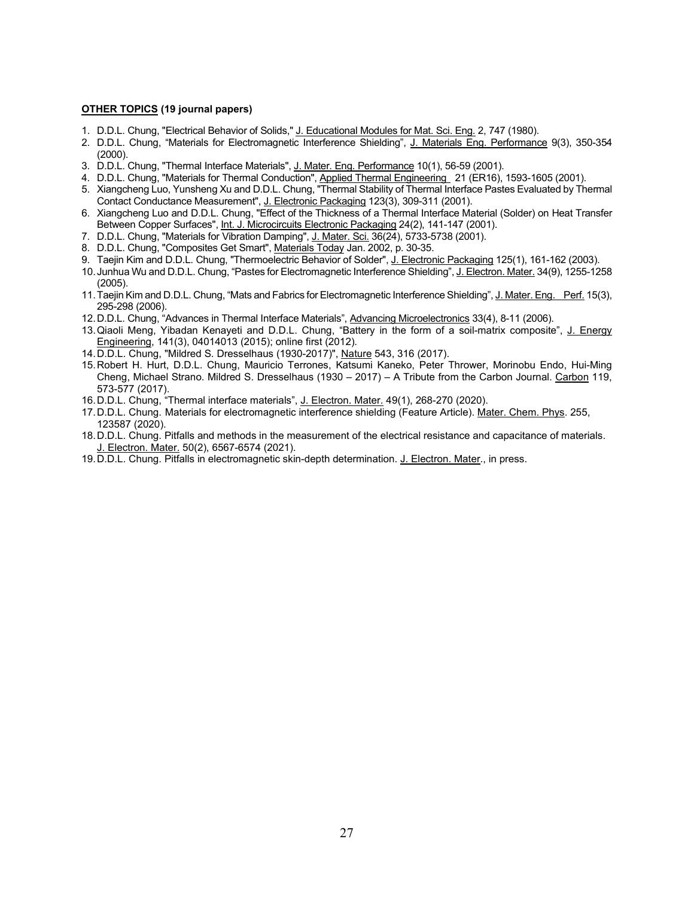**OTHER TOPICS (19 journal papers)**

1. D.D.L. Chung, "Electrical Behavior of Solids," J. Educational Modules for Mat. Sci. Eng. 2, 747 (1980).
2. D.D.L. Chung, "Materials for Electromagnetic Interference Shielding", J. Materials Eng. Performance 9(3), 350-354 (2000).
3. D.D.L. Chung, "Thermal Interface Materials", J. Mater. Eng. Performance 10(1), 56-59 (2001).
4. D.D.L. Chung, "Materials for Thermal Conduction", Applied Thermal Engineering 21 (ER16), 1593-1605 (2001).
5. Xiangcheng Luo, Yunsheng Xu and D.D.L. Chung, "Thermal Stability of Thermal Interface Pastes Evaluated by Thermal Contact Conductance Measurement", J. Electronic Packaging 123(3), 309-311 (2001).
6. Xiangcheng Luo and D.D.L. Chung, "Effect of the Thickness of a Thermal Interface Material (Solder) on Heat Transfer Between Copper Surfaces", Int. J. Microcircuits Electronic Packaging 24(2), 141-147 (2001).
7. D.D.L. Chung, "Materials for Vibration Damping", J. Mater. Sci. 36(24), 5733-5738 (2001).
8. D.D.L. Chung, "Composites Get Smart", Materials Today Jan. 2002, p. 30-35.
9. Taejin Kim and D.D.L. Chung, "Thermoelectric Behavior of Solder", J. Electronic Packaging 125(1), 161-162 (2003).
10. Junhua Wu and D.D.L. Chung, "Pastes for Electromagnetic Interference Shielding", J. Electron. Mater. 34(9), 1255-1258 (2005).
11. Taejin Kim and D.D.L. Chung, "Mats and Fabrics for Electromagnetic Interference Shielding", J. Mater. Eng. Perf. 15(3), 295-298 (2006).
12. D.D.L. Chung, "Advances in Thermal Interface Materials", Advancing Microelectronics 33(4), 8-11 (2006).
13. Qiaoli Meng, Yibadan Kenayeti and D.D.L. Chung, "Battery in the form of a soil-matrix composite", J. Energy Engineering, 141(3), 04014013 (2015); online first (2012).
14. D.D.L. Chung, "Mildred S. Dresselhaus (1930-2017)", Nature 543, 316 (2017).
15. Robert H. Hurt, D.D.L. Chung, Mauricio Terrones, Katsumi Kaneko, Peter Thrower, Morinobu Endo, Hui-Ming Cheng, Michael Strano. Mildred S. Dresselhaus (1930 – 2017) – A Tribute from the Carbon Journal. Carbon 119, 573-577 (2017).
16. D.D.L. Chung, "Thermal interface materials", J. Electron. Mater. 49(1), 268-270 (2020).
17. D.D.L. Chung. Materials for electromagnetic interference shielding (Feature Article). Mater. Chem. Phys. 255, 123587 (2020).
18. D.D.L. Chung. Pitfalls and methods in the measurement of the electrical resistance and capacitance of materials. J. Electron. Mater. 50(2), 6567-6574 (2021).
19. D.D.L. Chung. Pitfalls in electromagnetic skin-depth determination. J. Electron. Mater., in press.